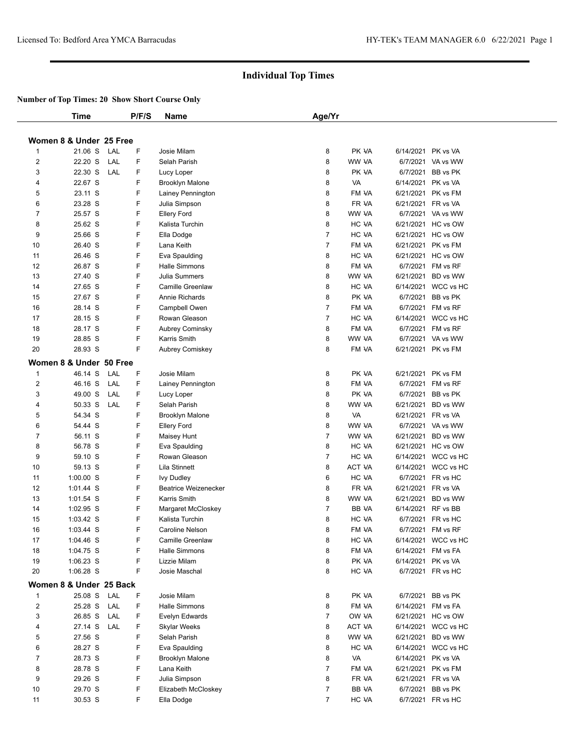# Individual Top Times

**Number of Top Times: 20 Show Short Course Only**

| | Time | | P/F/S | Name | Age/Yr | | | |
|---|---|---|---|---|---|---|---|---|
| **Women 8 & Under 25 Free** | | | | | | | | |
| 1 | 21.06 S | LAL | F | Josie Milam | 8 | PK VA | 6/14/2021 | PK vs VA |
| 2 | 22.20 S | LAL | F | Selah Parish | 8 | WW VA | 6/7/2021 | VA vs WW |
| 3 | 22.30 S | LAL | F | Lucy Loper | 8 | PK VA | 6/7/2021 | BB vs PK |
| 4 | 22.67 S | | F | Brooklyn Malone | 8 | VA | 6/14/2021 | PK vs VA |
| 5 | 23.11 S | | F | Lainey Pennington | 8 | FM VA | 6/21/2021 | PK vs FM |
| 6 | 23.28 S | | F | Julia Simpson | 8 | FR VA | 6/21/2021 | FR vs VA |
| 7 | 25.57 S | | F | Ellery Ford | 8 | WW VA | 6/7/2021 | VA vs WW |
| 8 | 25.62 S | | F | Kalista Turchin | 8 | HC VA | 6/21/2021 | HC vs OW |
| 9 | 25.66 S | | F | Ella Dodge | 7 | HC VA | 6/21/2021 | HC vs OW |
| 10 | 26.40 S | | F | Lana Keith | 7 | FM VA | 6/21/2021 | PK vs FM |
| 11 | 26.46 S | | F | Eva Spaulding | 8 | HC VA | 6/21/2021 | HC vs OW |
| 12 | 26.87 S | | F | Halle Simmons | 8 | FM VA | 6/7/2021 | FM vs RF |
| 13 | 27.40 S | | F | Julia Summers | 8 | WW VA | 6/21/2021 | BD vs WW |
| 14 | 27.65 S | | F | Camille Greenlaw | 8 | HC VA | 6/14/2021 | WCC vs HC |
| 15 | 27.67 S | | F | Annie Richards | 8 | PK VA | 6/7/2021 | BB vs PK |
| 16 | 28.14 S | | F | Campbell Owen | 7 | FM VA | 6/7/2021 | FM vs RF |
| 17 | 28.15 S | | F | Rowan Gleason | 7 | HC VA | 6/14/2021 | WCC vs HC |
| 18 | 28.17 S | | F | Aubrey Cominsky | 8 | FM VA | 6/7/2021 | FM vs RF |
| 19 | 28.85 S | | F | Karris Smith | 8 | WW VA | 6/7/2021 | VA vs WW |
| 20 | 28.93 S | | F | Aubrey Comiskey | 8 | FM VA | 6/21/2021 | PK vs FM |
| **Women 8 & Under 50 Free** | | | | | | | | |
| 1 | 46.14 S | LAL | F | Josie Milam | 8 | PK VA | 6/21/2021 | PK vs FM |
| 2 | 46.16 S | LAL | F | Lainey Pennington | 8 | FM VA | 6/7/2021 | FM vs RF |
| 3 | 49.00 S | LAL | F | Lucy Loper | 8 | PK VA | 6/7/2021 | BB vs PK |
| 4 | 50.33 S | LAL | F | Selah Parish | 8 | WW VA | 6/21/2021 | BD vs WW |
| 5 | 54.34 S | | F | Brooklyn Malone | 8 | VA | 6/21/2021 | FR vs VA |
| 6 | 54.44 S | | F | Ellery Ford | 8 | WW VA | 6/7/2021 | VA vs WW |
| 7 | 56.11 S | | F | Maisey Hunt | 7 | WW VA | 6/21/2021 | BD vs WW |
| 8 | 56.78 S | | F | Eva Spaulding | 8 | HC VA | 6/21/2021 | HC vs OW |
| 9 | 59.10 S | | F | Rowan Gleason | 7 | HC VA | 6/14/2021 | WCC vs HC |
| 10 | 59.13 S | | F | Lila Stinnett | 8 | ACT VA | 6/14/2021 | WCC vs HC |
| 11 | 1:00.00 S | | F | Ivy Dudley | 6 | HC VA | 6/7/2021 | FR vs HC |
| 12 | 1:01.44 S | | F | Beatrice Weizenecker | 8 | FR VA | 6/21/2021 | FR vs VA |
| 13 | 1:01.54 S | | F | Karris Smith | 8 | WW VA | 6/21/2021 | BD vs WW |
| 14 | 1:02.95 S | | F | Margaret McCloskey | 7 | BB VA | 6/14/2021 | RF vs BB |
| 15 | 1:03.42 S | | F | Kalista Turchin | 8 | HC VA | 6/7/2021 | FR vs HC |
| 16 | 1:03.44 S | | F | Caroline Nelson | 8 | FM VA | 6/7/2021 | FM vs RF |
| 17 | 1:04.46 S | | F | Camille Greenlaw | 8 | HC VA | 6/14/2021 | WCC vs HC |
| 18 | 1:04.75 S | | F | Halle Simmons | 8 | FM VA | 6/14/2021 | FM vs FA |
| 19 | 1:06.23 S | | F | Lizzie Milam | 8 | PK VA | 6/14/2021 | PK vs VA |
| 20 | 1:06.28 S | | F | Josie Maschal | 8 | HC VA | 6/7/2021 | FR vs HC |
| **Women 8 & Under 25 Back** | | | | | | | | |
| 1 | 25.08 S | LAL | F | Josie Milam | 8 | PK VA | 6/7/2021 | BB vs PK |
| 2 | 25.28 S | LAL | F | Halle Simmons | 8 | FM VA | 6/14/2021 | FM vs FA |
| 3 | 26.85 S | LAL | F | Evelyn Edwards | 7 | OW VA | 6/21/2021 | HC vs OW |
| 4 | 27.14 S | LAL | F | Skylar Weeks | 8 | ACT VA | 6/14/2021 | WCC vs HC |
| 5 | 27.56 S | | F | Selah Parish | 8 | WW VA | 6/21/2021 | BD vs WW |
| 6 | 28.27 S | | F | Eva Spaulding | 8 | HC VA | 6/14/2021 | WCC vs HC |
| 7 | 28.73 S | | F | Brooklyn Malone | 8 | VA | 6/14/2021 | PK vs VA |
| 8 | 28.78 S | | F | Lana Keith | 7 | FM VA | 6/21/2021 | PK vs FM |
| 9 | 29.26 S | | F | Julia Simpson | 8 | FR VA | 6/21/2021 | FR vs VA |
| 10 | 29.70 S | | F | Elizabeth McCloskey | 7 | BB VA | 6/7/2021 | BB vs PK |
| 11 | 30.53 S | | F | Ella Dodge | 7 | HC VA | 6/7/2021 | FR vs HC |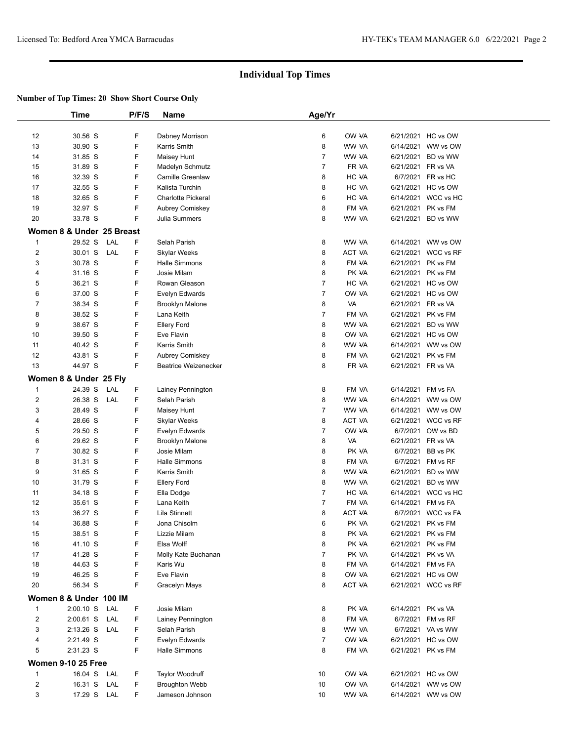# Individual Top Times

**Number of Top Times: 20 Show Short Course Only**

| | Time | | P/F/S | Name | Age/Yr | | | |
|---|---|---|---|---|---|---|---|---|
| 12 | 30.56 S | | F | Dabney Morrison | 6 | OW VA | 6/21/2021 | HC vs OW |
| 13 | 30.90 S | | F | Karris Smith | 8 | WW VA | 6/14/2021 | WW vs OW |
| 14 | 31.85 S | | F | Maisey Hunt | 7 | WW VA | 6/21/2021 | BD vs WW |
| 15 | 31.89 S | | F | Madelyn Schmutz | 7 | FR VA | 6/21/2021 | FR vs VA |
| 16 | 32.39 S | | F | Camille Greenlaw | 8 | HC VA | 6/7/2021 | FR vs HC |
| 17 | 32.55 S | | F | Kalista Turchin | 8 | HC VA | 6/21/2021 | HC vs OW |
| 18 | 32.65 S | | F | Charlotte Pickeral | 6 | HC VA | 6/14/2021 | WCC vs HC |
| 19 | 32.97 S | | F | Aubrey Comiskey | 8 | FM VA | 6/21/2021 | PK vs FM |
| 20 | 33.78 S | | F | Julia Summers | 8 | WW VA | 6/21/2021 | BD vs WW |

**Women 8 & Under 25 Breast**

| | Time | | P/F/S | Name | Age/Yr | | | |
|---|---|---|---|---|---|---|---|---|
| 1 | 29.52 S | LAL | F | Selah Parish | 8 | WW VA | 6/14/2021 | WW vs OW |
| 2 | 30.01 S | LAL | F | Skylar Weeks | 8 | ACT VA | 6/21/2021 | WCC vs RF |
| 3 | 30.78 S | | F | Halle Simmons | 8 | FM VA | 6/21/2021 | PK vs FM |
| 4 | 31.16 S | | F | Josie Milam | 8 | PK VA | 6/21/2021 | PK vs FM |
| 5 | 36.21 S | | F | Rowan Gleason | 7 | HC VA | 6/21/2021 | HC vs OW |
| 6 | 37.00 S | | F | Evelyn Edwards | 7 | OW VA | 6/21/2021 | HC vs OW |
| 7 | 38.34 S | | F | Brooklyn Malone | 8 | VA | 6/21/2021 | FR vs VA |
| 8 | 38.52 S | | F | Lana Keith | 7 | FM VA | 6/21/2021 | PK vs FM |
| 9 | 38.67 S | | F | Ellery Ford | 8 | WW VA | 6/21/2021 | BD vs WW |
| 10 | 39.50 S | | F | Eve Flavin | 8 | OW VA | 6/21/2021 | HC vs OW |
| 11 | 40.42 S | | F | Karris Smith | 8 | WW VA | 6/14/2021 | WW vs OW |
| 12 | 43.81 S | | F | Aubrey Comiskey | 8 | FM VA | 6/21/2021 | PK vs FM |
| 13 | 44.97 S | | F | Beatrice Weizenecker | 8 | FR VA | 6/21/2021 | FR vs VA |

**Women 8 & Under 25 Fly**

| | Time | | P/F/S | Name | Age/Yr | | | |
|---|---|---|---|---|---|---|---|---|
| 1 | 24.39 S | LAL | F | Lainey Pennington | 8 | FM VA | 6/14/2021 | FM vs FA |
| 2 | 26.38 S | LAL | F | Selah Parish | 8 | WW VA | 6/14/2021 | WW vs OW |
| 3 | 28.49 S | | F | Maisey Hunt | 7 | WW VA | 6/14/2021 | WW vs OW |
| 4 | 28.66 S | | F | Skylar Weeks | 8 | ACT VA | 6/21/2021 | WCC vs RF |
| 5 | 29.50 S | | F | Evelyn Edwards | 7 | OW VA | 6/7/2021 | OW vs BD |
| 6 | 29.62 S | | F | Brooklyn Malone | 8 | VA | 6/21/2021 | FR vs VA |
| 7 | 30.82 S | | F | Josie Milam | 8 | PK VA | 6/7/2021 | BB vs PK |
| 8 | 31.31 S | | F | Halle Simmons | 8 | FM VA | 6/7/2021 | FM vs RF |
| 9 | 31.65 S | | F | Karris Smith | 8 | WW VA | 6/21/2021 | BD vs WW |
| 10 | 31.79 S | | F | Ellery Ford | 8 | WW VA | 6/21/2021 | BD vs WW |
| 11 | 34.18 S | | F | Ella Dodge | 7 | HC VA | 6/14/2021 | WCC vs HC |
| 12 | 35.61 S | | F | Lana Keith | 7 | FM VA | 6/14/2021 | FM vs FA |
| 13 | 36.27 S | | F | Lila Stinnett | 8 | ACT VA | 6/7/2021 | WCC vs FA |
| 14 | 36.88 S | | F | Jona Chisolm | 6 | PK VA | 6/21/2021 | PK vs FM |
| 15 | 38.51 S | | F | Lizzie Milam | 8 | PK VA | 6/21/2021 | PK vs FM |
| 16 | 41.10 S | | F | Elsa Wolff | 8 | PK VA | 6/21/2021 | PK vs FM |
| 17 | 41.28 S | | F | Molly Kate Buchanan | 7 | PK VA | 6/14/2021 | PK vs VA |
| 18 | 44.63 S | | F | Karis Wu | 8 | FM VA | 6/14/2021 | FM vs FA |
| 19 | 46.25 S | | F | Eve Flavin | 8 | OW VA | 6/21/2021 | HC vs OW |
| 20 | 56.34 S | | F | Gracelyn Mays | 8 | ACT VA | 6/21/2021 | WCC vs RF |

**Women 8 & Under 100 IM**

| | Time | | P/F/S | Name | Age/Yr | | | |
|---|---|---|---|---|---|---|---|---|
| 1 | 2:00.10 S | LAL | F | Josie Milam | 8 | PK VA | 6/14/2021 | PK vs VA |
| 2 | 2:00.61 S | LAL | F | Lainey Pennington | 8 | FM VA | 6/7/2021 | FM vs RF |
| 3 | 2:13.26 S | LAL | F | Selah Parish | 8 | WW VA | 6/7/2021 | VA vs WW |
| 4 | 2:21.49 S | | F | Evelyn Edwards | 7 | OW VA | 6/21/2021 | HC vs OW |
| 5 | 2:31.23 S | | F | Halle Simmons | 8 | FM VA | 6/21/2021 | PK vs FM |

**Women 9-10 25 Free**

| | Time | | P/F/S | Name | Age/Yr | | | |
|---|---|---|---|---|---|---|---|---|
| 1 | 16.04 S | LAL | F | Taylor Woodruff | 10 | OW VA | 6/21/2021 | HC vs OW |
| 2 | 16.31 S | LAL | F | Broughton Webb | 10 | OW VA | 6/14/2021 | WW vs OW |
| 3 | 17.29 S | LAL | F | Jameson Johnson | 10 | WW VA | 6/14/2021 | WW vs OW |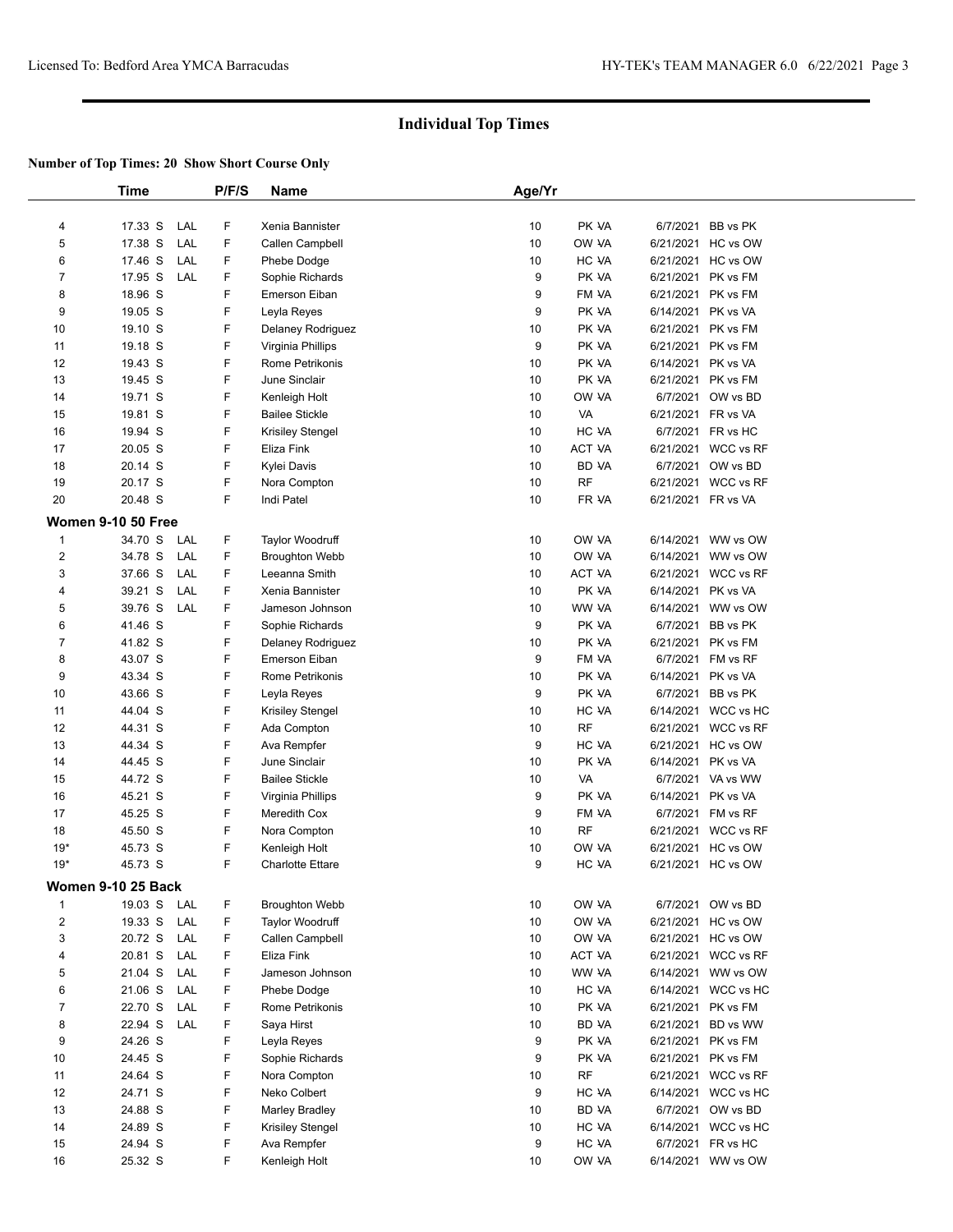## Individual Top Times

**Number of Top Times: 20 Show Short Course Only**

| | Time | | P/F/S | Name | Age/Yr | | | |
|---|---|---|---|---|---|---|---|---|
| 4 | 17.33 S | LAL | F | Xenia Bannister | 10 | PK VA | 6/7/2021 | BB vs PK |
| 5 | 17.38 S | LAL | F | Callen Campbell | 10 | OW VA | 6/21/2021 | HC vs OW |
| 6 | 17.46 S | LAL | F | Phebe Dodge | 10 | HC VA | 6/21/2021 | HC vs OW |
| 7 | 17.95 S | LAL | F | Sophie Richards | 9 | PK VA | 6/21/2021 | PK vs FM |
| 8 | 18.96 S | | F | Emerson Eiban | 9 | FM VA | 6/21/2021 | PK vs FM |
| 9 | 19.05 S | | F | Leyla Reyes | 9 | PK VA | 6/14/2021 | PK vs VA |
| 10 | 19.10 S | | F | Delaney Rodriguez | 10 | PK VA | 6/21/2021 | PK vs FM |
| 11 | 19.18 S | | F | Virginia Phillips | 9 | PK VA | 6/21/2021 | PK vs FM |
| 12 | 19.43 S | | F | Rome Petrikonis | 10 | PK VA | 6/14/2021 | PK vs VA |
| 13 | 19.45 S | | F | June Sinclair | 10 | PK VA | 6/21/2021 | PK vs FM |
| 14 | 19.71 S | | F | Kenleigh Holt | 10 | OW VA | 6/7/2021 | OW vs BD |
| 15 | 19.81 S | | F | Bailee Stickle | 10 | VA | 6/21/2021 | FR vs VA |
| 16 | 19.94 S | | F | Krisiley Stengel | 10 | HC VA | 6/7/2021 | FR vs HC |
| 17 | 20.05 S | | F | Eliza Fink | 10 | ACT VA | 6/21/2021 | WCC vs RF |
| 18 | 20.14 S | | F | Kylei Davis | 10 | BD VA | 6/7/2021 | OW vs BD |
| 19 | 20.17 S | | F | Nora Compton | 10 | RF | 6/21/2021 | WCC vs RF |
| 20 | 20.48 S | | F | Indi Patel | 10 | FR VA | 6/21/2021 | FR vs VA |

### Women 9-10 50 Free

| | Time | | P/F/S | Name | Age/Yr | | | |
|---|---|---|---|---|---|---|---|---|
| 1 | 34.70 S | LAL | F | Taylor Woodruff | 10 | OW VA | 6/14/2021 | WW vs OW |
| 2 | 34.78 S | LAL | F | Broughton Webb | 10 | OW VA | 6/14/2021 | WW vs OW |
| 3 | 37.66 S | LAL | F | Leeanna Smith | 10 | ACT VA | 6/21/2021 | WCC vs RF |
| 4 | 39.21 S | LAL | F | Xenia Bannister | 10 | PK VA | 6/14/2021 | PK vs VA |
| 5 | 39.76 S | LAL | F | Jameson Johnson | 10 | WW VA | 6/14/2021 | WW vs OW |
| 6 | 41.46 S | | F | Sophie Richards | 9 | PK VA | 6/7/2021 | BB vs PK |
| 7 | 41.82 S | | F | Delaney Rodriguez | 10 | PK VA | 6/21/2021 | PK vs FM |
| 8 | 43.07 S | | F | Emerson Eiban | 9 | FM VA | 6/7/2021 | FM vs RF |
| 9 | 43.34 S | | F | Rome Petrikonis | 10 | PK VA | 6/14/2021 | PK vs VA |
| 10 | 43.66 S | | F | Leyla Reyes | 9 | PK VA | 6/7/2021 | BB vs PK |
| 11 | 44.04 S | | F | Krisiley Stengel | 10 | HC VA | 6/14/2021 | WCC vs HC |
| 12 | 44.31 S | | F | Ada Compton | 10 | RF | 6/21/2021 | WCC vs RF |
| 13 | 44.34 S | | F | Ava Rempfer | 9 | HC VA | 6/21/2021 | HC vs OW |
| 14 | 44.45 S | | F | June Sinclair | 10 | PK VA | 6/14/2021 | PK vs VA |
| 15 | 44.72 S | | F | Bailee Stickle | 10 | VA | 6/7/2021 | VA vs WW |
| 16 | 45.21 S | | F | Virginia Phillips | 9 | PK VA | 6/14/2021 | PK vs VA |
| 17 | 45.25 S | | F | Meredith Cox | 9 | FM VA | 6/7/2021 | FM vs RF |
| 18 | 45.50 S | | F | Nora Compton | 10 | RF | 6/21/2021 | WCC vs RF |
| 19* | 45.73 S | | F | Kenleigh Holt | 10 | OW VA | 6/21/2021 | HC vs OW |
| 19* | 45.73 S | | F | Charlotte Ettare | 9 | HC VA | 6/21/2021 | HC vs OW |

### Women 9-10 25 Back

| | Time | | P/F/S | Name | Age/Yr | | | |
|---|---|---|---|---|---|---|---|---|
| 1 | 19.03 S | LAL | F | Broughton Webb | 10 | OW VA | 6/7/2021 | OW vs BD |
| 2 | 19.33 S | LAL | F | Taylor Woodruff | 10 | OW VA | 6/21/2021 | HC vs OW |
| 3 | 20.72 S | LAL | F | Callen Campbell | 10 | OW VA | 6/21/2021 | HC vs OW |
| 4 | 20.81 S | LAL | F | Eliza Fink | 10 | ACT VA | 6/21/2021 | WCC vs RF |
| 5 | 21.04 S | LAL | F | Jameson Johnson | 10 | WW VA | 6/14/2021 | WW vs OW |
| 6 | 21.06 S | LAL | F | Phebe Dodge | 10 | HC VA | 6/14/2021 | WCC vs HC |
| 7 | 22.70 S | LAL | F | Rome Petrikonis | 10 | PK VA | 6/21/2021 | PK vs FM |
| 8 | 22.94 S | LAL | F | Saya Hirst | 10 | BD VA | 6/21/2021 | BD vs WW |
| 9 | 24.26 S | | F | Leyla Reyes | 9 | PK VA | 6/21/2021 | PK vs FM |
| 10 | 24.45 S | | F | Sophie Richards | 9 | PK VA | 6/21/2021 | PK vs FM |
| 11 | 24.64 S | | F | Nora Compton | 10 | RF | 6/21/2021 | WCC vs RF |
| 12 | 24.71 S | | F | Neko Colbert | 9 | HC VA | 6/14/2021 | WCC vs HC |
| 13 | 24.88 S | | F | Marley Bradley | 10 | BD VA | 6/7/2021 | OW vs BD |
| 14 | 24.89 S | | F | Krisiley Stengel | 10 | HC VA | 6/14/2021 | WCC vs HC |
| 15 | 24.94 S | | F | Ava Rempfer | 9 | HC VA | 6/7/2021 | FR vs HC |
| 16 | 25.32 S | | F | Kenleigh Holt | 10 | OW VA | 6/14/2021 | WW vs OW |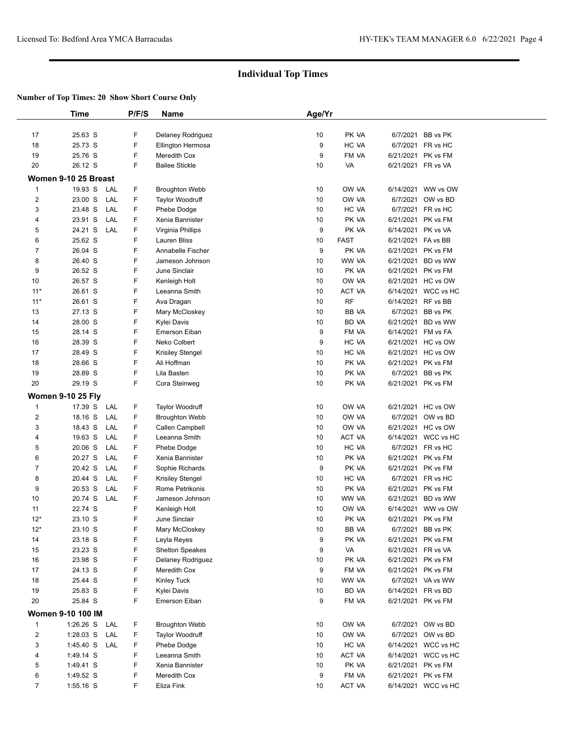## Individual Top Times

**Number of Top Times: 20 Show Short Course Only**

| | Time | | P/F/S | Name | Age/Yr | | | |
|---|---|---|---|---|---|---|---|---|
| 17 | 25.63 S | | F | Delaney Rodriguez | 10 | PK VA | 6/7/2021 | BB vs PK |
| 18 | 25.73 S | | F | Ellington Hermosa | 9 | HC VA | 6/7/2021 | FR vs HC |
| 19 | 25.76 S | | F | Meredith Cox | 9 | FM VA | 6/21/2021 | PK vs FM |
| 20 | 26.12 S | | F | Bailee Stickle | 10 | VA | 6/21/2021 | FR vs VA |
| **Women 9-10 25 Breast** | | | | | | | | |
| 1 | 19.93 S | LAL | F | Broughton Webb | 10 | OW VA | 6/14/2021 | WW vs OW |
| 2 | 23.00 S | LAL | F | Taylor Woodruff | 10 | OW VA | 6/7/2021 | OW vs BD |
| 3 | 23.48 S | LAL | F | Phebe Dodge | 10 | HC VA | 6/7/2021 | FR vs HC |
| 4 | 23.91 S | LAL | F | Xenia Bannister | 10 | PK VA | 6/21/2021 | PK vs FM |
| 5 | 24.21 S | LAL | F | Virginia Phillips | 9 | PK VA | 6/14/2021 | PK vs VA |
| 6 | 25.62 S | | F | Lauren Bliss | 10 | FAST | 6/21/2021 | FA vs BB |
| 7 | 26.04 S | | F | Annabelle Fischer | 9 | PK VA | 6/21/2021 | PK vs FM |
| 8 | 26.40 S | | F | Jameson Johnson | 10 | WW VA | 6/21/2021 | BD vs WW |
| 9 | 26.52 S | | F | June Sinclair | 10 | PK VA | 6/21/2021 | PK vs FM |
| 10 | 26.57 S | | F | Kenleigh Holt | 10 | OW VA | 6/21/2021 | HC vs OW |
| 11* | 26.61 S | | F | Leeanna Smith | 10 | ACT VA | 6/14/2021 | WCC vs HC |
| 11* | 26.61 S | | F | Ava Dragan | 10 | RF | 6/14/2021 | RF vs BB |
| 13 | 27.13 S | | F | Mary McCloskey | 10 | BB VA | 6/7/2021 | BB vs PK |
| 14 | 28.00 S | | F | Kylei Davis | 10 | BD VA | 6/21/2021 | BD vs WW |
| 15 | 28.14 S | | F | Emerson Eiban | 9 | FM VA | 6/14/2021 | FM vs FA |
| 16 | 28.39 S | | F | Neko Colbert | 9 | HC VA | 6/21/2021 | HC vs OW |
| 17 | 28.49 S | | F | Krisiley Stengel | 10 | HC VA | 6/21/2021 | HC vs OW |
| 18 | 28.66 S | | F | Ali Hoffman | 10 | PK VA | 6/21/2021 | PK vs FM |
| 19 | 28.89 S | | F | Lila Basten | 10 | PK VA | 6/7/2021 | BB vs PK |
| 20 | 29.19 S | | F | Cora Steinweg | 10 | PK VA | 6/21/2021 | PK vs FM |
| **Women 9-10 25 Fly** | | | | | | | | |
| 1 | 17.39 S | LAL | F | Taylor Woodruff | 10 | OW VA | 6/21/2021 | HC vs OW |
| 2 | 18.16 S | LAL | F | Broughton Webb | 10 | OW VA | 6/7/2021 | OW vs BD |
| 3 | 18.43 S | LAL | F | Callen Campbell | 10 | OW VA | 6/21/2021 | HC vs OW |
| 4 | 19.63 S | LAL | F | Leeanna Smith | 10 | ACT VA | 6/14/2021 | WCC vs HC |
| 5 | 20.06 S | LAL | F | Phebe Dodge | 10 | HC VA | 6/7/2021 | FR vs HC |
| 6 | 20.27 S | LAL | F | Xenia Bannister | 10 | PK VA | 6/21/2021 | PK vs FM |
| 7 | 20.42 S | LAL | F | Sophie Richards | 9 | PK VA | 6/21/2021 | PK vs FM |
| 8 | 20.44 S | LAL | F | Krisiley Stengel | 10 | HC VA | 6/7/2021 | FR vs HC |
| 9 | 20.53 S | LAL | F | Rome Petrikonis | 10 | PK VA | 6/21/2021 | PK vs FM |
| 10 | 20.74 S | LAL | F | Jameson Johnson | 10 | WW VA | 6/21/2021 | BD vs WW |
| 11 | 22.74 S | | F | Kenleigh Holt | 10 | OW VA | 6/14/2021 | WW vs OW |
| 12* | 23.10 S | | F | June Sinclair | 10 | PK VA | 6/21/2021 | PK vs FM |
| 12* | 23.10 S | | F | Mary McCloskey | 10 | BB VA | 6/7/2021 | BB vs PK |
| 14 | 23.18 S | | F | Leyla Reyes | 9 | PK VA | 6/21/2021 | PK vs FM |
| 15 | 23.23 S | | F | Shelton Speakes | 9 | VA | 6/21/2021 | FR vs VA |
| 16 | 23.98 S | | F | Delaney Rodriguez | 10 | PK VA | 6/21/2021 | PK vs FM |
| 17 | 24.13 S | | F | Meredith Cox | 9 | FM VA | 6/21/2021 | PK vs FM |
| 18 | 25.44 S | | F | Kinley Tuck | 10 | WW VA | 6/7/2021 | VA vs WW |
| 19 | 25.83 S | | F | Kylei Davis | 10 | BD VA | 6/14/2021 | FR vs BD |
| 20 | 25.84 S | | F | Emerson Eiban | 9 | FM VA | 6/21/2021 | PK vs FM |
| **Women 9-10 100 IM** | | | | | | | | |
| 1 | 1:26.26 S | LAL | F | Broughton Webb | 10 | OW VA | 6/7/2021 | OW vs BD |
| 2 | 1:28.03 S | LAL | F | Taylor Woodruff | 10 | OW VA | 6/7/2021 | OW vs BD |
| 3 | 1:45.40 S | LAL | F | Phebe Dodge | 10 | HC VA | 6/14/2021 | WCC vs HC |
| 4 | 1:49.14 S | | F | Leeanna Smith | 10 | ACT VA | 6/14/2021 | WCC vs HC |
| 5 | 1:49.41 S | | F | Xenia Bannister | 10 | PK VA | 6/21/2021 | PK vs FM |
| 6 | 1:49.52 S | | F | Meredith Cox | 9 | FM VA | 6/21/2021 | PK vs FM |
| 7 | 1:55.16 S | | F | Eliza Fink | 10 | ACT VA | 6/14/2021 | WCC vs HC |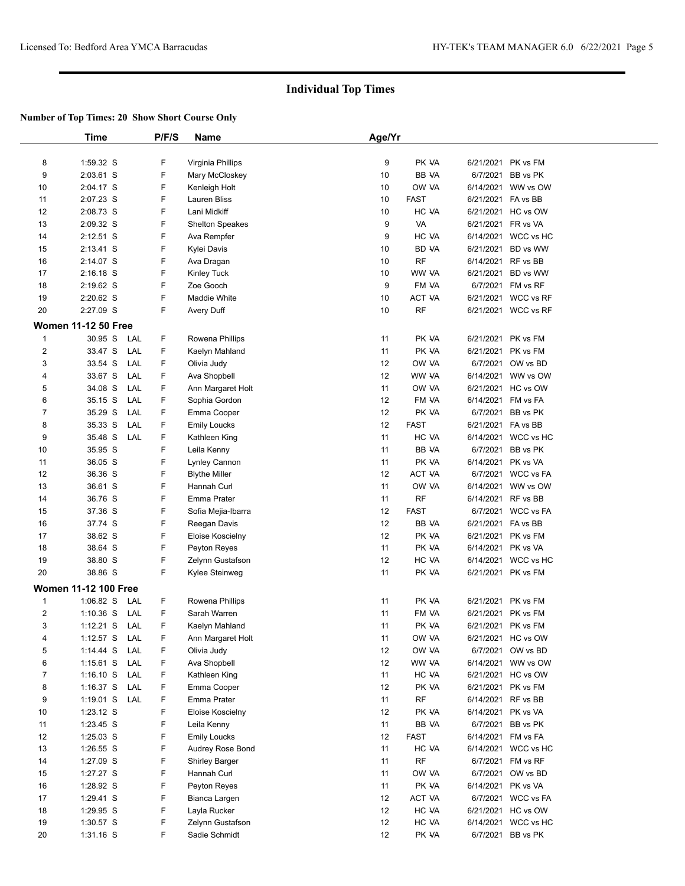# Individual Top Times

**Number of Top Times: 20 Show Short Course Only**

| | Time | | P/F/S | Name | Age/Yr | Team | Date | Meet |
|---|---|---|---|---|---|---|---|---|
| 8 | 1:59.32 S | | F | Virginia Phillips | 9 | PK VA | 6/21/2021 | PK vs FM |
| 9 | 2:03.61 S | | F | Mary McCloskey | 10 | BB VA | 6/7/2021 | BB vs PK |
| 10 | 2:04.17 S | | F | Kenleigh Holt | 10 | OW VA | 6/14/2021 | WW vs OW |
| 11 | 2:07.23 S | | F | Lauren Bliss | 10 | FAST | 6/21/2021 | FA vs BB |
| 12 | 2:08.73 S | | F | Lani Midkiff | 10 | HC VA | 6/21/2021 | HC vs OW |
| 13 | 2:09.32 S | | F | Shelton Speakes | 9 | VA | 6/21/2021 | FR vs VA |
| 14 | 2:12.51 S | | F | Ava Rempfer | 9 | HC VA | 6/14/2021 | WCC vs HC |
| 15 | 2:13.41 S | | F | Kylei Davis | 10 | BD VA | 6/21/2021 | BD vs WW |
| 16 | 2:14.07 S | | F | Ava Dragan | 10 | RF | 6/14/2021 | RF vs BB |
| 17 | 2:16.18 S | | F | Kinley Tuck | 10 | WW VA | 6/21/2021 | BD vs WW |
| 18 | 2:19.62 S | | F | Zoe Gooch | 9 | FM VA | 6/7/2021 | FM vs RF |
| 19 | 2:20.62 S | | F | Maddie White | 10 | ACT VA | 6/21/2021 | WCC vs RF |
| 20 | 2:27.09 S | | F | Avery Duff | 10 | RF | 6/21/2021 | WCC vs RF |

**Women 11-12 50 Free**

| | Time | | P/F/S | Name | Age/Yr | Team | Date | Meet |
|---|---|---|---|---|---|---|---|---|
| 1 | 30.95 S | LAL | F | Rowena Phillips | 11 | PK VA | 6/21/2021 | PK vs FM |
| 2 | 33.47 S | LAL | F | Kaelyn Mahland | 11 | PK VA | 6/21/2021 | PK vs FM |
| 3 | 33.54 S | LAL | F | Olivia Judy | 12 | OW VA | 6/7/2021 | OW vs BD |
| 4 | 33.67 S | LAL | F | Ava Shopbell | 12 | WW VA | 6/14/2021 | WW vs OW |
| 5 | 34.08 S | LAL | F | Ann Margaret Holt | 11 | OW VA | 6/21/2021 | HC vs OW |
| 6 | 35.15 S | LAL | F | Sophia Gordon | 12 | FM VA | 6/14/2021 | FM vs FA |
| 7 | 35.29 S | LAL | F | Emma Cooper | 12 | PK VA | 6/7/2021 | BB vs PK |
| 8 | 35.33 S | LAL | F | Emily Loucks | 12 | FAST | 6/21/2021 | FA vs BB |
| 9 | 35.48 S | LAL | F | Kathleen King | 11 | HC VA | 6/14/2021 | WCC vs HC |
| 10 | 35.95 S | | F | Leila Kenny | 11 | BB VA | 6/7/2021 | BB vs PK |
| 11 | 36.05 S | | F | Lynley Cannon | 11 | PK VA | 6/14/2021 | PK vs VA |
| 12 | 36.36 S | | F | Blythe Miller | 12 | ACT VA | 6/7/2021 | WCC vs FA |
| 13 | 36.61 S | | F | Hannah Curl | 11 | OW VA | 6/14/2021 | WW vs OW |
| 14 | 36.76 S | | F | Emma Prater | 11 | RF | 6/14/2021 | RF vs BB |
| 15 | 37.36 S | | F | Sofia Mejia-Ibarra | 12 | FAST | 6/7/2021 | WCC vs FA |
| 16 | 37.74 S | | F | Reegan Davis | 12 | BB VA | 6/21/2021 | FA vs BB |
| 17 | 38.62 S | | F | Eloise Koscielny | 12 | PK VA | 6/21/2021 | PK vs FM |
| 18 | 38.64 S | | F | Peyton Reyes | 11 | PK VA | 6/14/2021 | PK vs VA |
| 19 | 38.80 S | | F | Zelynn Gustafson | 12 | HC VA | 6/14/2021 | WCC vs HC |
| 20 | 38.86 S | | F | Kylee Steinweg | 11 | PK VA | 6/21/2021 | PK vs FM |

**Women 11-12 100 Free**

| | Time | | P/F/S | Name | Age/Yr | Team | Date | Meet |
|---|---|---|---|---|---|---|---|---|
| 1 | 1:06.82 S | LAL | F | Rowena Phillips | 11 | PK VA | 6/21/2021 | PK vs FM |
| 2 | 1:10.36 S | LAL | F | Sarah Warren | 11 | FM VA | 6/21/2021 | PK vs FM |
| 3 | 1:12.21 S | LAL | F | Kaelyn Mahland | 11 | PK VA | 6/21/2021 | PK vs FM |
| 4 | 1:12.57 S | LAL | F | Ann Margaret Holt | 11 | OW VA | 6/21/2021 | HC vs OW |
| 5 | 1:14.44 S | LAL | F | Olivia Judy | 12 | OW VA | 6/7/2021 | OW vs BD |
| 6 | 1:15.61 S | LAL | F | Ava Shopbell | 12 | WW VA | 6/14/2021 | WW vs OW |
| 7 | 1:16.10 S | LAL | F | Kathleen King | 11 | HC VA | 6/21/2021 | HC vs OW |
| 8 | 1:16.37 S | LAL | F | Emma Cooper | 12 | PK VA | 6/21/2021 | PK vs FM |
| 9 | 1:19.01 S | LAL | F | Emma Prater | 11 | RF | 6/14/2021 | RF vs BB |
| 10 | 1:23.12 S | | F | Eloise Koscielny | 12 | PK VA | 6/14/2021 | PK vs VA |
| 11 | 1:23.45 S | | F | Leila Kenny | 11 | BB VA | 6/7/2021 | BB vs PK |
| 12 | 1:25.03 S | | F | Emily Loucks | 12 | FAST | 6/14/2021 | FM vs FA |
| 13 | 1:26.55 S | | F | Audrey Rose Bond | 11 | HC VA | 6/14/2021 | WCC vs HC |
| 14 | 1:27.09 S | | F | Shirley Barger | 11 | RF | 6/7/2021 | FM vs RF |
| 15 | 1:27.27 S | | F | Hannah Curl | 11 | OW VA | 6/7/2021 | OW vs BD |
| 16 | 1:28.92 S | | F | Peyton Reyes | 11 | PK VA | 6/14/2021 | PK vs VA |
| 17 | 1:29.41 S | | F | Bianca Largen | 12 | ACT VA | 6/7/2021 | WCC vs FA |
| 18 | 1:29.95 S | | F | Layla Rucker | 12 | HC VA | 6/21/2021 | HC vs OW |
| 19 | 1:30.57 S | | F | Zelynn Gustafson | 12 | HC VA | 6/14/2021 | WCC vs HC |
| 20 | 1:31.16 S | | F | Sadie Schmidt | 12 | PK VA | 6/7/2021 | BB vs PK |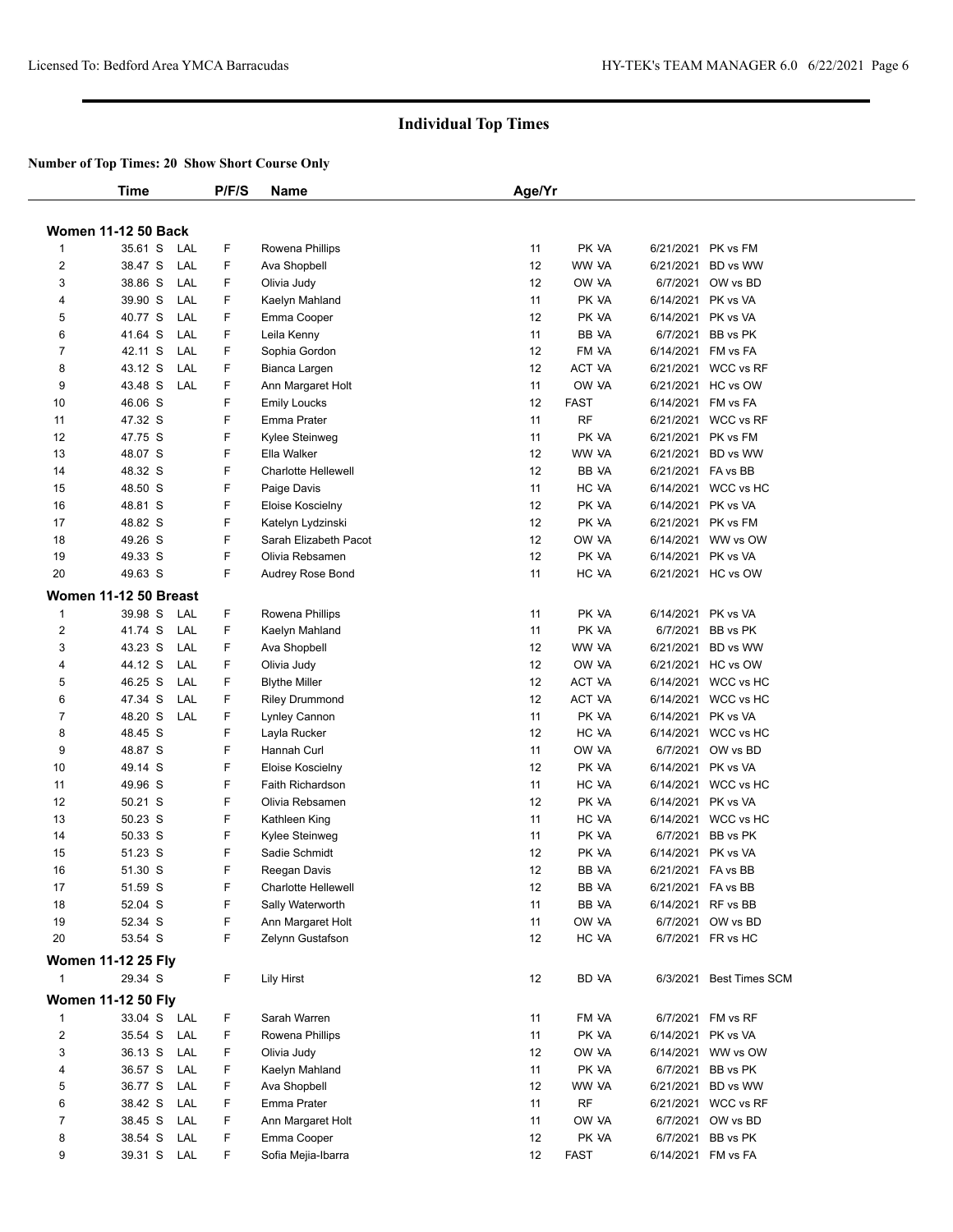# Individual Top Times

**Number of Top Times: 20 Show Short Course Only**

| | Time | | P/F/S | Name | Age/Yr | | | |
|---|---|---|---|---|---|---|---|---|
| **Women 11-12 50 Back** | | | | | | | | |
| 1 | 35.61 S | LAL | F | Rowena Phillips | 11 | PK VA | 6/21/2021 | PK vs FM |
| 2 | 38.47 S | LAL | F | Ava Shopbell | 12 | WW VA | 6/21/2021 | BD vs WW |
| 3 | 38.86 S | LAL | F | Olivia Judy | 12 | OW VA | 6/7/2021 | OW vs BD |
| 4 | 39.90 S | LAL | F | Kaelyn Mahland | 11 | PK VA | 6/14/2021 | PK vs VA |
| 5 | 40.77 S | LAL | F | Emma Cooper | 12 | PK VA | 6/14/2021 | PK vs VA |
| 6 | 41.64 S | LAL | F | Leila Kenny | 11 | BB VA | 6/7/2021 | BB vs PK |
| 7 | 42.11 S | LAL | F | Sophia Gordon | 12 | FM VA | 6/14/2021 | FM vs FA |
| 8 | 43.12 S | LAL | F | Bianca Largen | 12 | ACT VA | 6/21/2021 | WCC vs RF |
| 9 | 43.48 S | LAL | F | Ann Margaret Holt | 11 | OW VA | 6/21/2021 | HC vs OW |
| 10 | 46.06 S | | F | Emily Loucks | 12 | FAST | 6/14/2021 | FM vs FA |
| 11 | 47.32 S | | F | Emma Prater | 11 | RF | 6/21/2021 | WCC vs RF |
| 12 | 47.75 S | | F | Kylee Steinweg | 11 | PK VA | 6/21/2021 | PK vs FM |
| 13 | 48.07 S | | F | Ella Walker | 12 | WW VA | 6/21/2021 | BD vs WW |
| 14 | 48.32 S | | F | Charlotte Hellewell | 12 | BB VA | 6/21/2021 | FA vs BB |
| 15 | 48.50 S | | F | Paige Davis | 11 | HC VA | 6/14/2021 | WCC vs HC |
| 16 | 48.81 S | | F | Eloise Koscielny | 12 | PK VA | 6/14/2021 | PK vs VA |
| 17 | 48.82 S | | F | Katelyn Lydzinski | 12 | PK VA | 6/21/2021 | PK vs FM |
| 18 | 49.26 S | | F | Sarah Elizabeth Pacot | 12 | OW VA | 6/14/2021 | WW vs OW |
| 19 | 49.33 S | | F | Olivia Rebsamen | 12 | PK VA | 6/14/2021 | PK vs VA |
| 20 | 49.63 S | | F | Audrey Rose Bond | 11 | HC VA | 6/21/2021 | HC vs OW |
| **Women 11-12 50 Breast** | | | | | | | | |
| 1 | 39.98 S | LAL | F | Rowena Phillips | 11 | PK VA | 6/14/2021 | PK vs VA |
| 2 | 41.74 S | LAL | F | Kaelyn Mahland | 11 | PK VA | 6/7/2021 | BB vs PK |
| 3 | 43.23 S | LAL | F | Ava Shopbell | 12 | WW VA | 6/21/2021 | BD vs WW |
| 4 | 44.12 S | LAL | F | Olivia Judy | 12 | OW VA | 6/21/2021 | HC vs OW |
| 5 | 46.25 S | LAL | F | Blythe Miller | 12 | ACT VA | 6/14/2021 | WCC vs HC |
| 6 | 47.34 S | LAL | F | Riley Drummond | 12 | ACT VA | 6/14/2021 | WCC vs HC |
| 7 | 48.20 S | LAL | F | Lynley Cannon | 11 | PK VA | 6/14/2021 | PK vs VA |
| 8 | 48.45 S | | F | Layla Rucker | 12 | HC VA | 6/14/2021 | WCC vs HC |
| 9 | 48.87 S | | F | Hannah Curl | 11 | OW VA | 6/7/2021 | OW vs BD |
| 10 | 49.14 S | | F | Eloise Koscielny | 12 | PK VA | 6/14/2021 | PK vs VA |
| 11 | 49.96 S | | F | Faith Richardson | 11 | HC VA | 6/14/2021 | WCC vs HC |
| 12 | 50.21 S | | F | Olivia Rebsamen | 12 | PK VA | 6/14/2021 | PK vs VA |
| 13 | 50.23 S | | F | Kathleen King | 11 | HC VA | 6/14/2021 | WCC vs HC |
| 14 | 50.33 S | | F | Kylee Steinweg | 11 | PK VA | 6/7/2021 | BB vs PK |
| 15 | 51.23 S | | F | Sadie Schmidt | 12 | PK VA | 6/14/2021 | PK vs VA |
| 16 | 51.30 S | | F | Reegan Davis | 12 | BB VA | 6/21/2021 | FA vs BB |
| 17 | 51.59 S | | F | Charlotte Hellewell | 12 | BB VA | 6/21/2021 | FA vs BB |
| 18 | 52.04 S | | F | Sally Waterworth | 11 | BB VA | 6/14/2021 | RF vs BB |
| 19 | 52.34 S | | F | Ann Margaret Holt | 11 | OW VA | 6/7/2021 | OW vs BD |
| 20 | 53.54 S | | F | Zelynn Gustafson | 12 | HC VA | 6/7/2021 | FR vs HC |
| **Women 11-12 25 Fly** | | | | | | | | |
| 1 | 29.34 S | | F | Lily Hirst | 12 | BD VA | 6/3/2021 | Best Times SCM |
| **Women 11-12 50 Fly** | | | | | | | | |
| 1 | 33.04 S | LAL | F | Sarah Warren | 11 | FM VA | 6/7/2021 | FM vs RF |
| 2 | 35.54 S | LAL | F | Rowena Phillips | 11 | PK VA | 6/14/2021 | PK vs VA |
| 3 | 36.13 S | LAL | F | Olivia Judy | 12 | OW VA | 6/14/2021 | WW vs OW |
| 4 | 36.57 S | LAL | F | Kaelyn Mahland | 11 | PK VA | 6/7/2021 | BB vs PK |
| 5 | 36.77 S | LAL | F | Ava Shopbell | 12 | WW VA | 6/21/2021 | BD vs WW |
| 6 | 38.42 S | LAL | F | Emma Prater | 11 | RF | 6/21/2021 | WCC vs RF |
| 7 | 38.45 S | LAL | F | Ann Margaret Holt | 11 | OW VA | 6/7/2021 | OW vs BD |
| 8 | 38.54 S | LAL | F | Emma Cooper | 12 | PK VA | 6/7/2021 | BB vs PK |
| 9 | 39.31 S | LAL | F | Sofia Mejia-Ibarra | 12 | FAST | 6/14/2021 | FM vs FA |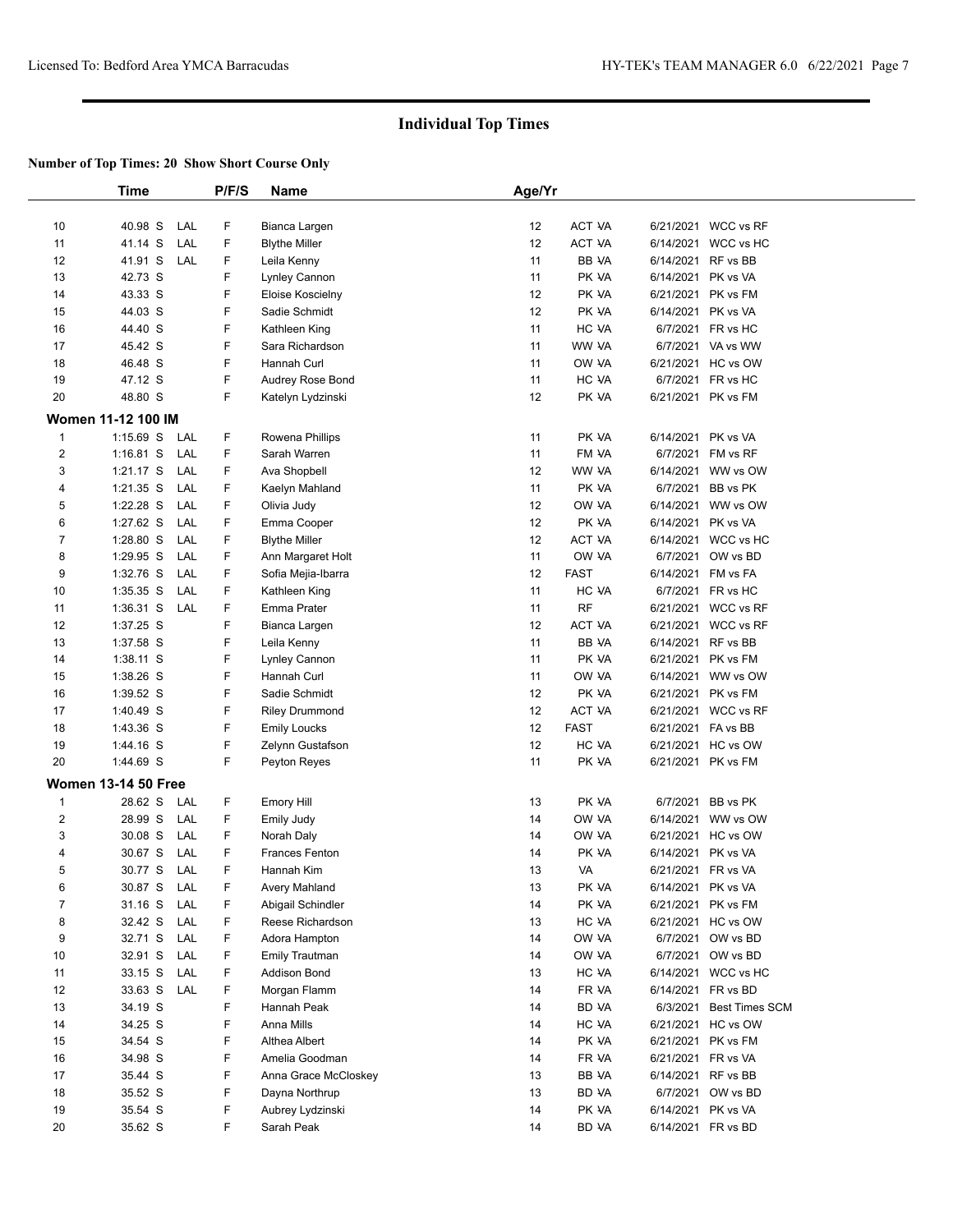# Individual Top Times

**Number of Top Times: 20 Show Short Course Only**

| | Time | | P/F/S | Name | Age/Yr | | | |
|---|---|---|---|---|---|---|---|---|
| 10 | 40.98 S | LAL | F | Bianca Largen | 12 | ACT VA | 6/21/2021 | WCC vs RF |
| 11 | 41.14 S | LAL | F | Blythe Miller | 12 | ACT VA | 6/14/2021 | WCC vs HC |
| 12 | 41.91 S | LAL | F | Leila Kenny | 11 | BB VA | 6/14/2021 | RF vs BB |
| 13 | 42.73 S | | F | Lynley Cannon | 11 | PK VA | 6/14/2021 | PK vs VA |
| 14 | 43.33 S | | F | Eloise Koscielny | 12 | PK VA | 6/21/2021 | PK vs FM |
| 15 | 44.03 S | | F | Sadie Schmidt | 12 | PK VA | 6/14/2021 | PK vs VA |
| 16 | 44.40 S | | F | Kathleen King | 11 | HC VA | 6/7/2021 | FR vs HC |
| 17 | 45.42 S | | F | Sara Richardson | 11 | WW VA | 6/7/2021 | VA vs WW |
| 18 | 46.48 S | | F | Hannah Curl | 11 | OW VA | 6/21/2021 | HC vs OW |
| 19 | 47.12 S | | F | Audrey Rose Bond | 11 | HC VA | 6/7/2021 | FR vs HC |
| 20 | 48.80 S | | F | Katelyn Lydzinski | 12 | PK VA | 6/21/2021 | PK vs FM |
| **Women 11-12 100 IM** | | | | | | | | |
| 1 | 1:15.69 S | LAL | F | Rowena Phillips | 11 | PK VA | 6/14/2021 | PK vs VA |
| 2 | 1:16.81 S | LAL | F | Sarah Warren | 11 | FM VA | 6/7/2021 | FM vs RF |
| 3 | 1:21.17 S | LAL | F | Ava Shopbell | 12 | WW VA | 6/14/2021 | WW vs OW |
| 4 | 1:21.35 S | LAL | F | Kaelyn Mahland | 11 | PK VA | 6/7/2021 | BB vs PK |
| 5 | 1:22.28 S | LAL | F | Olivia Judy | 12 | OW VA | 6/14/2021 | WW vs OW |
| 6 | 1:27.62 S | LAL | F | Emma Cooper | 12 | PK VA | 6/14/2021 | PK vs VA |
| 7 | 1:28.80 S | LAL | F | Blythe Miller | 12 | ACT VA | 6/14/2021 | WCC vs HC |
| 8 | 1:29.95 S | LAL | F | Ann Margaret Holt | 11 | OW VA | 6/7/2021 | OW vs BD |
| 9 | 1:32.76 S | LAL | F | Sofia Mejia-Ibarra | 12 | FAST | 6/14/2021 | FM vs FA |
| 10 | 1:35.35 S | LAL | F | Kathleen King | 11 | HC VA | 6/7/2021 | FR vs HC |
| 11 | 1:36.31 S | LAL | F | Emma Prater | 11 | RF | 6/21/2021 | WCC vs RF |
| 12 | 1:37.25 S | | F | Bianca Largen | 12 | ACT VA | 6/21/2021 | WCC vs RF |
| 13 | 1:37.58 S | | F | Leila Kenny | 11 | BB VA | 6/14/2021 | RF vs BB |
| 14 | 1:38.11 S | | F | Lynley Cannon | 11 | PK VA | 6/21/2021 | PK vs FM |
| 15 | 1:38.26 S | | F | Hannah Curl | 11 | OW VA | 6/14/2021 | WW vs OW |
| 16 | 1:39.52 S | | F | Sadie Schmidt | 12 | PK VA | 6/21/2021 | PK vs FM |
| 17 | 1:40.49 S | | F | Riley Drummond | 12 | ACT VA | 6/21/2021 | WCC vs RF |
| 18 | 1:43.36 S | | F | Emily Loucks | 12 | FAST | 6/21/2021 | FA vs BB |
| 19 | 1:44.16 S | | F | Zelynn Gustafson | 12 | HC VA | 6/21/2021 | HC vs OW |
| 20 | 1:44.69 S | | F | Peyton Reyes | 11 | PK VA | 6/21/2021 | PK vs FM |
| **Women 13-14 50 Free** | | | | | | | | |
| 1 | 28.62 S | LAL | F | Emory Hill | 13 | PK VA | 6/7/2021 | BB vs PK |
| 2 | 28.99 S | LAL | F | Emily Judy | 14 | OW VA | 6/14/2021 | WW vs OW |
| 3 | 30.08 S | LAL | F | Norah Daly | 14 | OW VA | 6/21/2021 | HC vs OW |
| 4 | 30.67 S | LAL | F | Frances Fenton | 14 | PK VA | 6/14/2021 | PK vs VA |
| 5 | 30.77 S | LAL | F | Hannah Kim | 13 | VA | 6/21/2021 | FR vs VA |
| 6 | 30.87 S | LAL | F | Avery Mahland | 13 | PK VA | 6/14/2021 | PK vs VA |
| 7 | 31.16 S | LAL | F | Abigail Schindler | 14 | PK VA | 6/21/2021 | PK vs FM |
| 8 | 32.42 S | LAL | F | Reese Richardson | 13 | HC VA | 6/21/2021 | HC vs OW |
| 9 | 32.71 S | LAL | F | Adora Hampton | 14 | OW VA | 6/7/2021 | OW vs BD |
| 10 | 32.91 S | LAL | F | Emily Trautman | 14 | OW VA | 6/7/2021 | OW vs BD |
| 11 | 33.15 S | LAL | F | Addison Bond | 13 | HC VA | 6/14/2021 | WCC vs HC |
| 12 | 33.63 S | LAL | F | Morgan Flamm | 14 | FR VA | 6/14/2021 | FR vs BD |
| 13 | 34.19 S | | F | Hannah Peak | 14 | BD VA | 6/3/2021 | Best Times SCM |
| 14 | 34.25 S | | F | Anna Mills | 14 | HC VA | 6/21/2021 | HC vs OW |
| 15 | 34.54 S | | F | Althea Albert | 14 | PK VA | 6/21/2021 | PK vs FM |
| 16 | 34.98 S | | F | Amelia Goodman | 14 | FR VA | 6/21/2021 | FR vs VA |
| 17 | 35.44 S | | F | Anna Grace McCloskey | 13 | BB VA | 6/14/2021 | RF vs BB |
| 18 | 35.52 S | | F | Dayna Northrup | 13 | BD VA | 6/7/2021 | OW vs BD |
| 19 | 35.54 S | | F | Aubrey Lydzinski | 14 | PK VA | 6/14/2021 | PK vs VA |
| 20 | 35.62 S | | F | Sarah Peak | 14 | BD VA | 6/14/2021 | FR vs BD |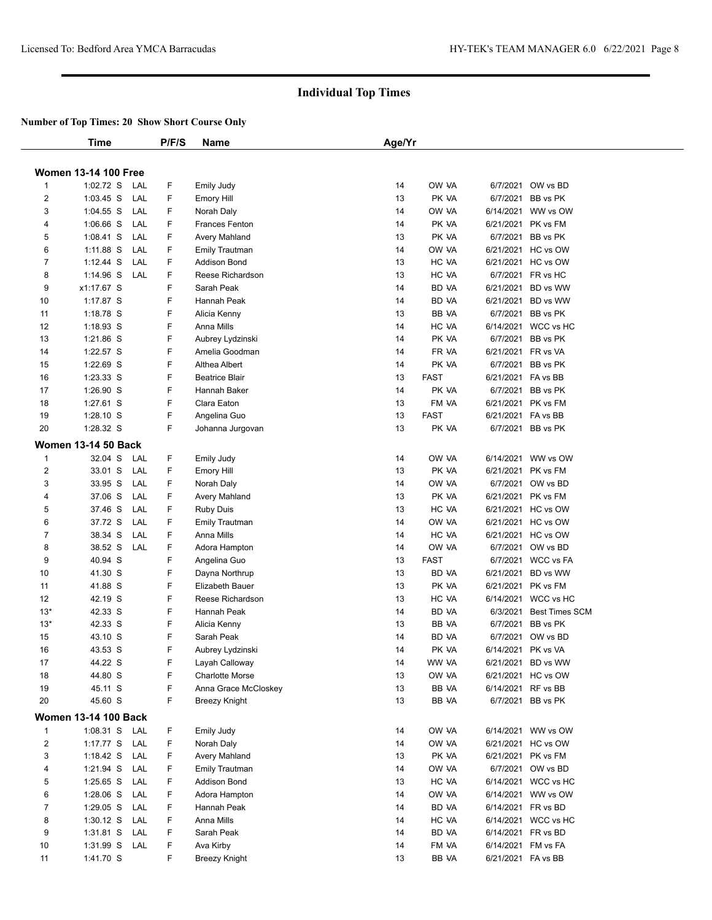# Individual Top Times

**Number of Top Times: 20 Show Short Course Only**

| | Time | | P/F/S | Name | Age/Yr | | | |
|---|---|---|---|---|---|---|---|---|
| **Women 13-14 100 Free** | | | | | | | | |
| 1 | 1:02.72 S | LAL | F | Emily Judy | 14 | OW VA | 6/7/2021 | OW vs BD |
| 2 | 1:03.45 S | LAL | F | Emory Hill | 13 | PK VA | 6/7/2021 | BB vs PK |
| 3 | 1:04.55 S | LAL | F | Norah Daly | 14 | OW VA | 6/14/2021 | WW vs OW |
| 4 | 1:06.66 S | LAL | F | Frances Fenton | 14 | PK VA | 6/21/2021 | PK vs FM |
| 5 | 1:08.41 S | LAL | F | Avery Mahland | 13 | PK VA | 6/7/2021 | BB vs PK |
| 6 | 1:11.88 S | LAL | F | Emily Trautman | 14 | OW VA | 6/21/2021 | HC vs OW |
| 7 | 1:12.44 S | LAL | F | Addison Bond | 13 | HC VA | 6/21/2021 | HC vs OW |
| 8 | 1:14.96 S | LAL | F | Reese Richardson | 13 | HC VA | 6/7/2021 | FR vs HC |
| 9 | x1:17.67 S | | F | Sarah Peak | 14 | BD VA | 6/21/2021 | BD vs WW |
| 10 | 1:17.87 S | | F | Hannah Peak | 14 | BD VA | 6/21/2021 | BD vs WW |
| 11 | 1:18.78 S | | F | Alicia Kenny | 13 | BB VA | 6/7/2021 | BB vs PK |
| 12 | 1:18.93 S | | F | Anna Mills | 14 | HC VA | 6/14/2021 | WCC vs HC |
| 13 | 1:21.86 S | | F | Aubrey Lydzinski | 14 | PK VA | 6/7/2021 | BB vs PK |
| 14 | 1:22.57 S | | F | Amelia Goodman | 14 | FR VA | 6/21/2021 | FR vs VA |
| 15 | 1:22.69 S | | F | Althea Albert | 14 | PK VA | 6/7/2021 | BB vs PK |
| 16 | 1:23.33 S | | F | Beatrice Blair | 13 | FAST | 6/21/2021 | FA vs BB |
| 17 | 1:26.90 S | | F | Hannah Baker | 14 | PK VA | 6/7/2021 | BB vs PK |
| 18 | 1:27.61 S | | F | Clara Eaton | 13 | FM VA | 6/21/2021 | PK vs FM |
| 19 | 1:28.10 S | | F | Angelina Guo | 13 | FAST | 6/21/2021 | FA vs BB |
| 20 | 1:28.32 S | | F | Johanna Jurgovan | 13 | PK VA | 6/7/2021 | BB vs PK |
| **Women 13-14 50 Back** | | | | | | | | |
| 1 | 32.04 S | LAL | F | Emily Judy | 14 | OW VA | 6/14/2021 | WW vs OW |
| 2 | 33.01 S | LAL | F | Emory Hill | 13 | PK VA | 6/21/2021 | PK vs FM |
| 3 | 33.95 S | LAL | F | Norah Daly | 14 | OW VA | 6/7/2021 | OW vs BD |
| 4 | 37.06 S | LAL | F | Avery Mahland | 13 | PK VA | 6/21/2021 | PK vs FM |
| 5 | 37.46 S | LAL | F | Ruby Duis | 13 | HC VA | 6/21/2021 | HC vs OW |
| 6 | 37.72 S | LAL | F | Emily Trautman | 14 | OW VA | 6/21/2021 | HC vs OW |
| 7 | 38.34 S | LAL | F | Anna Mills | 14 | HC VA | 6/21/2021 | HC vs OW |
| 8 | 38.52 S | LAL | F | Adora Hampton | 14 | OW VA | 6/7/2021 | OW vs BD |
| 9 | 40.94 S | | F | Angelina Guo | 13 | FAST | 6/7/2021 | WCC vs FA |
| 10 | 41.30 S | | F | Dayna Northrup | 13 | BD VA | 6/21/2021 | BD vs WW |
| 11 | 41.88 S | | F | Elizabeth Bauer | 13 | PK VA | 6/21/2021 | PK vs FM |
| 12 | 42.19 S | | F | Reese Richardson | 13 | HC VA | 6/14/2021 | WCC vs HC |
| 13* | 42.33 S | | F | Hannah Peak | 14 | BD VA | 6/3/2021 | Best Times SCM |
| 13* | 42.33 S | | F | Alicia Kenny | 13 | BB VA | 6/7/2021 | BB vs PK |
| 15 | 43.10 S | | F | Sarah Peak | 14 | BD VA | 6/7/2021 | OW vs BD |
| 16 | 43.53 S | | F | Aubrey Lydzinski | 14 | PK VA | 6/14/2021 | PK vs VA |
| 17 | 44.22 S | | F | Layah Calloway | 14 | WW VA | 6/21/2021 | BD vs WW |
| 18 | 44.80 S | | F | Charlotte Morse | 13 | OW VA | 6/21/2021 | HC vs OW |
| 19 | 45.11 S | | F | Anna Grace McCloskey | 13 | BB VA | 6/14/2021 | RF vs BB |
| 20 | 45.60 S | | F | Breezy Knight | 13 | BB VA | 6/7/2021 | BB vs PK |
| **Women 13-14 100 Back** | | | | | | | | |
| 1 | 1:08.31 S | LAL | F | Emily Judy | 14 | OW VA | 6/14/2021 | WW vs OW |
| 2 | 1:17.77 S | LAL | F | Norah Daly | 14 | OW VA | 6/21/2021 | HC vs OW |
| 3 | 1:18.42 S | LAL | F | Avery Mahland | 13 | PK VA | 6/21/2021 | PK vs FM |
| 4 | 1:21.94 S | LAL | F | Emily Trautman | 14 | OW VA | 6/7/2021 | OW vs BD |
| 5 | 1:25.65 S | LAL | F | Addison Bond | 13 | HC VA | 6/14/2021 | WCC vs HC |
| 6 | 1:28.06 S | LAL | F | Adora Hampton | 14 | OW VA | 6/14/2021 | WW vs OW |
| 7 | 1:29.05 S | LAL | F | Hannah Peak | 14 | BD VA | 6/14/2021 | FR vs BD |
| 8 | 1:30.12 S | LAL | F | Anna Mills | 14 | HC VA | 6/14/2021 | WCC vs HC |
| 9 | 1:31.81 S | LAL | F | Sarah Peak | 14 | BD VA | 6/14/2021 | FR vs BD |
| 10 | 1:31.99 S | LAL | F | Ava Kirby | 14 | FM VA | 6/14/2021 | FM vs FA |
| 11 | 1:41.70 S | | F | Breezy Knight | 13 | BB VA | 6/21/2021 | FA vs BB |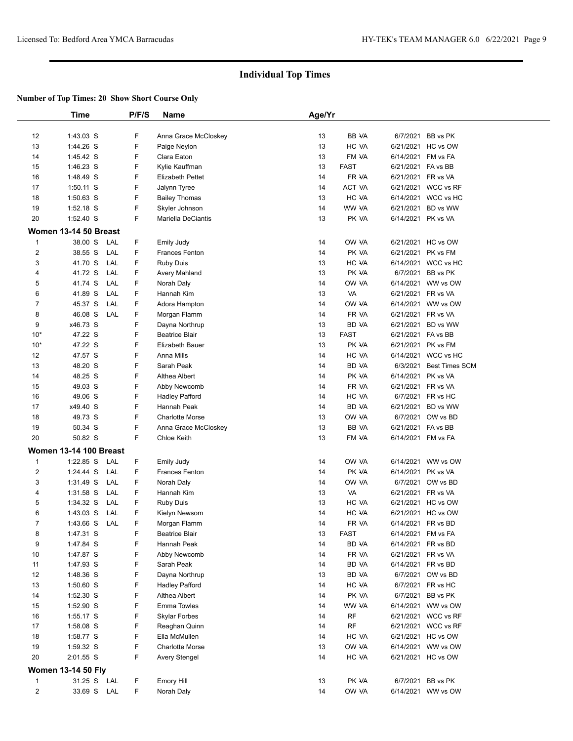## Individual Top Times

**Number of Top Times: 20 Show Short Course Only**

| | Time | | P/F/S | Name | Age/Yr | | | |
|---|---|---|---|---|---|---|---|---|
| 12 | 1:43.03 S | | F | Anna Grace McCloskey | 13 | BB VA | 6/7/2021 | BB vs PK |
| 13 | 1:44.26 S | | F | Paige Neylon | 13 | HC VA | 6/21/2021 | HC vs OW |
| 14 | 1:45.42 S | | F | Clara Eaton | 13 | FM VA | 6/14/2021 | FM vs FA |
| 15 | 1:46.23 S | | F | Kylie Kauffman | 13 | FAST | 6/21/2021 | FA vs BB |
| 16 | 1:48.49 S | | F | Elizabeth Pettet | 14 | FR VA | 6/21/2021 | FR vs VA |
| 17 | 1:50.11 S | | F | Jalynn Tyree | 14 | ACT VA | 6/21/2021 | WCC vs RF |
| 18 | 1:50.63 S | | F | Bailey Thomas | 13 | HC VA | 6/14/2021 | WCC vs HC |
| 19 | 1:52.18 S | | F | Skyler Johnson | 14 | WW VA | 6/21/2021 | BD vs WW |
| 20 | 1:52.40 S | | F | Mariella DeCiantis | 13 | PK VA | 6/14/2021 | PK vs VA |

**Women 13-14 50 Breast**

| | Time | | P/F/S | Name | Age/Yr | | | |
|---|---|---|---|---|---|---|---|---|
| 1 | 38.00 S | LAL | F | Emily Judy | 14 | OW VA | 6/21/2021 | HC vs OW |
| 2 | 38.55 S | LAL | F | Frances Fenton | 14 | PK VA | 6/21/2021 | PK vs FM |
| 3 | 41.70 S | LAL | F | Ruby Duis | 13 | HC VA | 6/14/2021 | WCC vs HC |
| 4 | 41.72 S | LAL | F | Avery Mahland | 13 | PK VA | 6/7/2021 | BB vs PK |
| 5 | 41.74 S | LAL | F | Norah Daly | 14 | OW VA | 6/14/2021 | WW vs OW |
| 6 | 41.89 S | LAL | F | Hannah Kim | 13 | VA | 6/21/2021 | FR vs VA |
| 7 | 45.37 S | LAL | F | Adora Hampton | 14 | OW VA | 6/14/2021 | WW vs OW |
| 8 | 46.08 S | LAL | F | Morgan Flamm | 14 | FR VA | 6/21/2021 | FR vs VA |
| 9 | x46.73 S | | F | Dayna Northrup | 13 | BD VA | 6/21/2021 | BD vs WW |
| 10* | 47.22 S | | F | Beatrice Blair | 13 | FAST | 6/21/2021 | FA vs BB |
| 10* | 47.22 S | | F | Elizabeth Bauer | 13 | PK VA | 6/21/2021 | PK vs FM |
| 12 | 47.57 S | | F | Anna Mills | 14 | HC VA | 6/14/2021 | WCC vs HC |
| 13 | 48.20 S | | F | Sarah Peak | 14 | BD VA | 6/3/2021 | Best Times SCM |
| 14 | 48.25 S | | F | Althea Albert | 14 | PK VA | 6/14/2021 | PK vs VA |
| 15 | 49.03 S | | F | Abby Newcomb | 14 | FR VA | 6/21/2021 | FR vs VA |
| 16 | 49.06 S | | F | Hadley Pafford | 14 | HC VA | 6/7/2021 | FR vs HC |
| 17 | x49.40 S | | F | Hannah Peak | 14 | BD VA | 6/21/2021 | BD vs WW |
| 18 | 49.73 S | | F | Charlotte Morse | 13 | OW VA | 6/7/2021 | OW vs BD |
| 19 | 50.34 S | | F | Anna Grace McCloskey | 13 | BB VA | 6/21/2021 | FA vs BB |
| 20 | 50.82 S | | F | Chloe Keith | 13 | FM VA | 6/14/2021 | FM vs FA |

**Women 13-14 100 Breast**

| | Time | | P/F/S | Name | Age/Yr | | | |
|---|---|---|---|---|---|---|---|---|
| 1 | 1:22.85 S | LAL | F | Emily Judy | 14 | OW VA | 6/14/2021 | WW vs OW |
| 2 | 1:24.44 S | LAL | F | Frances Fenton | 14 | PK VA | 6/14/2021 | PK vs VA |
| 3 | 1:31.49 S | LAL | F | Norah Daly | 14 | OW VA | 6/7/2021 | OW vs BD |
| 4 | 1:31.58 S | LAL | F | Hannah Kim | 13 | VA | 6/21/2021 | FR vs VA |
| 5 | 1:34.32 S | LAL | F | Ruby Duis | 13 | HC VA | 6/21/2021 | HC vs OW |
| 6 | 1:43.03 S | LAL | F | Kielyn Newsom | 14 | HC VA | 6/21/2021 | HC vs OW |
| 7 | 1:43.66 S | LAL | F | Morgan Flamm | 14 | FR VA | 6/14/2021 | FR vs BD |
| 8 | 1:47.31 S | | F | Beatrice Blair | 13 | FAST | 6/14/2021 | FM vs FA |
| 9 | 1:47.84 S | | F | Hannah Peak | 14 | BD VA | 6/14/2021 | FR vs BD |
| 10 | 1:47.87 S | | F | Abby Newcomb | 14 | FR VA | 6/21/2021 | FR vs VA |
| 11 | 1:47.93 S | | F | Sarah Peak | 14 | BD VA | 6/14/2021 | FR vs BD |
| 12 | 1:48.36 S | | F | Dayna Northrup | 13 | BD VA | 6/7/2021 | OW vs BD |
| 13 | 1:50.60 S | | F | Hadley Pafford | 14 | HC VA | 6/7/2021 | FR vs HC |
| 14 | 1:52.30 S | | F | Althea Albert | 14 | PK VA | 6/7/2021 | BB vs PK |
| 15 | 1:52.90 S | | F | Emma Towles | 14 | WW VA | 6/14/2021 | WW vs OW |
| 16 | 1:55.17 S | | F | Skylar Forbes | 14 | RF | 6/21/2021 | WCC vs RF |
| 17 | 1:58.08 S | | F | Reaghan Quinn | 14 | RF | 6/21/2021 | WCC vs RF |
| 18 | 1:58.77 S | | F | Ella McMullen | 14 | HC VA | 6/21/2021 | HC vs OW |
| 19 | 1:59.32 S | | F | Charlotte Morse | 13 | OW VA | 6/14/2021 | WW vs OW |
| 20 | 2:01.55 S | | F | Avery Stengel | 14 | HC VA | 6/21/2021 | HC vs OW |

**Women 13-14 50 Fly**

| | Time | | P/F/S | Name | Age/Yr | | | |
|---|---|---|---|---|---|---|---|---|
| 1 | 31.25 S | LAL | F | Emory Hill | 13 | PK VA | 6/7/2021 | BB vs PK |
| 2 | 33.69 S | LAL | F | Norah Daly | 14 | OW VA | 6/14/2021 | WW vs OW |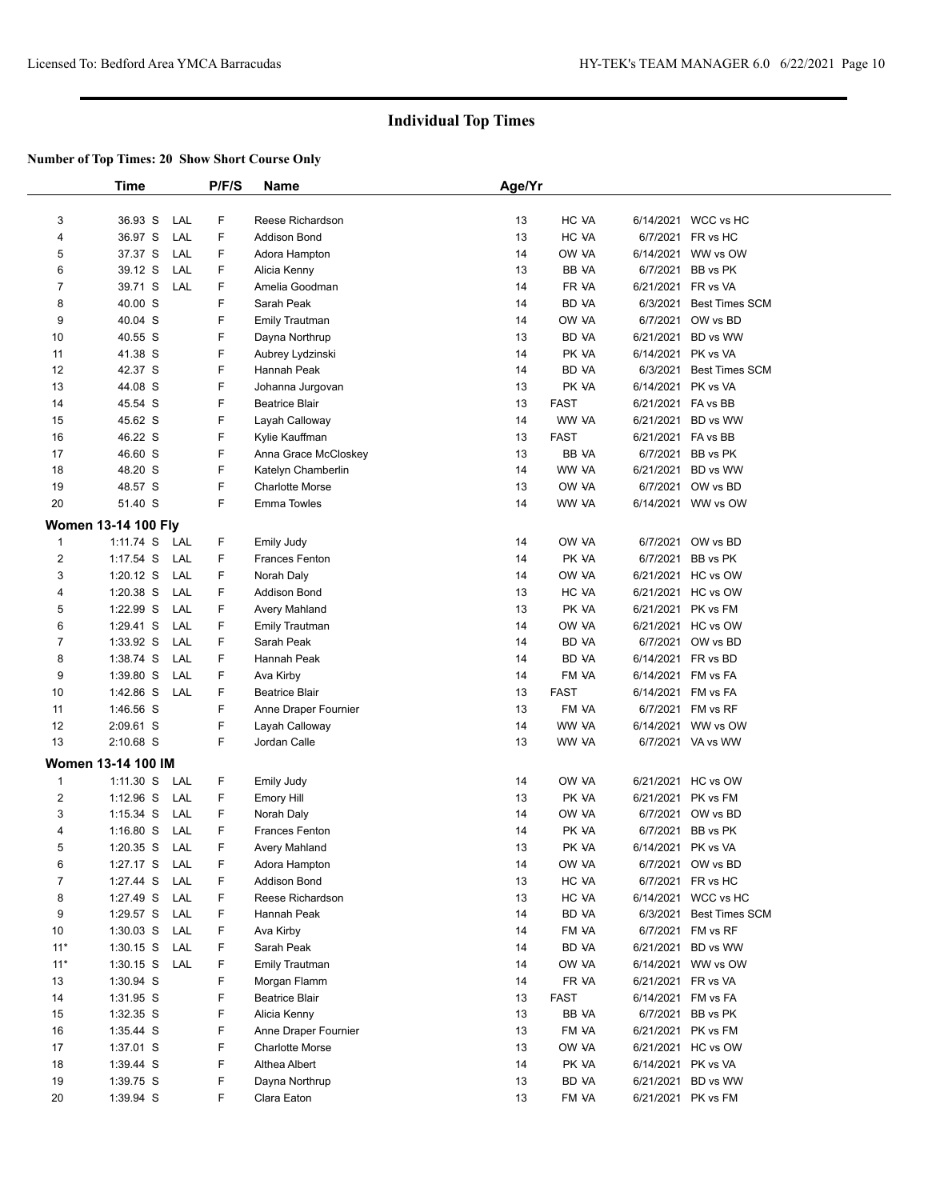## Individual Top Times

**Number of Top Times: 20 Show Short Course Only**

| | Time | | P/F/S | Name | Age/Yr | | | |
|---|---|---|---|---|---|---|---|---|
| 3 | 36.93 S | LAL | F | Reese Richardson | 13 | HC VA | 6/14/2021 | WCC vs HC |
| 4 | 36.97 S | LAL | F | Addison Bond | 13 | HC VA | 6/7/2021 | FR vs HC |
| 5 | 37.37 S | LAL | F | Adora Hampton | 14 | OW VA | 6/14/2021 | WW vs OW |
| 6 | 39.12 S | LAL | F | Alicia Kenny | 13 | BB VA | 6/7/2021 | BB vs PK |
| 7 | 39.71 S | LAL | F | Amelia Goodman | 14 | FR VA | 6/21/2021 | FR vs VA |
| 8 | 40.00 S | | F | Sarah Peak | 14 | BD VA | 6/3/2021 | Best Times SCM |
| 9 | 40.04 S | | F | Emily Trautman | 14 | OW VA | 6/7/2021 | OW vs BD |
| 10 | 40.55 S | | F | Dayna Northrup | 13 | BD VA | 6/21/2021 | BD vs WW |
| 11 | 41.38 S | | F | Aubrey Lydzinski | 14 | PK VA | 6/14/2021 | PK vs VA |
| 12 | 42.37 S | | F | Hannah Peak | 14 | BD VA | 6/3/2021 | Best Times SCM |
| 13 | 44.08 S | | F | Johanna Jurgovan | 13 | PK VA | 6/14/2021 | PK vs VA |
| 14 | 45.54 S | | F | Beatrice Blair | 13 | FAST | 6/21/2021 | FA vs BB |
| 15 | 45.62 S | | F | Layah Calloway | 14 | WW VA | 6/21/2021 | BD vs WW |
| 16 | 46.22 S | | F | Kylie Kauffman | 13 | FAST | 6/21/2021 | FA vs BB |
| 17 | 46.60 S | | F | Anna Grace McCloskey | 13 | BB VA | 6/7/2021 | BB vs PK |
| 18 | 48.20 S | | F | Katelyn Chamberlin | 14 | WW VA | 6/21/2021 | BD vs WW |
| 19 | 48.57 S | | F | Charlotte Morse | 13 | OW VA | 6/7/2021 | OW vs BD |
| 20 | 51.40 S | | F | Emma Towles | 14 | WW VA | 6/14/2021 | WW vs OW |

### Women 13-14 100 Fly

| | Time | | P/F/S | Name | Age/Yr | | | |
|---|---|---|---|---|---|---|---|---|
| 1 | 1:11.74 S | LAL | F | Emily Judy | 14 | OW VA | 6/7/2021 | OW vs BD |
| 2 | 1:17.54 S | LAL | F | Frances Fenton | 14 | PK VA | 6/7/2021 | BB vs PK |
| 3 | 1:20.12 S | LAL | F | Norah Daly | 14 | OW VA | 6/21/2021 | HC vs OW |
| 4 | 1:20.38 S | LAL | F | Addison Bond | 13 | HC VA | 6/21/2021 | HC vs OW |
| 5 | 1:22.99 S | LAL | F | Avery Mahland | 13 | PK VA | 6/21/2021 | PK vs FM |
| 6 | 1:29.41 S | LAL | F | Emily Trautman | 14 | OW VA | 6/21/2021 | HC vs OW |
| 7 | 1:33.92 S | LAL | F | Sarah Peak | 14 | BD VA | 6/7/2021 | OW vs BD |
| 8 | 1:38.74 S | LAL | F | Hannah Peak | 14 | BD VA | 6/14/2021 | FR vs BD |
| 9 | 1:39.80 S | LAL | F | Ava Kirby | 14 | FM VA | 6/14/2021 | FM vs FA |
| 10 | 1:42.86 S | LAL | F | Beatrice Blair | 13 | FAST | 6/14/2021 | FM vs FA |
| 11 | 1:46.56 S | | F | Anne Draper Fournier | 13 | FM VA | 6/7/2021 | FM vs RF |
| 12 | 2:09.61 S | | F | Layah Calloway | 14 | WW VA | 6/14/2021 | WW vs OW |
| 13 | 2:10.68 S | | F | Jordan Calle | 13 | WW VA | 6/7/2021 | VA vs WW |

### Women 13-14 100 IM

| | Time | | P/F/S | Name | Age/Yr | | | |
|---|---|---|---|---|---|---|---|---|
| 1 | 1:11.30 S | LAL | F | Emily Judy | 14 | OW VA | 6/21/2021 | HC vs OW |
| 2 | 1:12.96 S | LAL | F | Emory Hill | 13 | PK VA | 6/21/2021 | PK vs FM |
| 3 | 1:15.34 S | LAL | F | Norah Daly | 14 | OW VA | 6/7/2021 | OW vs BD |
| 4 | 1:16.80 S | LAL | F | Frances Fenton | 14 | PK VA | 6/7/2021 | BB vs PK |
| 5 | 1:20.35 S | LAL | F | Avery Mahland | 13 | PK VA | 6/14/2021 | PK vs VA |
| 6 | 1:27.17 S | LAL | F | Adora Hampton | 14 | OW VA | 6/7/2021 | OW vs BD |
| 7 | 1:27.44 S | LAL | F | Addison Bond | 13 | HC VA | 6/7/2021 | FR vs HC |
| 8 | 1:27.49 S | LAL | F | Reese Richardson | 13 | HC VA | 6/14/2021 | WCC vs HC |
| 9 | 1:29.57 S | LAL | F | Hannah Peak | 14 | BD VA | 6/3/2021 | Best Times SCM |
| 10 | 1:30.03 S | LAL | F | Ava Kirby | 14 | FM VA | 6/7/2021 | FM vs RF |
| 11* | 1:30.15 S | LAL | F | Sarah Peak | 14 | BD VA | 6/21/2021 | BD vs WW |
| 11* | 1:30.15 S | LAL | F | Emily Trautman | 14 | OW VA | 6/14/2021 | WW vs OW |
| 13 | 1:30.94 S | | F | Morgan Flamm | 14 | FR VA | 6/21/2021 | FR vs VA |
| 14 | 1:31.95 S | | F | Beatrice Blair | 13 | FAST | 6/14/2021 | FM vs FA |
| 15 | 1:32.35 S | | F | Alicia Kenny | 13 | BB VA | 6/7/2021 | BB vs PK |
| 16 | 1:35.44 S | | F | Anne Draper Fournier | 13 | FM VA | 6/21/2021 | PK vs FM |
| 17 | 1:37.01 S | | F | Charlotte Morse | 13 | OW VA | 6/21/2021 | HC vs OW |
| 18 | 1:39.44 S | | F | Althea Albert | 14 | PK VA | 6/14/2021 | PK vs VA |
| 19 | 1:39.75 S | | F | Dayna Northrup | 13 | BD VA | 6/21/2021 | BD vs WW |
| 20 | 1:39.94 S | | F | Clara Eaton | 13 | FM VA | 6/21/2021 | PK vs FM |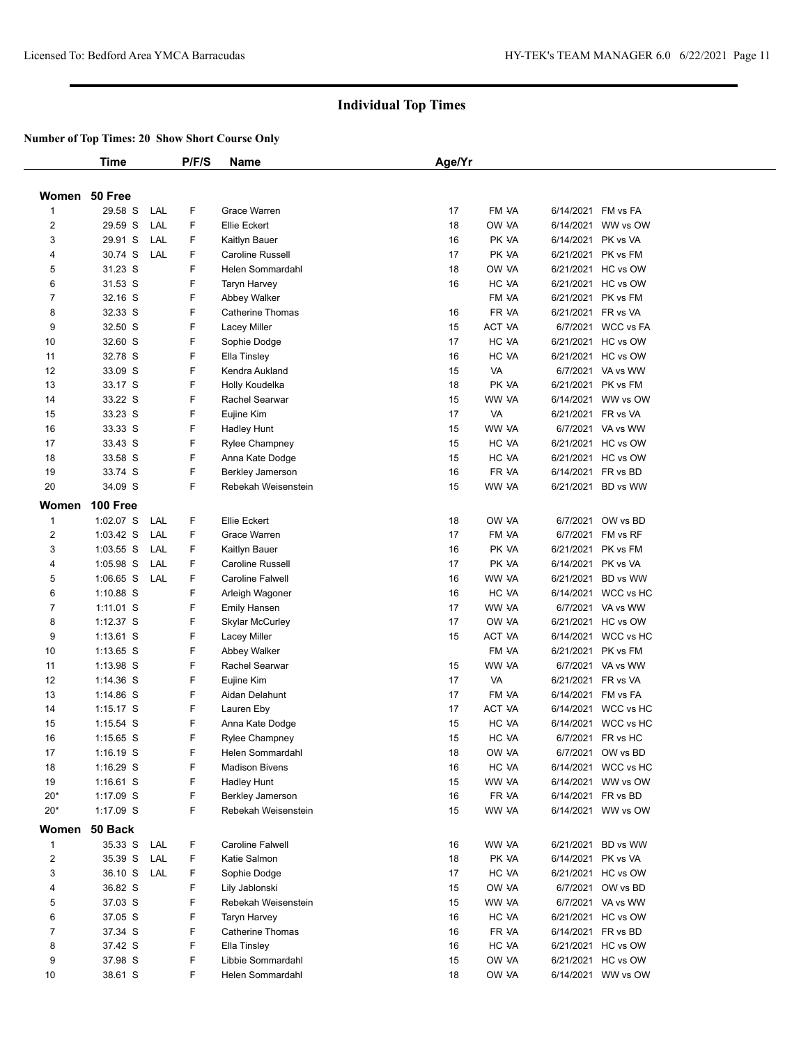## Individual Top Times

**Number of Top Times: 20 Show Short Course Only**

| | Time | | P/F/S | Name | Age/Yr | | | |
|---|---|---|---|---|---|---|---|---|
| **Women 50 Free** | | | | | | | | |
| 1 | 29.58 S | LAL | F | Grace Warren | 17 | FM VA | 6/14/2021 | FM vs FA |
| 2 | 29.59 S | LAL | F | Ellie Eckert | 18 | OW VA | 6/14/2021 | WW vs OW |
| 3 | 29.91 S | LAL | F | Kaitlyn Bauer | 16 | PK VA | 6/14/2021 | PK vs VA |
| 4 | 30.74 S | LAL | F | Caroline Russell | 17 | PK VA | 6/21/2021 | PK vs FM |
| 5 | 31.23 S | | F | Helen Sommardahl | 18 | OW VA | 6/21/2021 | HC vs OW |
| 6 | 31.53 S | | F | Taryn Harvey | 16 | HC VA | 6/21/2021 | HC vs OW |
| 7 | 32.16 S | | F | Abbey Walker | | FM VA | 6/21/2021 | PK vs FM |
| 8 | 32.33 S | | F | Catherine Thomas | 16 | FR VA | 6/21/2021 | FR vs VA |
| 9 | 32.50 S | | F | Lacey Miller | 15 | ACT VA | 6/7/2021 | WCC vs FA |
| 10 | 32.60 S | | F | Sophie Dodge | 17 | HC VA | 6/21/2021 | HC vs OW |
| 11 | 32.78 S | | F | Ella Tinsley | 16 | HC VA | 6/21/2021 | HC vs OW |
| 12 | 33.09 S | | F | Kendra Aukland | 15 | VA | 6/7/2021 | VA vs WW |
| 13 | 33.17 S | | F | Holly Koudelka | 18 | PK VA | 6/21/2021 | PK vs FM |
| 14 | 33.22 S | | F | Rachel Searwar | 15 | WW VA | 6/14/2021 | WW vs OW |
| 15 | 33.23 S | | F | Eujine Kim | 17 | VA | 6/21/2021 | FR vs VA |
| 16 | 33.33 S | | F | Hadley Hunt | 15 | WW VA | 6/7/2021 | VA vs WW |
| 17 | 33.43 S | | F | Rylee Champney | 15 | HC VA | 6/21/2021 | HC vs OW |
| 18 | 33.58 S | | F | Anna Kate Dodge | 15 | HC VA | 6/21/2021 | HC vs OW |
| 19 | 33.74 S | | F | Berkley Jamerson | 16 | FR VA | 6/14/2021 | FR vs BD |
| 20 | 34.09 S | | F | Rebekah Weisenstein | 15 | WW VA | 6/21/2021 | BD vs WW |
| **Women 100 Free** | | | | | | | | |
| 1 | 1:02.07 S | LAL | F | Ellie Eckert | 18 | OW VA | 6/7/2021 | OW vs BD |
| 2 | 1:03.42 S | LAL | F | Grace Warren | 17 | FM VA | 6/7/2021 | FM vs RF |
| 3 | 1:03.55 S | LAL | F | Kaitlyn Bauer | 16 | PK VA | 6/21/2021 | PK vs FM |
| 4 | 1:05.98 S | LAL | F | Caroline Russell | 17 | PK VA | 6/14/2021 | PK vs VA |
| 5 | 1:06.65 S | LAL | F | Caroline Falwell | 16 | WW VA | 6/21/2021 | BD vs WW |
| 6 | 1:10.88 S | | F | Arleigh Wagoner | 16 | HC VA | 6/14/2021 | WCC vs HC |
| 7 | 1:11.01 S | | F | Emily Hansen | 17 | WW VA | 6/7/2021 | VA vs WW |
| 8 | 1:12.37 S | | F | Skylar McCurley | 17 | OW VA | 6/21/2021 | HC vs OW |
| 9 | 1:13.61 S | | F | Lacey Miller | 15 | ACT VA | 6/14/2021 | WCC vs HC |
| 10 | 1:13.65 S | | F | Abbey Walker | | FM VA | 6/21/2021 | PK vs FM |
| 11 | 1:13.98 S | | F | Rachel Searwar | 15 | WW VA | 6/7/2021 | VA vs WW |
| 12 | 1:14.36 S | | F | Eujine Kim | 17 | VA | 6/21/2021 | FR vs VA |
| 13 | 1:14.86 S | | F | Aidan Delahunt | 17 | FM VA | 6/14/2021 | FM vs FA |
| 14 | 1:15.17 S | | F | Lauren Eby | 17 | ACT VA | 6/14/2021 | WCC vs HC |
| 15 | 1:15.54 S | | F | Anna Kate Dodge | 15 | HC VA | 6/14/2021 | WCC vs HC |
| 16 | 1:15.65 S | | F | Rylee Champney | 15 | HC VA | 6/7/2021 | FR vs HC |
| 17 | 1:16.19 S | | F | Helen Sommardahl | 18 | OW VA | 6/7/2021 | OW vs BD |
| 18 | 1:16.29 S | | F | Madison Bivens | 16 | HC VA | 6/14/2021 | WCC vs HC |
| 19 | 1:16.61 S | | F | Hadley Hunt | 15 | WW VA | 6/14/2021 | WW vs OW |
| 20* | 1:17.09 S | | F | Berkley Jamerson | 16 | FR VA | 6/14/2021 | FR vs BD |
| 20* | 1:17.09 S | | F | Rebekah Weisenstein | 15 | WW VA | 6/14/2021 | WW vs OW |
| **Women 50 Back** | | | | | | | | |
| 1 | 35.33 S | LAL | F | Caroline Falwell | 16 | WW VA | 6/21/2021 | BD vs WW |
| 2 | 35.39 S | LAL | F | Katie Salmon | 18 | PK VA | 6/14/2021 | PK vs VA |
| 3 | 36.10 S | LAL | F | Sophie Dodge | 17 | HC VA | 6/21/2021 | HC vs OW |
| 4 | 36.82 S | | F | Lily Jablonski | 15 | OW VA | 6/7/2021 | OW vs BD |
| 5 | 37.03 S | | F | Rebekah Weisenstein | 15 | WW VA | 6/7/2021 | VA vs WW |
| 6 | 37.05 S | | F | Taryn Harvey | 16 | HC VA | 6/21/2021 | HC vs OW |
| 7 | 37.34 S | | F | Catherine Thomas | 16 | FR VA | 6/14/2021 | FR vs BD |
| 8 | 37.42 S | | F | Ella Tinsley | 16 | HC VA | 6/21/2021 | HC vs OW |
| 9 | 37.98 S | | F | Libbie Sommardahl | 15 | OW VA | 6/21/2021 | HC vs OW |
| 10 | 38.61 S | | F | Helen Sommardahl | 18 | OW VA | 6/14/2021 | WW vs OW |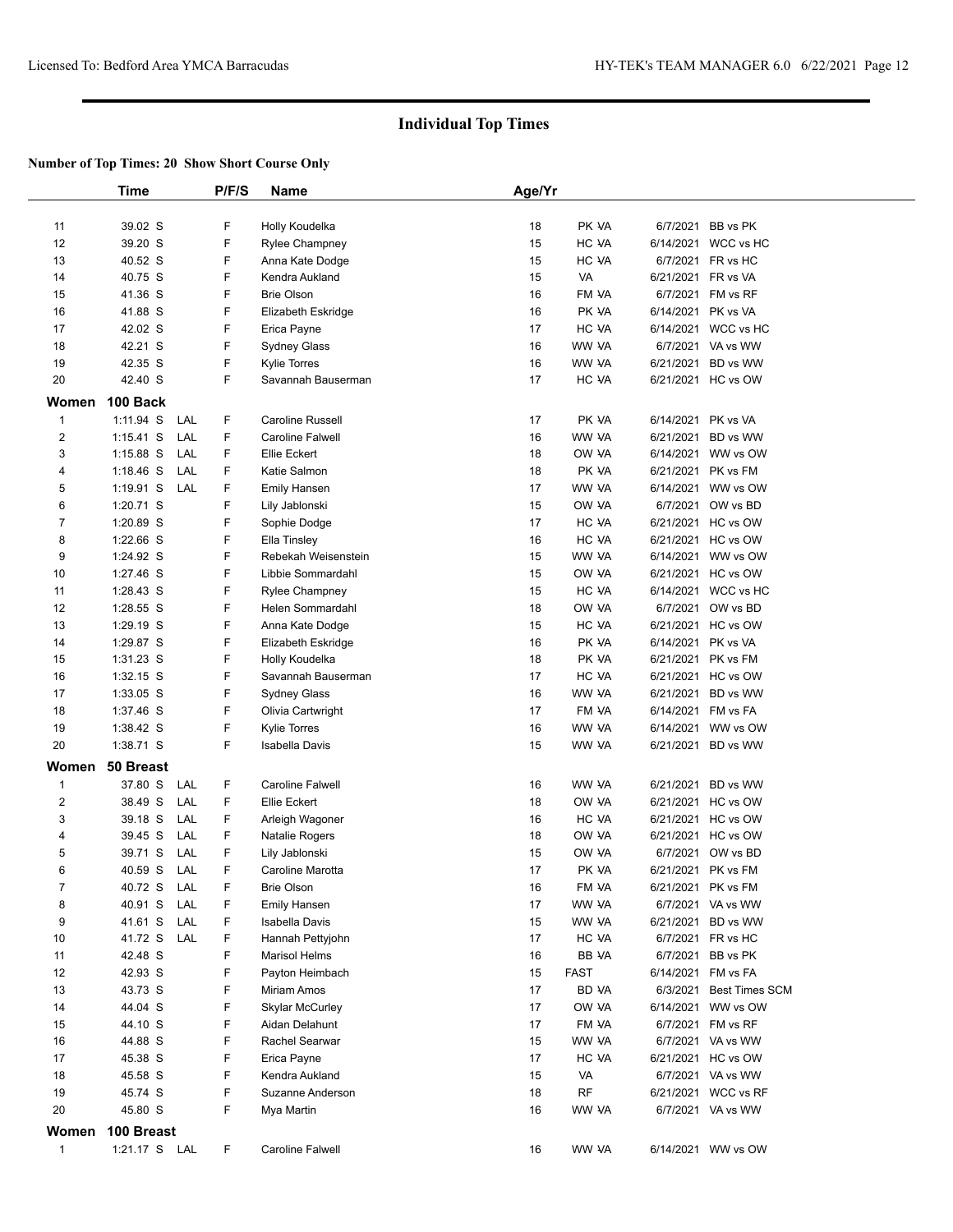## Individual Top Times

**Number of Top Times: 20 Show Short Course Only**

| | Time | | P/F/S | Name | Age/Yr | | | |
|---|---|---|---|---|---|---|---|---|
| 11 | 39.02 S | | F | Holly Koudelka | 18 | PK VA | 6/7/2021 | BB vs PK |
| 12 | 39.20 S | | F | Rylee Champney | 15 | HC VA | 6/14/2021 | WCC vs HC |
| 13 | 40.52 S | | F | Anna Kate Dodge | 15 | HC VA | 6/7/2021 | FR vs HC |
| 14 | 40.75 S | | F | Kendra Aukland | 15 | VA | 6/21/2021 | FR vs VA |
| 15 | 41.36 S | | F | Brie Olson | 16 | FM VA | 6/7/2021 | FM vs RF |
| 16 | 41.88 S | | F | Elizabeth Eskridge | 16 | PK VA | 6/14/2021 | PK vs VA |
| 17 | 42.02 S | | F | Erica Payne | 17 | HC VA | 6/14/2021 | WCC vs HC |
| 18 | 42.21 S | | F | Sydney Glass | 16 | WW VA | 6/7/2021 | VA vs WW |
| 19 | 42.35 S | | F | Kylie Torres | 16 | WW VA | 6/21/2021 | BD vs WW |
| 20 | 42.40 S | | F | Savannah Bauserman | 17 | HC VA | 6/21/2021 | HC vs OW |
| **Women** | **100 Back** | | | | | | | |
| 1 | 1:11.94 S | LAL | F | Caroline Russell | 17 | PK VA | 6/14/2021 | PK vs VA |
| 2 | 1:15.41 S | LAL | F | Caroline Falwell | 16 | WW VA | 6/21/2021 | BD vs WW |
| 3 | 1:15.88 S | LAL | F | Ellie Eckert | 18 | OW VA | 6/14/2021 | WW vs OW |
| 4 | 1:18.46 S | LAL | F | Katie Salmon | 18 | PK VA | 6/21/2021 | PK vs FM |
| 5 | 1:19.91 S | LAL | F | Emily Hansen | 17 | WW VA | 6/14/2021 | WW vs OW |
| 6 | 1:20.71 S | | F | Lily Jablonski | 15 | OW VA | 6/7/2021 | OW vs BD |
| 7 | 1:20.89 S | | F | Sophie Dodge | 17 | HC VA | 6/21/2021 | HC vs OW |
| 8 | 1:22.66 S | | F | Ella Tinsley | 16 | HC VA | 6/21/2021 | HC vs OW |
| 9 | 1:24.92 S | | F | Rebekah Weisenstein | 15 | WW VA | 6/14/2021 | WW vs OW |
| 10 | 1:27.46 S | | F | Libbie Sommardahl | 15 | OW VA | 6/21/2021 | HC vs OW |
| 11 | 1:28.43 S | | F | Rylee Champney | 15 | HC VA | 6/14/2021 | WCC vs HC |
| 12 | 1:28.55 S | | F | Helen Sommardahl | 18 | OW VA | 6/7/2021 | OW vs BD |
| 13 | 1:29.19 S | | F | Anna Kate Dodge | 15 | HC VA | 6/21/2021 | HC vs OW |
| 14 | 1:29.87 S | | F | Elizabeth Eskridge | 16 | PK VA | 6/14/2021 | PK vs VA |
| 15 | 1:31.23 S | | F | Holly Koudelka | 18 | PK VA | 6/21/2021 | PK vs FM |
| 16 | 1:32.15 S | | F | Savannah Bauserman | 17 | HC VA | 6/21/2021 | HC vs OW |
| 17 | 1:33.05 S | | F | Sydney Glass | 16 | WW VA | 6/21/2021 | BD vs WW |
| 18 | 1:37.46 S | | F | Olivia Cartwright | 17 | FM VA | 6/14/2021 | FM vs FA |
| 19 | 1:38.42 S | | F | Kylie Torres | 16 | WW VA | 6/14/2021 | WW vs OW |
| 20 | 1:38.71 S | | F | Isabella Davis | 15 | WW VA | 6/21/2021 | BD vs WW |
| **Women** | **50 Breast** | | | | | | | |
| 1 | 37.80 S | LAL | F | Caroline Falwell | 16 | WW VA | 6/21/2021 | BD vs WW |
| 2 | 38.49 S | LAL | F | Ellie Eckert | 18 | OW VA | 6/21/2021 | HC vs OW |
| 3 | 39.18 S | LAL | F | Arleigh Wagoner | 16 | HC VA | 6/21/2021 | HC vs OW |
| 4 | 39.45 S | LAL | F | Natalie Rogers | 18 | OW VA | 6/21/2021 | HC vs OW |
| 5 | 39.71 S | LAL | F | Lily Jablonski | 15 | OW VA | 6/7/2021 | OW vs BD |
| 6 | 40.59 S | LAL | F | Caroline Marotta | 17 | PK VA | 6/21/2021 | PK vs FM |
| 7 | 40.72 S | LAL | F | Brie Olson | 16 | FM VA | 6/21/2021 | PK vs FM |
| 8 | 40.91 S | LAL | F | Emily Hansen | 17 | WW VA | 6/7/2021 | VA vs WW |
| 9 | 41.61 S | LAL | F | Isabella Davis | 15 | WW VA | 6/21/2021 | BD vs WW |
| 10 | 41.72 S | LAL | F | Hannah Pettyjohn | 17 | HC VA | 6/7/2021 | FR vs HC |
| 11 | 42.48 S | | F | Marisol Helms | 16 | BB VA | 6/7/2021 | BB vs PK |
| 12 | 42.93 S | | F | Payton Heimbach | 15 | FAST | 6/14/2021 | FM vs FA |
| 13 | 43.73 S | | F | Miriam Amos | 17 | BD VA | 6/3/2021 | Best Times SCM |
| 14 | 44.04 S | | F | Skylar McCurley | 17 | OW VA | 6/14/2021 | WW vs OW |
| 15 | 44.10 S | | F | Aidan Delahunt | 17 | FM VA | 6/7/2021 | FM vs RF |
| 16 | 44.88 S | | F | Rachel Searwar | 15 | WW VA | 6/7/2021 | VA vs WW |
| 17 | 45.38 S | | F | Erica Payne | 17 | HC VA | 6/21/2021 | HC vs OW |
| 18 | 45.58 S | | F | Kendra Aukland | 15 | VA | 6/7/2021 | VA vs WW |
| 19 | 45.74 S | | F | Suzanne Anderson | 18 | RF | 6/21/2021 | WCC vs RF |
| 20 | 45.80 S | | F | Mya Martin | 16 | WW VA | 6/7/2021 | VA vs WW |
| **Women** | **100 Breast** | | | | | | | |
| 1 | 1:21.17 S | LAL | F | Caroline Falwell | 16 | WW VA | 6/14/2021 | WW vs OW |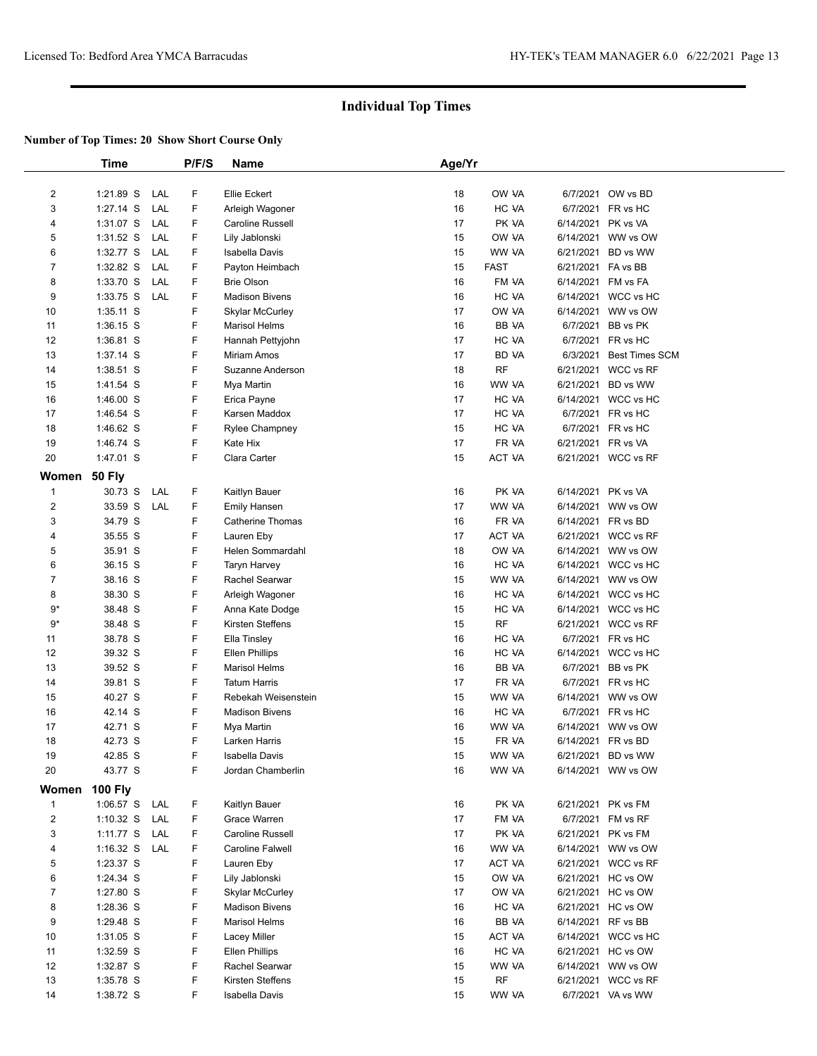## Individual Top Times

**Number of Top Times: 20 Show Short Course Only**

| | Time | | P/F/S | Name | Age/Yr | | | |
|---|---|---|---|---|---|---|---|---|
| 2 | 1:21.89 S | LAL | F | Ellie Eckert | 18 | OW VA | 6/7/2021 | OW vs BD |
| 3 | 1:27.14 S | LAL | F | Arleigh Wagoner | 16 | HC VA | 6/7/2021 | FR vs HC |
| 4 | 1:31.07 S | LAL | F | Caroline Russell | 17 | PK VA | 6/14/2021 | PK vs VA |
| 5 | 1:31.52 S | LAL | F | Lily Jablonski | 15 | OW VA | 6/14/2021 | WW vs OW |
| 6 | 1:32.77 S | LAL | F | Isabella Davis | 15 | WW VA | 6/21/2021 | BD vs WW |
| 7 | 1:32.82 S | LAL | F | Payton Heimbach | 15 | FAST | 6/21/2021 | FA vs BB |
| 8 | 1:33.70 S | LAL | F | Brie Olson | 16 | FM VA | 6/14/2021 | FM vs FA |
| 9 | 1:33.75 S | LAL | F | Madison Bivens | 16 | HC VA | 6/14/2021 | WCC vs HC |
| 10 | 1:35.11 S | | F | Skylar McCurley | 17 | OW VA | 6/14/2021 | WW vs OW |
| 11 | 1:36.15 S | | F | Marisol Helms | 16 | BB VA | 6/7/2021 | BB vs PK |
| 12 | 1:36.81 S | | F | Hannah Pettyjohn | 17 | HC VA | 6/7/2021 | FR vs HC |
| 13 | 1:37.14 S | | F | Miriam Amos | 17 | BD VA | 6/3/2021 | Best Times SCM |
| 14 | 1:38.51 S | | F | Suzanne Anderson | 18 | RF | 6/21/2021 | WCC vs RF |
| 15 | 1:41.54 S | | F | Mya Martin | 16 | WW VA | 6/21/2021 | BD vs WW |
| 16 | 1:46.00 S | | F | Erica Payne | 17 | HC VA | 6/14/2021 | WCC vs HC |
| 17 | 1:46.54 S | | F | Karsen Maddox | 17 | HC VA | 6/7/2021 | FR vs HC |
| 18 | 1:46.62 S | | F | Rylee Champney | 15 | HC VA | 6/7/2021 | FR vs HC |
| 19 | 1:46.74 S | | F | Kate Hix | 17 | FR VA | 6/21/2021 | FR vs VA |
| 20 | 1:47.01 S | | F | Clara Carter | 15 | ACT VA | 6/21/2021 | WCC vs RF |

### Women 50 Fly

| | Time | | P/F/S | Name | Age/Yr | | | |
|---|---|---|---|---|---|---|---|---|
| 1 | 30.73 S | LAL | F | Kaitlyn Bauer | 16 | PK VA | 6/14/2021 | PK vs VA |
| 2 | 33.59 S | LAL | F | Emily Hansen | 17 | WW VA | 6/14/2021 | WW vs OW |
| 3 | 34.79 S | | F | Catherine Thomas | 16 | FR VA | 6/14/2021 | FR vs BD |
| 4 | 35.55 S | | F | Lauren Eby | 17 | ACT VA | 6/21/2021 | WCC vs RF |
| 5 | 35.91 S | | F | Helen Sommardahl | 18 | OW VA | 6/14/2021 | WW vs OW |
| 6 | 36.15 S | | F | Taryn Harvey | 16 | HC VA | 6/14/2021 | WCC vs HC |
| 7 | 38.16 S | | F | Rachel Searwar | 15 | WW VA | 6/14/2021 | WW vs OW |
| 8 | 38.30 S | | F | Arleigh Wagoner | 16 | HC VA | 6/14/2021 | WCC vs HC |
| 9* | 38.48 S | | F | Anna Kate Dodge | 15 | HC VA | 6/14/2021 | WCC vs HC |
| 9* | 38.48 S | | F | Kirsten Steffens | 15 | RF | 6/21/2021 | WCC vs RF |
| 11 | 38.78 S | | F | Ella Tinsley | 16 | HC VA | 6/7/2021 | FR vs HC |
| 12 | 39.32 S | | F | Ellen Phillips | 16 | HC VA | 6/14/2021 | WCC vs HC |
| 13 | 39.52 S | | F | Marisol Helms | 16 | BB VA | 6/7/2021 | BB vs PK |
| 14 | 39.81 S | | F | Tatum Harris | 17 | FR VA | 6/7/2021 | FR vs HC |
| 15 | 40.27 S | | F | Rebekah Weisenstein | 15 | WW VA | 6/14/2021 | WW vs OW |
| 16 | 42.14 S | | F | Madison Bivens | 16 | HC VA | 6/7/2021 | FR vs HC |
| 17 | 42.71 S | | F | Mya Martin | 16 | WW VA | 6/14/2021 | WW vs OW |
| 18 | 42.73 S | | F | Larken Harris | 15 | FR VA | 6/14/2021 | FR vs BD |
| 19 | 42.85 S | | F | Isabella Davis | 15 | WW VA | 6/21/2021 | BD vs WW |
| 20 | 43.77 S | | F | Jordan Chamberlin | 16 | WW VA | 6/14/2021 | WW vs OW |

### Women 100 Fly

| | Time | | P/F/S | Name | Age/Yr | | | |
|---|---|---|---|---|---|---|---|---|
| 1 | 1:06.57 S | LAL | F | Kaitlyn Bauer | 16 | PK VA | 6/21/2021 | PK vs FM |
| 2 | 1:10.32 S | LAL | F | Grace Warren | 17 | FM VA | 6/7/2021 | FM vs RF |
| 3 | 1:11.77 S | LAL | F | Caroline Russell | 17 | PK VA | 6/21/2021 | PK vs FM |
| 4 | 1:16.32 S | LAL | F | Caroline Falwell | 16 | WW VA | 6/14/2021 | WW vs OW |
| 5 | 1:23.37 S | | F | Lauren Eby | 17 | ACT VA | 6/21/2021 | WCC vs RF |
| 6 | 1:24.34 S | | F | Lily Jablonski | 15 | OW VA | 6/21/2021 | HC vs OW |
| 7 | 1:27.80 S | | F | Skylar McCurley | 17 | OW VA | 6/21/2021 | HC vs OW |
| 8 | 1:28.36 S | | F | Madison Bivens | 16 | HC VA | 6/21/2021 | HC vs OW |
| 9 | 1:29.48 S | | F | Marisol Helms | 16 | BB VA | 6/14/2021 | RF vs BB |
| 10 | 1:31.05 S | | F | Lacey Miller | 15 | ACT VA | 6/14/2021 | WCC vs HC |
| 11 | 1:32.59 S | | F | Ellen Phillips | 16 | HC VA | 6/21/2021 | HC vs OW |
| 12 | 1:32.87 S | | F | Rachel Searwar | 15 | WW VA | 6/14/2021 | WW vs OW |
| 13 | 1:35.78 S | | F | Kirsten Steffens | 15 | RF | 6/21/2021 | WCC vs RF |
| 14 | 1:38.72 S | | F | Isabella Davis | 15 | WW VA | 6/7/2021 | VA vs WW |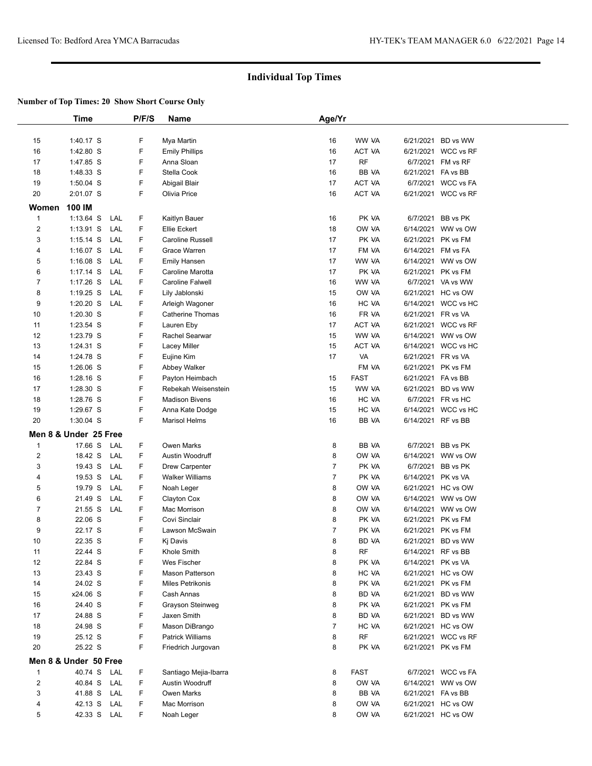# Individual Top Times

**Number of Top Times: 20 Show Short Course Only**

| | Time | | P/F/S | Name | Age/Yr | | | |
|---|---|---|---|---|---|---|---|---|
| 15 | 1:40.17 S | | F | Mya Martin | 16 | WW VA | 6/21/2021 | BD vs WW |
| 16 | 1:42.80 S | | F | Emily Phillips | 16 | ACT VA | 6/21/2021 | WCC vs RF |
| 17 | 1:47.85 S | | F | Anna Sloan | 17 | RF | 6/7/2021 | FM vs RF |
| 18 | 1:48.33 S | | F | Stella Cook | 16 | BB VA | 6/21/2021 | FA vs BB |
| 19 | 1:50.04 S | | F | Abigail Blair | 17 | ACT VA | 6/7/2021 | WCC vs FA |
| 20 | 2:01.07 S | | F | Olivia Price | 16 | ACT VA | 6/21/2021 | WCC vs RF |
| **Women 100 IM** | | | | | | | | |
| 1 | 1:13.64 S | LAL | F | Kaitlyn Bauer | 16 | PK VA | 6/7/2021 | BB vs PK |
| 2 | 1:13.91 S | LAL | F | Ellie Eckert | 18 | OW VA | 6/14/2021 | WW vs OW |
| 3 | 1:15.14 S | LAL | F | Caroline Russell | 17 | PK VA | 6/21/2021 | PK vs FM |
| 4 | 1:16.07 S | LAL | F | Grace Warren | 17 | FM VA | 6/14/2021 | FM vs FA |
| 5 | 1:16.08 S | LAL | F | Emily Hansen | 17 | WW VA | 6/14/2021 | WW vs OW |
| 6 | 1:17.14 S | LAL | F | Caroline Marotta | 17 | PK VA | 6/21/2021 | PK vs FM |
| 7 | 1:17.26 S | LAL | F | Caroline Falwell | 16 | WW VA | 6/7/2021 | VA vs WW |
| 8 | 1:19.25 S | LAL | F | Lily Jablonski | 15 | OW VA | 6/21/2021 | HC vs OW |
| 9 | 1:20.20 S | LAL | F | Arleigh Wagoner | 16 | HC VA | 6/14/2021 | WCC vs HC |
| 10 | 1:20.30 S | | F | Catherine Thomas | 16 | FR VA | 6/21/2021 | FR vs VA |
| 11 | 1:23.54 S | | F | Lauren Eby | 17 | ACT VA | 6/21/2021 | WCC vs RF |
| 12 | 1:23.79 S | | F | Rachel Searwar | 15 | WW VA | 6/14/2021 | WW vs OW |
| 13 | 1:24.31 S | | F | Lacey Miller | 15 | ACT VA | 6/14/2021 | WCC vs HC |
| 14 | 1:24.78 S | | F | Eujine Kim | 17 | VA | 6/21/2021 | FR vs VA |
| 15 | 1:26.06 S | | F | Abbey Walker | | FM VA | 6/21/2021 | PK vs FM |
| 16 | 1:28.16 S | | F | Payton Heimbach | 15 | FAST | 6/21/2021 | FA vs BB |
| 17 | 1:28.30 S | | F | Rebekah Weisenstein | 15 | WW VA | 6/21/2021 | BD vs WW |
| 18 | 1:28.76 S | | F | Madison Bivens | 16 | HC VA | 6/7/2021 | FR vs HC |
| 19 | 1:29.67 S | | F | Anna Kate Dodge | 15 | HC VA | 6/14/2021 | WCC vs HC |
| 20 | 1:30.04 S | | F | Marisol Helms | 16 | BB VA | 6/14/2021 | RF vs BB |
| **Men 8 & Under 25 Free** | | | | | | | | |
| 1 | 17.66 S | LAL | F | Owen Marks | 8 | BB VA | 6/7/2021 | BB vs PK |
| 2 | 18.42 S | LAL | F | Austin Woodruff | 8 | OW VA | 6/14/2021 | WW vs OW |
| 3 | 19.43 S | LAL | F | Drew Carpenter | 7 | PK VA | 6/7/2021 | BB vs PK |
| 4 | 19.53 S | LAL | F | Walker Williams | 7 | PK VA | 6/14/2021 | PK vs VA |
| 5 | 19.79 S | LAL | F | Noah Leger | 8 | OW VA | 6/21/2021 | HC vs OW |
| 6 | 21.49 S | LAL | F | Clayton Cox | 8 | OW VA | 6/14/2021 | WW vs OW |
| 7 | 21.55 S | LAL | F | Mac Morrison | 8 | OW VA | 6/14/2021 | WW vs OW |
| 8 | 22.06 S | | F | Covi Sinclair | 8 | PK VA | 6/21/2021 | PK vs FM |
| 9 | 22.17 S | | F | Lawson McSwain | 7 | PK VA | 6/21/2021 | PK vs FM |
| 10 | 22.35 S | | F | Kj Davis | 8 | BD VA | 6/21/2021 | BD vs WW |
| 11 | 22.44 S | | F | Khole Smith | 8 | RF | 6/14/2021 | RF vs BB |
| 12 | 22.84 S | | F | Wes Fischer | 8 | PK VA | 6/14/2021 | PK vs VA |
| 13 | 23.43 S | | F | Mason Patterson | 8 | HC VA | 6/21/2021 | HC vs OW |
| 14 | 24.02 S | | F | Miles Petrikonis | 8 | PK VA | 6/21/2021 | PK vs FM |
| 15 | x24.06 S | | F | Cash Annas | 8 | BD VA | 6/21/2021 | BD vs WW |
| 16 | 24.40 S | | F | Grayson Steinweg | 8 | PK VA | 6/21/2021 | PK vs FM |
| 17 | 24.88 S | | F | Jaxen Smith | 8 | BD VA | 6/21/2021 | BD vs WW |
| 18 | 24.98 S | | F | Mason DiBrango | 7 | HC VA | 6/21/2021 | HC vs OW |
| 19 | 25.12 S | | F | Patrick Williams | 8 | RF | 6/21/2021 | WCC vs RF |
| 20 | 25.22 S | | F | Friedrich Jurgovan | 8 | PK VA | 6/21/2021 | PK vs FM |
| **Men 8 & Under 50 Free** | | | | | | | | |
| 1 | 40.74 S | LAL | F | Santiago Mejia-Ibarra | 8 | FAST | 6/7/2021 | WCC vs FA |
| 2 | 40.84 S | LAL | F | Austin Woodruff | 8 | OW VA | 6/14/2021 | WW vs OW |
| 3 | 41.88 S | LAL | F | Owen Marks | 8 | BB VA | 6/21/2021 | FA vs BB |
| 4 | 42.13 S | LAL | F | Mac Morrison | 8 | OW VA | 6/21/2021 | HC vs OW |
| 5 | 42.33 S | LAL | F | Noah Leger | 8 | OW VA | 6/21/2021 | HC vs OW |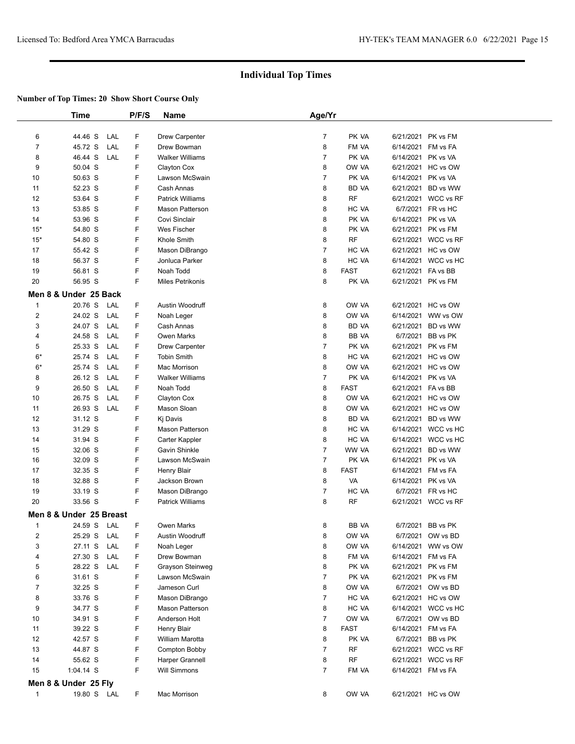## Individual Top Times

**Number of Top Times: 20 Show Short Course Only**

| | Time | | P/F/S | Name | Age/Yr | | | |
|---|---|---|---|---|---|---|---|---|
| 6 | 44.46 S | LAL | F | Drew Carpenter | 7 | PK VA | 6/21/2021 | PK vs FM |
| 7 | 45.72 S | LAL | F | Drew Bowman | 8 | FM VA | 6/14/2021 | FM vs FA |
| 8 | 46.44 S | LAL | F | Walker Williams | 7 | PK VA | 6/14/2021 | PK vs VA |
| 9 | 50.04 S | | F | Clayton Cox | 8 | OW VA | 6/21/2021 | HC vs OW |
| 10 | 50.63 S | | F | Lawson McSwain | 7 | PK VA | 6/14/2021 | PK vs VA |
| 11 | 52.23 S | | F | Cash Annas | 8 | BD VA | 6/21/2021 | BD vs WW |
| 12 | 53.64 S | | F | Patrick Williams | 8 | RF | 6/21/2021 | WCC vs RF |
| 13 | 53.85 S | | F | Mason Patterson | 8 | HC VA | 6/7/2021 | FR vs HC |
| 14 | 53.96 S | | F | Covi Sinclair | 8 | PK VA | 6/14/2021 | PK vs VA |
| 15* | 54.80 S | | F | Wes Fischer | 8 | PK VA | 6/21/2021 | PK vs FM |
| 15* | 54.80 S | | F | Khole Smith | 8 | RF | 6/21/2021 | WCC vs RF |
| 17 | 55.42 S | | F | Mason DiBrango | 7 | HC VA | 6/21/2021 | HC vs OW |
| 18 | 56.37 S | | F | Jonluca Parker | 8 | HC VA | 6/14/2021 | WCC vs HC |
| 19 | 56.81 S | | F | Noah Todd | 8 | FAST | 6/21/2021 | FA vs BB |
| 20 | 56.95 S | | F | Miles Petrikonis | 8 | PK VA | 6/21/2021 | PK vs FM |

### Men 8 & Under 25 Back

| | Time | | P/F/S | Name | Age/Yr | | | |
|---|---|---|---|---|---|---|---|---|
| 1 | 20.76 S | LAL | F | Austin Woodruff | 8 | OW VA | 6/21/2021 | HC vs OW |
| 2 | 24.02 S | LAL | F | Noah Leger | 8 | OW VA | 6/14/2021 | WW vs OW |
| 3 | 24.07 S | LAL | F | Cash Annas | 8 | BD VA | 6/21/2021 | BD vs WW |
| 4 | 24.58 S | LAL | F | Owen Marks | 8 | BB VA | 6/7/2021 | BB vs PK |
| 5 | 25.33 S | LAL | F | Drew Carpenter | 7 | PK VA | 6/21/2021 | PK vs FM |
| 6* | 25.74 S | LAL | F | Tobin Smith | 8 | HC VA | 6/21/2021 | HC vs OW |
| 6* | 25.74 S | LAL | F | Mac Morrison | 8 | OW VA | 6/21/2021 | HC vs OW |
| 8 | 26.12 S | LAL | F | Walker Williams | 7 | PK VA | 6/14/2021 | PK vs VA |
| 9 | 26.50 S | LAL | F | Noah Todd | 8 | FAST | 6/21/2021 | FA vs BB |
| 10 | 26.75 S | LAL | F | Clayton Cox | 8 | OW VA | 6/21/2021 | HC vs OW |
| 11 | 26.93 S | LAL | F | Mason Sloan | 8 | OW VA | 6/21/2021 | HC vs OW |
| 12 | 31.12 S | | F | Kj Davis | 8 | BD VA | 6/21/2021 | BD vs WW |
| 13 | 31.29 S | | F | Mason Patterson | 8 | HC VA | 6/14/2021 | WCC vs HC |
| 14 | 31.94 S | | F | Carter Kappler | 8 | HC VA | 6/14/2021 | WCC vs HC |
| 15 | 32.06 S | | F | Gavin Shinkle | 7 | WW VA | 6/21/2021 | BD vs WW |
| 16 | 32.09 S | | F | Lawson McSwain | 7 | PK VA | 6/14/2021 | PK vs VA |
| 17 | 32.35 S | | F | Henry Blair | 8 | FAST | 6/14/2021 | FM vs FA |
| 18 | 32.88 S | | F | Jackson Brown | 8 | VA | 6/14/2021 | PK vs VA |
| 19 | 33.19 S | | F | Mason DiBrango | 7 | HC VA | 6/7/2021 | FR vs HC |
| 20 | 33.56 S | | F | Patrick Williams | 8 | RF | 6/21/2021 | WCC vs RF |

### Men 8 & Under 25 Breast

| | Time | | P/F/S | Name | Age/Yr | | | |
|---|---|---|---|---|---|---|---|---|
| 1 | 24.59 S | LAL | F | Owen Marks | 8 | BB VA | 6/7/2021 | BB vs PK |
| 2 | 25.29 S | LAL | F | Austin Woodruff | 8 | OW VA | 6/7/2021 | OW vs BD |
| 3 | 27.11 S | LAL | F | Noah Leger | 8 | OW VA | 6/14/2021 | WW vs OW |
| 4 | 27.30 S | LAL | F | Drew Bowman | 8 | FM VA | 6/14/2021 | FM vs FA |
| 5 | 28.22 S | LAL | F | Grayson Steinweg | 8 | PK VA | 6/21/2021 | PK vs FM |
| 6 | 31.61 S | | F | Lawson McSwain | 7 | PK VA | 6/21/2021 | PK vs FM |
| 7 | 32.25 S | | F | Jameson Curl | 8 | OW VA | 6/7/2021 | OW vs BD |
| 8 | 33.76 S | | F | Mason DiBrango | 7 | HC VA | 6/21/2021 | HC vs OW |
| 9 | 34.77 S | | F | Mason Patterson | 8 | HC VA | 6/14/2021 | WCC vs HC |
| 10 | 34.91 S | | F | Anderson Holt | 7 | OW VA | 6/7/2021 | OW vs BD |
| 11 | 39.22 S | | F | Henry Blair | 8 | FAST | 6/14/2021 | FM vs FA |
| 12 | 42.57 S | | F | William Marotta | 8 | PK VA | 6/7/2021 | BB vs PK |
| 13 | 44.87 S | | F | Compton Bobby | 7 | RF | 6/21/2021 | WCC vs RF |
| 14 | 55.62 S | | F | Harper Grannell | 8 | RF | 6/21/2021 | WCC vs RF |
| 15 | 1:04.14 S | | F | Will Simmons | 7 | FM VA | 6/14/2021 | FM vs FA |

### Men 8 & Under 25 Fly

| | Time | | P/F/S | Name | Age/Yr | | | |
|---|---|---|---|---|---|---|---|---|
| 1 | 19.80 S | LAL | F | Mac Morrison | 8 | OW VA | 6/21/2021 | HC vs OW |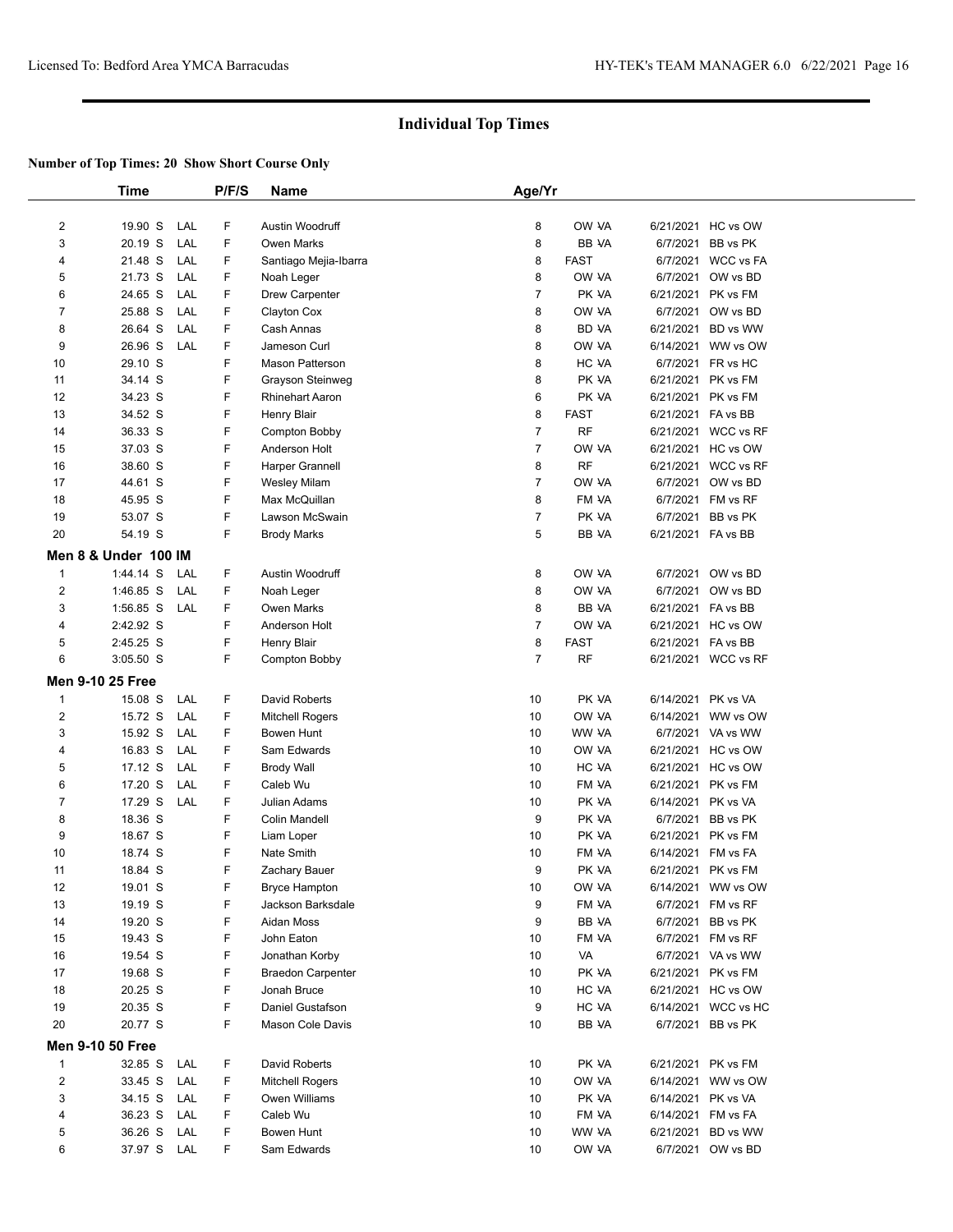## Individual Top Times

**Number of Top Times: 20 Show Short Course Only**

| | Time | | P/F/S | Name | Age/Yr | | | |
|---|---|---|---|---|---|---|---|---|
| 2 | 19.90 S | LAL | F | Austin Woodruff | 8 | OW VA | 6/21/2021 | HC vs OW |
| 3 | 20.19 S | LAL | F | Owen Marks | 8 | BB VA | 6/7/2021 | BB vs PK |
| 4 | 21.48 S | LAL | F | Santiago Mejia-Ibarra | 8 | FAST | 6/7/2021 | WCC vs FA |
| 5 | 21.73 S | LAL | F | Noah Leger | 8 | OW VA | 6/7/2021 | OW vs BD |
| 6 | 24.65 S | LAL | F | Drew Carpenter | 7 | PK VA | 6/21/2021 | PK vs FM |
| 7 | 25.88 S | LAL | F | Clayton Cox | 8 | OW VA | 6/7/2021 | OW vs BD |
| 8 | 26.64 S | LAL | F | Cash Annas | 8 | BD VA | 6/21/2021 | BD vs WW |
| 9 | 26.96 S | LAL | F | Jameson Curl | 8 | OW VA | 6/14/2021 | WW vs OW |
| 10 | 29.10 S | | F | Mason Patterson | 8 | HC VA | 6/7/2021 | FR vs HC |
| 11 | 34.14 S | | F | Grayson Steinweg | 8 | PK VA | 6/21/2021 | PK vs FM |
| 12 | 34.23 S | | F | Rhinehart Aaron | 6 | PK VA | 6/21/2021 | PK vs FM |
| 13 | 34.52 S | | F | Henry Blair | 8 | FAST | 6/21/2021 | FA vs BB |
| 14 | 36.33 S | | F | Compton Bobby | 7 | RF | 6/21/2021 | WCC vs RF |
| 15 | 37.03 S | | F | Anderson Holt | 7 | OW VA | 6/21/2021 | HC vs OW |
| 16 | 38.60 S | | F | Harper Grannell | 8 | RF | 6/21/2021 | WCC vs RF |
| 17 | 44.61 S | | F | Wesley Milam | 7 | OW VA | 6/7/2021 | OW vs BD |
| 18 | 45.95 S | | F | Max McQuillan | 8 | FM VA | 6/7/2021 | FM vs RF |
| 19 | 53.07 S | | F | Lawson McSwain | 7 | PK VA | 6/7/2021 | BB vs PK |
| 20 | 54.19 S | | F | Brody Marks | 5 | BB VA | 6/21/2021 | FA vs BB |
| **Men 8 & Under 100 IM** | | | | | | | | |
| 1 | 1:44.14 S | LAL | F | Austin Woodruff | 8 | OW VA | 6/7/2021 | OW vs BD |
| 2 | 1:46.85 S | LAL | F | Noah Leger | 8 | OW VA | 6/7/2021 | OW vs BD |
| 3 | 1:56.85 S | LAL | F | Owen Marks | 8 | BB VA | 6/21/2021 | FA vs BB |
| 4 | 2:42.92 S | | F | Anderson Holt | 7 | OW VA | 6/21/2021 | HC vs OW |
| 5 | 2:45.25 S | | F | Henry Blair | 8 | FAST | 6/21/2021 | FA vs BB |
| 6 | 3:05.50 S | | F | Compton Bobby | 7 | RF | 6/21/2021 | WCC vs RF |
| **Men 9-10 25 Free** | | | | | | | | |
| 1 | 15.08 S | LAL | F | David Roberts | 10 | PK VA | 6/14/2021 | PK vs VA |
| 2 | 15.72 S | LAL | F | Mitchell Rogers | 10 | OW VA | 6/14/2021 | WW vs OW |
| 3 | 15.92 S | LAL | F | Bowen Hunt | 10 | WW VA | 6/7/2021 | VA vs WW |
| 4 | 16.83 S | LAL | F | Sam Edwards | 10 | OW VA | 6/21/2021 | HC vs OW |
| 5 | 17.12 S | LAL | F | Brody Wall | 10 | HC VA | 6/21/2021 | HC vs OW |
| 6 | 17.20 S | LAL | F | Caleb Wu | 10 | FM VA | 6/21/2021 | PK vs FM |
| 7 | 17.29 S | LAL | F | Julian Adams | 10 | PK VA | 6/14/2021 | PK vs VA |
| 8 | 18.36 S | | F | Colin Mandell | 9 | PK VA | 6/7/2021 | BB vs PK |
| 9 | 18.67 S | | F | Liam Loper | 10 | PK VA | 6/21/2021 | PK vs FM |
| 10 | 18.74 S | | F | Nate Smith | 10 | FM VA | 6/14/2021 | FM vs FA |
| 11 | 18.84 S | | F | Zachary Bauer | 9 | PK VA | 6/21/2021 | PK vs FM |
| 12 | 19.01 S | | F | Bryce Hampton | 10 | OW VA | 6/14/2021 | WW vs OW |
| 13 | 19.19 S | | F | Jackson Barksdale | 9 | FM VA | 6/7/2021 | FM vs RF |
| 14 | 19.20 S | | F | Aidan Moss | 9 | BB VA | 6/7/2021 | BB vs PK |
| 15 | 19.43 S | | F | John Eaton | 10 | FM VA | 6/7/2021 | FM vs RF |
| 16 | 19.54 S | | F | Jonathan Korby | 10 | VA | 6/7/2021 | VA vs WW |
| 17 | 19.68 S | | F | Braedon Carpenter | 10 | PK VA | 6/21/2021 | PK vs FM |
| 18 | 20.25 S | | F | Jonah Bruce | 10 | HC VA | 6/21/2021 | HC vs OW |
| 19 | 20.35 S | | F | Daniel Gustafson | 9 | HC VA | 6/14/2021 | WCC vs HC |
| 20 | 20.77 S | | F | Mason Cole Davis | 10 | BB VA | 6/7/2021 | BB vs PK |
| **Men 9-10 50 Free** | | | | | | | | |
| 1 | 32.85 S | LAL | F | David Roberts | 10 | PK VA | 6/21/2021 | PK vs FM |
| 2 | 33.45 S | LAL | F | Mitchell Rogers | 10 | OW VA | 6/14/2021 | WW vs OW |
| 3 | 34.15 S | LAL | F | Owen Williams | 10 | PK VA | 6/14/2021 | PK vs VA |
| 4 | 36.23 S | LAL | F | Caleb Wu | 10 | FM VA | 6/14/2021 | FM vs FA |
| 5 | 36.26 S | LAL | F | Bowen Hunt | 10 | WW VA | 6/21/2021 | BD vs WW |
| 6 | 37.97 S | LAL | F | Sam Edwards | 10 | OW VA | 6/7/2021 | OW vs BD |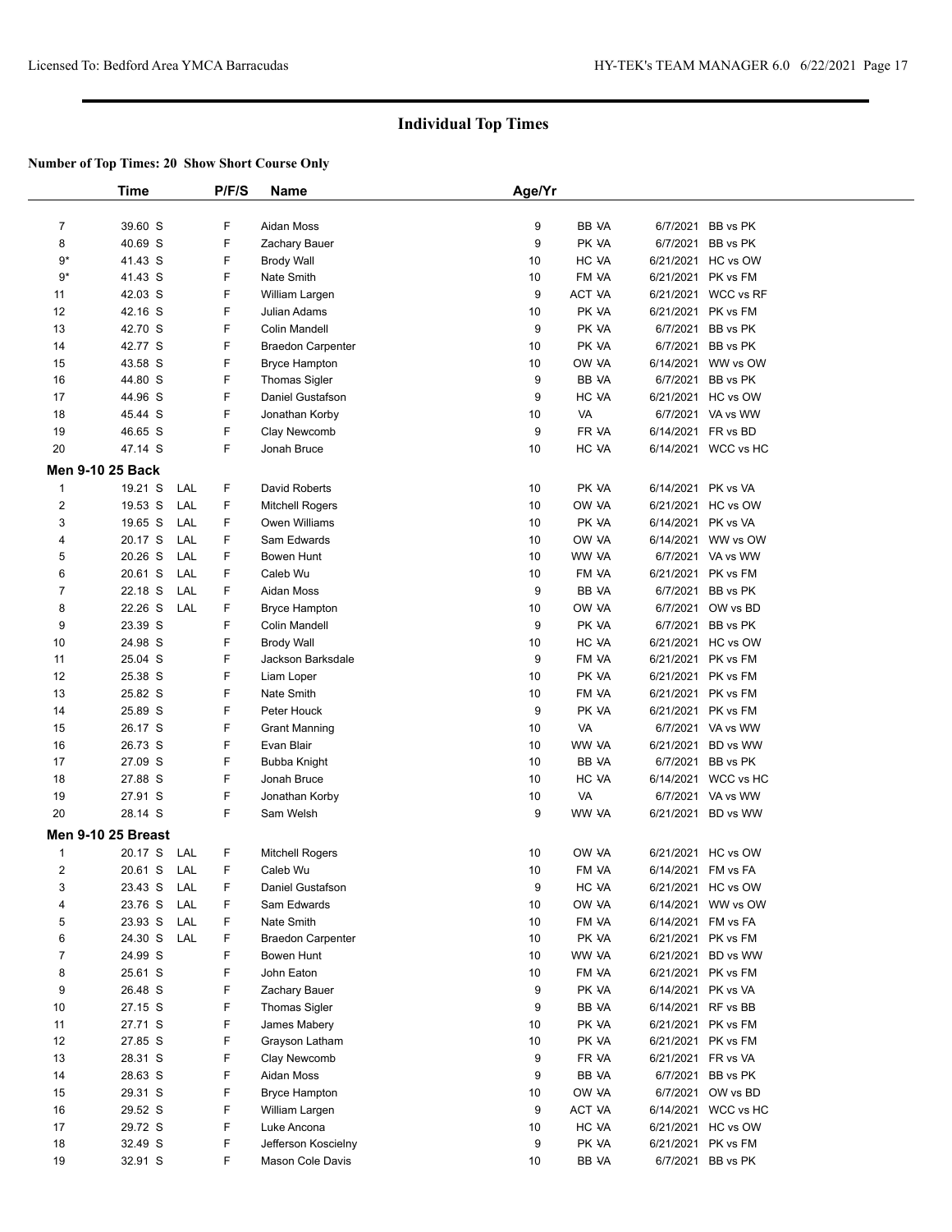## Individual Top Times

**Number of Top Times: 20 Show Short Course Only**

| | Time | | P/F/S | Name | Age/Yr | | | |
|---|---|---|---|---|---|---|---|---|
| 7 | 39.60 S | | F | Aidan Moss | 9 | BB VA | 6/7/2021 | BB vs PK |
| 8 | 40.69 S | | F | Zachary Bauer | 9 | PK VA | 6/7/2021 | BB vs PK |
| 9* | 41.43 S | | F | Brody Wall | 10 | HC VA | 6/21/2021 | HC vs OW |
| 9* | 41.43 S | | F | Nate Smith | 10 | FM VA | 6/21/2021 | PK vs FM |
| 11 | 42.03 S | | F | William Largen | 9 | ACT VA | 6/21/2021 | WCC vs RF |
| 12 | 42.16 S | | F | Julian Adams | 10 | PK VA | 6/21/2021 | PK vs FM |
| 13 | 42.70 S | | F | Colin Mandell | 9 | PK VA | 6/7/2021 | BB vs PK |
| 14 | 42.77 S | | F | Braedon Carpenter | 10 | PK VA | 6/7/2021 | BB vs PK |
| 15 | 43.58 S | | F | Bryce Hampton | 10 | OW VA | 6/14/2021 | WW vs OW |
| 16 | 44.80 S | | F | Thomas Sigler | 9 | BB VA | 6/7/2021 | BB vs PK |
| 17 | 44.96 S | | F | Daniel Gustafson | 9 | HC VA | 6/21/2021 | HC vs OW |
| 18 | 45.44 S | | F | Jonathan Korby | 10 | VA | 6/7/2021 | VA vs WW |
| 19 | 46.65 S | | F | Clay Newcomb | 9 | FR VA | 6/14/2021 | FR vs BD |
| 20 | 47.14 S | | F | Jonah Bruce | 10 | HC VA | 6/14/2021 | WCC vs HC |
| **Men 9-10 25 Back** | | | | | | | | |
| 1 | 19.21 S | LAL | F | David Roberts | 10 | PK VA | 6/14/2021 | PK vs VA |
| 2 | 19.53 S | LAL | F | Mitchell Rogers | 10 | OW VA | 6/21/2021 | HC vs OW |
| 3 | 19.65 S | LAL | F | Owen Williams | 10 | PK VA | 6/14/2021 | PK vs VA |
| 4 | 20.17 S | LAL | F | Sam Edwards | 10 | OW VA | 6/14/2021 | WW vs OW |
| 5 | 20.26 S | LAL | F | Bowen Hunt | 10 | WW VA | 6/7/2021 | VA vs WW |
| 6 | 20.61 S | LAL | F | Caleb Wu | 10 | FM VA | 6/21/2021 | PK vs FM |
| 7 | 22.18 S | LAL | F | Aidan Moss | 9 | BB VA | 6/7/2021 | BB vs PK |
| 8 | 22.26 S | LAL | F | Bryce Hampton | 10 | OW VA | 6/7/2021 | OW vs BD |
| 9 | 23.39 S | | F | Colin Mandell | 9 | PK VA | 6/7/2021 | BB vs PK |
| 10 | 24.98 S | | F | Brody Wall | 10 | HC VA | 6/21/2021 | HC vs OW |
| 11 | 25.04 S | | F | Jackson Barksdale | 9 | FM VA | 6/21/2021 | PK vs FM |
| 12 | 25.38 S | | F | Liam Loper | 10 | PK VA | 6/21/2021 | PK vs FM |
| 13 | 25.82 S | | F | Nate Smith | 10 | FM VA | 6/21/2021 | PK vs FM |
| 14 | 25.89 S | | F | Peter Houck | 9 | PK VA | 6/21/2021 | PK vs FM |
| 15 | 26.17 S | | F | Grant Manning | 10 | VA | 6/7/2021 | VA vs WW |
| 16 | 26.73 S | | F | Evan Blair | 10 | WW VA | 6/21/2021 | BD vs WW |
| 17 | 27.09 S | | F | Bubba Knight | 10 | BB VA | 6/7/2021 | BB vs PK |
| 18 | 27.88 S | | F | Jonah Bruce | 10 | HC VA | 6/14/2021 | WCC vs HC |
| 19 | 27.91 S | | F | Jonathan Korby | 10 | VA | 6/7/2021 | VA vs WW |
| 20 | 28.14 S | | F | Sam Welsh | 9 | WW VA | 6/21/2021 | BD vs WW |
| **Men 9-10 25 Breast** | | | | | | | | |
| 1 | 20.17 S | LAL | F | Mitchell Rogers | 10 | OW VA | 6/21/2021 | HC vs OW |
| 2 | 20.61 S | LAL | F | Caleb Wu | 10 | FM VA | 6/14/2021 | FM vs FA |
| 3 | 23.43 S | LAL | F | Daniel Gustafson | 9 | HC VA | 6/21/2021 | HC vs OW |
| 4 | 23.76 S | LAL | F | Sam Edwards | 10 | OW VA | 6/14/2021 | WW vs OW |
| 5 | 23.93 S | LAL | F | Nate Smith | 10 | FM VA | 6/14/2021 | FM vs FA |
| 6 | 24.30 S | LAL | F | Braedon Carpenter | 10 | PK VA | 6/21/2021 | PK vs FM |
| 7 | 24.99 S | | F | Bowen Hunt | 10 | WW VA | 6/21/2021 | BD vs WW |
| 8 | 25.61 S | | F | John Eaton | 10 | FM VA | 6/21/2021 | PK vs FM |
| 9 | 26.48 S | | F | Zachary Bauer | 9 | PK VA | 6/14/2021 | PK vs VA |
| 10 | 27.15 S | | F | Thomas Sigler | 9 | BB VA | 6/14/2021 | RF vs BB |
| 11 | 27.71 S | | F | James Mabery | 10 | PK VA | 6/21/2021 | PK vs FM |
| 12 | 27.85 S | | F | Grayson Latham | 10 | PK VA | 6/21/2021 | PK vs FM |
| 13 | 28.31 S | | F | Clay Newcomb | 9 | FR VA | 6/21/2021 | FR vs VA |
| 14 | 28.63 S | | F | Aidan Moss | 9 | BB VA | 6/7/2021 | BB vs PK |
| 15 | 29.31 S | | F | Bryce Hampton | 10 | OW VA | 6/7/2021 | OW vs BD |
| 16 | 29.52 S | | F | William Largen | 9 | ACT VA | 6/14/2021 | WCC vs HC |
| 17 | 29.72 S | | F | Luke Ancona | 10 | HC VA | 6/21/2021 | HC vs OW |
| 18 | 32.49 S | | F | Jefferson Koscielny | 9 | PK VA | 6/21/2021 | PK vs FM |
| 19 | 32.91 S | | F | Mason Cole Davis | 10 | BB VA | 6/7/2021 | BB vs PK |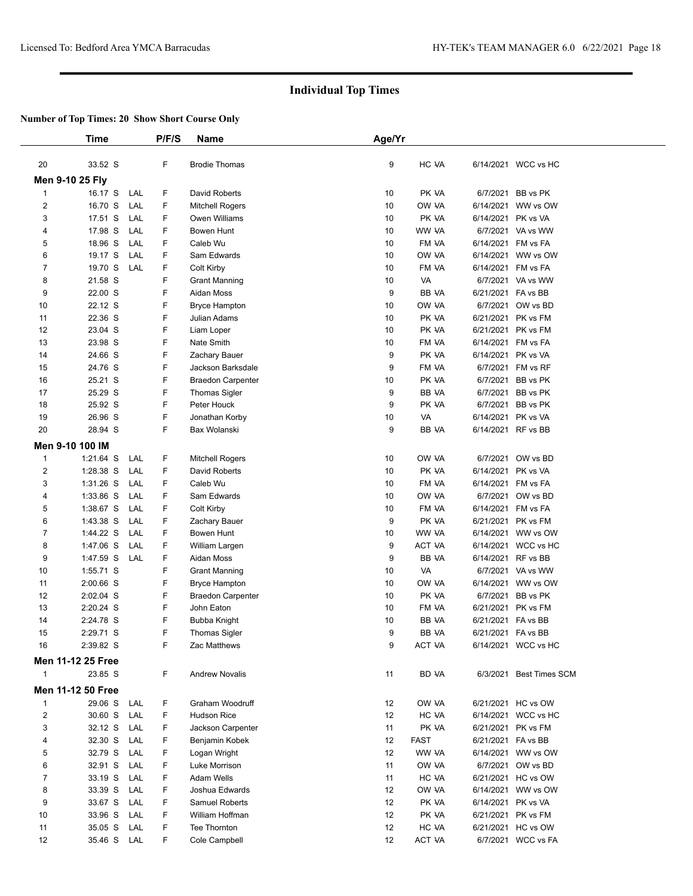## Individual Top Times

**Number of Top Times: 20 Show Short Course Only**

| | Time | | P/F/S | Name | Age/Yr | | |
|---|---|---|---|---|---|---|---|
| 20 | 33.52 S | | F | Brodie Thomas | 9 | HC VA | 6/14/2021 WCC vs HC |
| **Men 9-10 25 Fly** | | | | | | | |
| 1 | 16.17 S | LAL | F | David Roberts | 10 | PK VA | 6/7/2021 BB vs PK |
| 2 | 16.70 S | LAL | F | Mitchell Rogers | 10 | OW VA | 6/14/2021 WW vs OW |
| 3 | 17.51 S | LAL | F | Owen Williams | 10 | PK VA | 6/14/2021 PK vs VA |
| 4 | 17.98 S | LAL | F | Bowen Hunt | 10 | WW VA | 6/7/2021 VA vs WW |
| 5 | 18.96 S | LAL | F | Caleb Wu | 10 | FM VA | 6/14/2021 FM vs FA |
| 6 | 19.17 S | LAL | F | Sam Edwards | 10 | OW VA | 6/14/2021 WW vs OW |
| 7 | 19.70 S | LAL | F | Colt Kirby | 10 | FM VA | 6/14/2021 FM vs FA |
| 8 | 21.58 S | | F | Grant Manning | 10 | VA | 6/7/2021 VA vs WW |
| 9 | 22.00 S | | F | Aidan Moss | 9 | BB VA | 6/21/2021 FA vs BB |
| 10 | 22.12 S | | F | Bryce Hampton | 10 | OW VA | 6/7/2021 OW vs BD |
| 11 | 22.36 S | | F | Julian Adams | 10 | PK VA | 6/21/2021 PK vs FM |
| 12 | 23.04 S | | F | Liam Loper | 10 | PK VA | 6/21/2021 PK vs FM |
| 13 | 23.98 S | | F | Nate Smith | 10 | FM VA | 6/14/2021 FM vs FA |
| 14 | 24.66 S | | F | Zachary Bauer | 9 | PK VA | 6/14/2021 PK vs VA |
| 15 | 24.76 S | | F | Jackson Barksdale | 9 | FM VA | 6/7/2021 FM vs RF |
| 16 | 25.21 S | | F | Braedon Carpenter | 10 | PK VA | 6/7/2021 BB vs PK |
| 17 | 25.29 S | | F | Thomas Sigler | 9 | BB VA | 6/7/2021 BB vs PK |
| 18 | 25.92 S | | F | Peter Houck | 9 | PK VA | 6/7/2021 BB vs PK |
| 19 | 26.96 S | | F | Jonathan Korby | 10 | VA | 6/14/2021 PK vs VA |
| 20 | 28.94 S | | F | Bax Wolanski | 9 | BB VA | 6/14/2021 RF vs BB |
| **Men 9-10 100 IM** | | | | | | | |
| 1 | 1:21.64 S | LAL | F | Mitchell Rogers | 10 | OW VA | 6/7/2021 OW vs BD |
| 2 | 1:28.38 S | LAL | F | David Roberts | 10 | PK VA | 6/14/2021 PK vs VA |
| 3 | 1:31.26 S | LAL | F | Caleb Wu | 10 | FM VA | 6/14/2021 FM vs FA |
| 4 | 1:33.86 S | LAL | F | Sam Edwards | 10 | OW VA | 6/7/2021 OW vs BD |
| 5 | 1:38.67 S | LAL | F | Colt Kirby | 10 | FM VA | 6/14/2021 FM vs FA |
| 6 | 1:43.38 S | LAL | F | Zachary Bauer | 9 | PK VA | 6/21/2021 PK vs FM |
| 7 | 1:44.22 S | LAL | F | Bowen Hunt | 10 | WW VA | 6/14/2021 WW vs OW |
| 8 | 1:47.06 S | LAL | F | William Largen | 9 | ACT VA | 6/14/2021 WCC vs HC |
| 9 | 1:47.59 S | LAL | F | Aidan Moss | 9 | BB VA | 6/14/2021 RF vs BB |
| 10 | 1:55.71 S | | F | Grant Manning | 10 | VA | 6/7/2021 VA vs WW |
| 11 | 2:00.66 S | | F | Bryce Hampton | 10 | OW VA | 6/14/2021 WW vs OW |
| 12 | 2:02.04 S | | F | Braedon Carpenter | 10 | PK VA | 6/7/2021 BB vs PK |
| 13 | 2:20.24 S | | F | John Eaton | 10 | FM VA | 6/21/2021 PK vs FM |
| 14 | 2:24.78 S | | F | Bubba Knight | 10 | BB VA | 6/21/2021 FA vs BB |
| 15 | 2:29.71 S | | F | Thomas Sigler | 9 | BB VA | 6/21/2021 FA vs BB |
| 16 | 2:39.82 S | | F | Zac Matthews | 9 | ACT VA | 6/14/2021 WCC vs HC |
| **Men 11-12 25 Free** | | | | | | | |
| 1 | 23.85 S | | F | Andrew Novalis | 11 | BD VA | 6/3/2021 Best Times SCM |
| **Men 11-12 50 Free** | | | | | | | |
| 1 | 29.06 S | LAL | F | Graham Woodruff | 12 | OW VA | 6/21/2021 HC vs OW |
| 2 | 30.60 S | LAL | F | Hudson Rice | 12 | HC VA | 6/14/2021 WCC vs HC |
| 3 | 32.12 S | LAL | F | Jackson Carpenter | 11 | PK VA | 6/21/2021 PK vs FM |
| 4 | 32.30 S | LAL | F | Benjamin Kobek | 12 | FAST | 6/21/2021 FA vs BB |
| 5 | 32.79 S | LAL | F | Logan Wright | 12 | WW VA | 6/14/2021 WW vs OW |
| 6 | 32.91 S | LAL | F | Luke Morrison | 11 | OW VA | 6/7/2021 OW vs BD |
| 7 | 33.19 S | LAL | F | Adam Wells | 11 | HC VA | 6/21/2021 HC vs OW |
| 8 | 33.39 S | LAL | F | Joshua Edwards | 12 | OW VA | 6/14/2021 WW vs OW |
| 9 | 33.67 S | LAL | F | Samuel Roberts | 12 | PK VA | 6/14/2021 PK vs VA |
| 10 | 33.96 S | LAL | F | William Hoffman | 12 | PK VA | 6/21/2021 PK vs FM |
| 11 | 35.05 S | LAL | F | Tee Thornton | 12 | HC VA | 6/21/2021 HC vs OW |
| 12 | 35.46 S | LAL | F | Cole Campbell | 12 | ACT VA | 6/7/2021 WCC vs FA |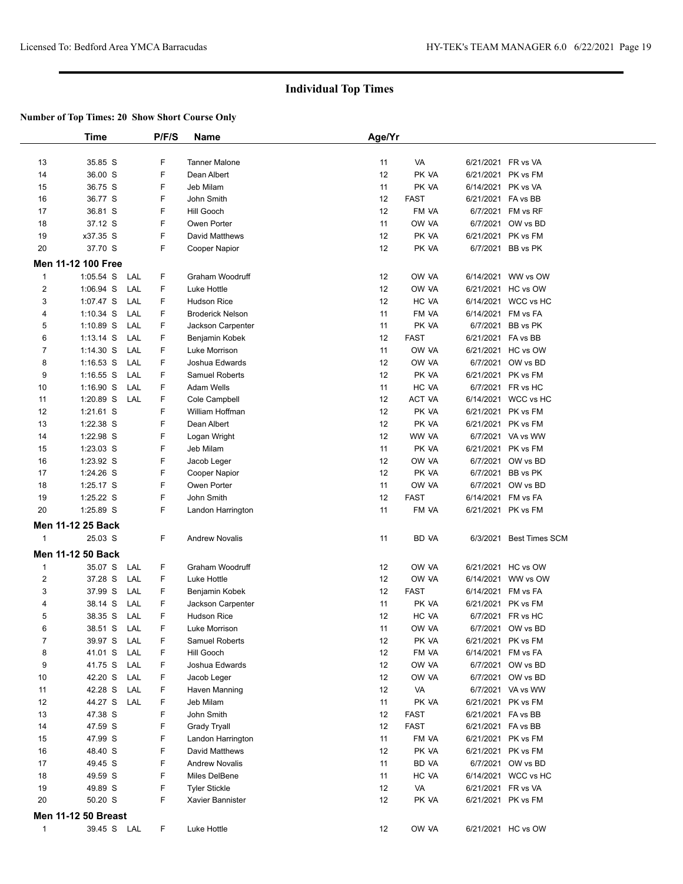## Individual Top Times

**Number of Top Times: 20 Show Short Course Only**

| | Time | | P/F/S | Name | Age/Yr | | | |
|---|---|---|---|---|---|---|---|---|
| 13 | 35.85 S | | F | Tanner Malone | 11 | VA | 6/21/2021 | FR vs VA |
| 14 | 36.00 S | | F | Dean Albert | 12 | PK VA | 6/21/2021 | PK vs FM |
| 15 | 36.75 S | | F | Jeb Milam | 11 | PK VA | 6/14/2021 | PK vs VA |
| 16 | 36.77 S | | F | John Smith | 12 | FAST | 6/21/2021 | FA vs BB |
| 17 | 36.81 S | | F | Hill Gooch | 12 | FM VA | 6/7/2021 | FM vs RF |
| 18 | 37.12 S | | F | Owen Porter | 11 | OW VA | 6/7/2021 | OW vs BD |
| 19 | x37.35 S | | F | David Matthews | 12 | PK VA | 6/21/2021 | PK vs FM |
| 20 | 37.70 S | | F | Cooper Napior | 12 | PK VA | 6/7/2021 | BB vs PK |
| **Men 11-12 100 Free** | | | | | | | | |
| 1 | 1:05.54 S | LAL | F | Graham Woodruff | 12 | OW VA | 6/14/2021 | WW vs OW |
| 2 | 1:06.94 S | LAL | F | Luke Hottle | 12 | OW VA | 6/21/2021 | HC vs OW |
| 3 | 1:07.47 S | LAL | F | Hudson Rice | 12 | HC VA | 6/14/2021 | WCC vs HC |
| 4 | 1:10.34 S | LAL | F | Broderick Nelson | 11 | FM VA | 6/14/2021 | FM vs FA |
| 5 | 1:10.89 S | LAL | F | Jackson Carpenter | 11 | PK VA | 6/7/2021 | BB vs PK |
| 6 | 1:13.14 S | LAL | F | Benjamin Kobek | 12 | FAST | 6/21/2021 | FA vs BB |
| 7 | 1:14.30 S | LAL | F | Luke Morrison | 11 | OW VA | 6/21/2021 | HC vs OW |
| 8 | 1:16.53 S | LAL | F | Joshua Edwards | 12 | OW VA | 6/7/2021 | OW vs BD |
| 9 | 1:16.55 S | LAL | F | Samuel Roberts | 12 | PK VA | 6/21/2021 | PK vs FM |
| 10 | 1:16.90 S | LAL | F | Adam Wells | 11 | HC VA | 6/7/2021 | FR vs HC |
| 11 | 1:20.89 S | LAL | F | Cole Campbell | 12 | ACT VA | 6/14/2021 | WCC vs HC |
| 12 | 1:21.61 S | | F | William Hoffman | 12 | PK VA | 6/21/2021 | PK vs FM |
| 13 | 1:22.38 S | | F | Dean Albert | 12 | PK VA | 6/21/2021 | PK vs FM |
| 14 | 1:22.98 S | | F | Logan Wright | 12 | WW VA | 6/7/2021 | VA vs WW |
| 15 | 1:23.03 S | | F | Jeb Milam | 11 | PK VA | 6/21/2021 | PK vs FM |
| 16 | 1:23.92 S | | F | Jacob Leger | 12 | OW VA | 6/7/2021 | OW vs BD |
| 17 | 1:24.26 S | | F | Cooper Napior | 12 | PK VA | 6/7/2021 | BB vs PK |
| 18 | 1:25.17 S | | F | Owen Porter | 11 | OW VA | 6/7/2021 | OW vs BD |
| 19 | 1:25.22 S | | F | John Smith | 12 | FAST | 6/14/2021 | FM vs FA |
| 20 | 1:25.89 S | | F | Landon Harrington | 11 | FM VA | 6/21/2021 | PK vs FM |
| **Men 11-12 25 Back** | | | | | | | | |
| 1 | 25.03 S | | F | Andrew Novalis | 11 | BD VA | 6/3/2021 | Best Times SCM |
| **Men 11-12 50 Back** | | | | | | | | |
| 1 | 35.07 S | LAL | F | Graham Woodruff | 12 | OW VA | 6/21/2021 | HC vs OW |
| 2 | 37.28 S | LAL | F | Luke Hottle | 12 | OW VA | 6/14/2021 | WW vs OW |
| 3 | 37.99 S | LAL | F | Benjamin Kobek | 12 | FAST | 6/14/2021 | FM vs FA |
| 4 | 38.14 S | LAL | F | Jackson Carpenter | 11 | PK VA | 6/21/2021 | PK vs FM |
| 5 | 38.35 S | LAL | F | Hudson Rice | 12 | HC VA | 6/7/2021 | FR vs HC |
| 6 | 38.51 S | LAL | F | Luke Morrison | 11 | OW VA | 6/7/2021 | OW vs BD |
| 7 | 39.97 S | LAL | F | Samuel Roberts | 12 | PK VA | 6/21/2021 | PK vs FM |
| 8 | 41.01 S | LAL | F | Hill Gooch | 12 | FM VA | 6/14/2021 | FM vs FA |
| 9 | 41.75 S | LAL | F | Joshua Edwards | 12 | OW VA | 6/7/2021 | OW vs BD |
| 10 | 42.20 S | LAL | F | Jacob Leger | 12 | OW VA | 6/7/2021 | OW vs BD |
| 11 | 42.28 S | LAL | F | Haven Manning | 12 | VA | 6/7/2021 | VA vs WW |
| 12 | 44.27 S | LAL | F | Jeb Milam | 11 | PK VA | 6/21/2021 | PK vs FM |
| 13 | 47.38 S | | F | John Smith | 12 | FAST | 6/21/2021 | FA vs BB |
| 14 | 47.59 S | | F | Grady Tryall | 12 | FAST | 6/21/2021 | FA vs BB |
| 15 | 47.99 S | | F | Landon Harrington | 11 | FM VA | 6/21/2021 | PK vs FM |
| 16 | 48.40 S | | F | David Matthews | 12 | PK VA | 6/21/2021 | PK vs FM |
| 17 | 49.45 S | | F | Andrew Novalis | 11 | BD VA | 6/7/2021 | OW vs BD |
| 18 | 49.59 S | | F | Miles DelBene | 11 | HC VA | 6/14/2021 | WCC vs HC |
| 19 | 49.89 S | | F | Tyler Stickle | 12 | VA | 6/21/2021 | FR vs VA |
| 20 | 50.20 S | | F | Xavier Bannister | 12 | PK VA | 6/21/2021 | PK vs FM |
| **Men 11-12 50 Breast** | | | | | | | | |
| 1 | 39.45 S | LAL | F | Luke Hottle | 12 | OW VA | 6/21/2021 | HC vs OW |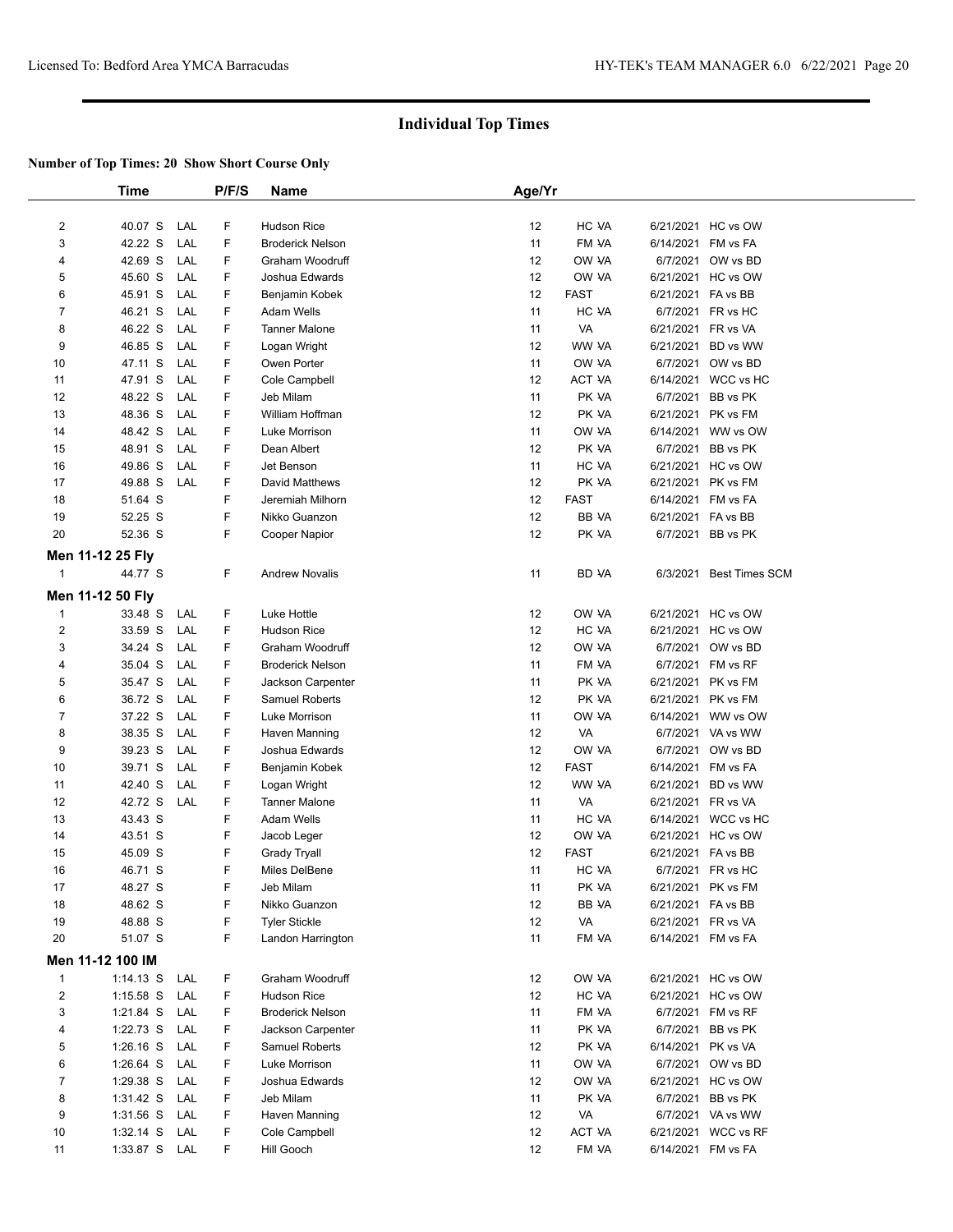## Individual Top Times

**Number of Top Times: 20 Show Short Course Only**

| | Time | | P/F/S | Name | Age/Yr | | | |
|---|---|---|---|---|---|---|---|---|
| 2 | 40.07 S | LAL | F | Hudson Rice | 12 | HC VA | 6/21/2021 | HC vs OW |
| 3 | 42.22 S | LAL | F | Broderick Nelson | 11 | FM VA | 6/14/2021 | FM vs FA |
| 4 | 42.69 S | LAL | F | Graham Woodruff | 12 | OW VA | 6/7/2021 | OW vs BD |
| 5 | 45.60 S | LAL | F | Joshua Edwards | 12 | OW VA | 6/21/2021 | HC vs OW |
| 6 | 45.91 S | LAL | F | Benjamin Kobek | 12 | FAST | 6/21/2021 | FA vs BB |
| 7 | 46.21 S | LAL | F | Adam Wells | 11 | HC VA | 6/7/2021 | FR vs HC |
| 8 | 46.22 S | LAL | F | Tanner Malone | 11 | VA | 6/21/2021 | FR vs VA |
| 9 | 46.85 S | LAL | F | Logan Wright | 12 | WW VA | 6/21/2021 | BD vs WW |
| 10 | 47.11 S | LAL | F | Owen Porter | 11 | OW VA | 6/7/2021 | OW vs BD |
| 11 | 47.91 S | LAL | F | Cole Campbell | 12 | ACT VA | 6/14/2021 | WCC vs HC |
| 12 | 48.22 S | LAL | F | Jeb Milam | 11 | PK VA | 6/7/2021 | BB vs PK |
| 13 | 48.36 S | LAL | F | William Hoffman | 12 | PK VA | 6/21/2021 | PK vs FM |
| 14 | 48.42 S | LAL | F | Luke Morrison | 11 | OW VA | 6/14/2021 | WW vs OW |
| 15 | 48.91 S | LAL | F | Dean Albert | 12 | PK VA | 6/7/2021 | BB vs PK |
| 16 | 49.86 S | LAL | F | Jet Benson | 11 | HC VA | 6/21/2021 | HC vs OW |
| 17 | 49.88 S | LAL | F | David Matthews | 12 | PK VA | 6/21/2021 | PK vs FM |
| 18 | 51.64 S | | F | Jeremiah Milhorn | 12 | FAST | 6/14/2021 | FM vs FA |
| 19 | 52.25 S | | F | Nikko Guanzon | 12 | BB VA | 6/21/2021 | FA vs BB |
| 20 | 52.36 S | | F | Cooper Napior | 12 | PK VA | 6/7/2021 | BB vs PK |
| **Men 11-12 25 Fly** | | | | | | | | |
| 1 | 44.77 S | | F | Andrew Novalis | 11 | BD VA | 6/3/2021 | Best Times SCM |
| **Men 11-12 50 Fly** | | | | | | | | |
| 1 | 33.48 S | LAL | F | Luke Hottle | 12 | OW VA | 6/21/2021 | HC vs OW |
| 2 | 33.59 S | LAL | F | Hudson Rice | 12 | HC VA | 6/21/2021 | HC vs OW |
| 3 | 34.24 S | LAL | F | Graham Woodruff | 12 | OW VA | 6/7/2021 | OW vs BD |
| 4 | 35.04 S | LAL | F | Broderick Nelson | 11 | FM VA | 6/7/2021 | FM vs RF |
| 5 | 35.47 S | LAL | F | Jackson Carpenter | 11 | PK VA | 6/21/2021 | PK vs FM |
| 6 | 36.72 S | LAL | F | Samuel Roberts | 12 | PK VA | 6/21/2021 | PK vs FM |
| 7 | 37.22 S | LAL | F | Luke Morrison | 11 | OW VA | 6/14/2021 | WW vs OW |
| 8 | 38.35 S | LAL | F | Haven Manning | 12 | VA | 6/7/2021 | VA vs WW |
| 9 | 39.23 S | LAL | F | Joshua Edwards | 12 | OW VA | 6/7/2021 | OW vs BD |
| 10 | 39.71 S | LAL | F | Benjamin Kobek | 12 | FAST | 6/14/2021 | FM vs FA |
| 11 | 42.40 S | LAL | F | Logan Wright | 12 | WW VA | 6/21/2021 | BD vs WW |
| 12 | 42.72 S | LAL | F | Tanner Malone | 11 | VA | 6/21/2021 | FR vs VA |
| 13 | 43.43 S | | F | Adam Wells | 11 | HC VA | 6/14/2021 | WCC vs HC |
| 14 | 43.51 S | | F | Jacob Leger | 12 | OW VA | 6/21/2021 | HC vs OW |
| 15 | 45.09 S | | F | Grady Tryall | 12 | FAST | 6/21/2021 | FA vs BB |
| 16 | 46.71 S | | F | Miles DelBene | 11 | HC VA | 6/7/2021 | FR vs HC |
| 17 | 48.27 S | | F | Jeb Milam | 11 | PK VA | 6/21/2021 | PK vs FM |
| 18 | 48.62 S | | F | Nikko Guanzon | 12 | BB VA | 6/21/2021 | FA vs BB |
| 19 | 48.88 S | | F | Tyler Stickle | 12 | VA | 6/21/2021 | FR vs VA |
| 20 | 51.07 S | | F | Landon Harrington | 11 | FM VA | 6/14/2021 | FM vs FA |
| **Men 11-12 100 IM** | | | | | | | | |
| 1 | 1:14.13 S | LAL | F | Graham Woodruff | 12 | OW VA | 6/21/2021 | HC vs OW |
| 2 | 1:15.58 S | LAL | F | Hudson Rice | 12 | HC VA | 6/21/2021 | HC vs OW |
| 3 | 1:21.84 S | LAL | F | Broderick Nelson | 11 | FM VA | 6/7/2021 | FM vs RF |
| 4 | 1:22.73 S | LAL | F | Jackson Carpenter | 11 | PK VA | 6/7/2021 | BB vs PK |
| 5 | 1:26.16 S | LAL | F | Samuel Roberts | 12 | PK VA | 6/14/2021 | PK vs VA |
| 6 | 1:26.64 S | LAL | F | Luke Morrison | 11 | OW VA | 6/7/2021 | OW vs BD |
| 7 | 1:29.38 S | LAL | F | Joshua Edwards | 12 | OW VA | 6/21/2021 | HC vs OW |
| 8 | 1:31.42 S | LAL | F | Jeb Milam | 11 | PK VA | 6/7/2021 | BB vs PK |
| 9 | 1:31.56 S | LAL | F | Haven Manning | 12 | VA | 6/7/2021 | VA vs WW |
| 10 | 1:32.14 S | LAL | F | Cole Campbell | 12 | ACT VA | 6/21/2021 | WCC vs RF |
| 11 | 1:33.87 S | LAL | F | Hill Gooch | 12 | FM VA | 6/14/2021 | FM vs FA |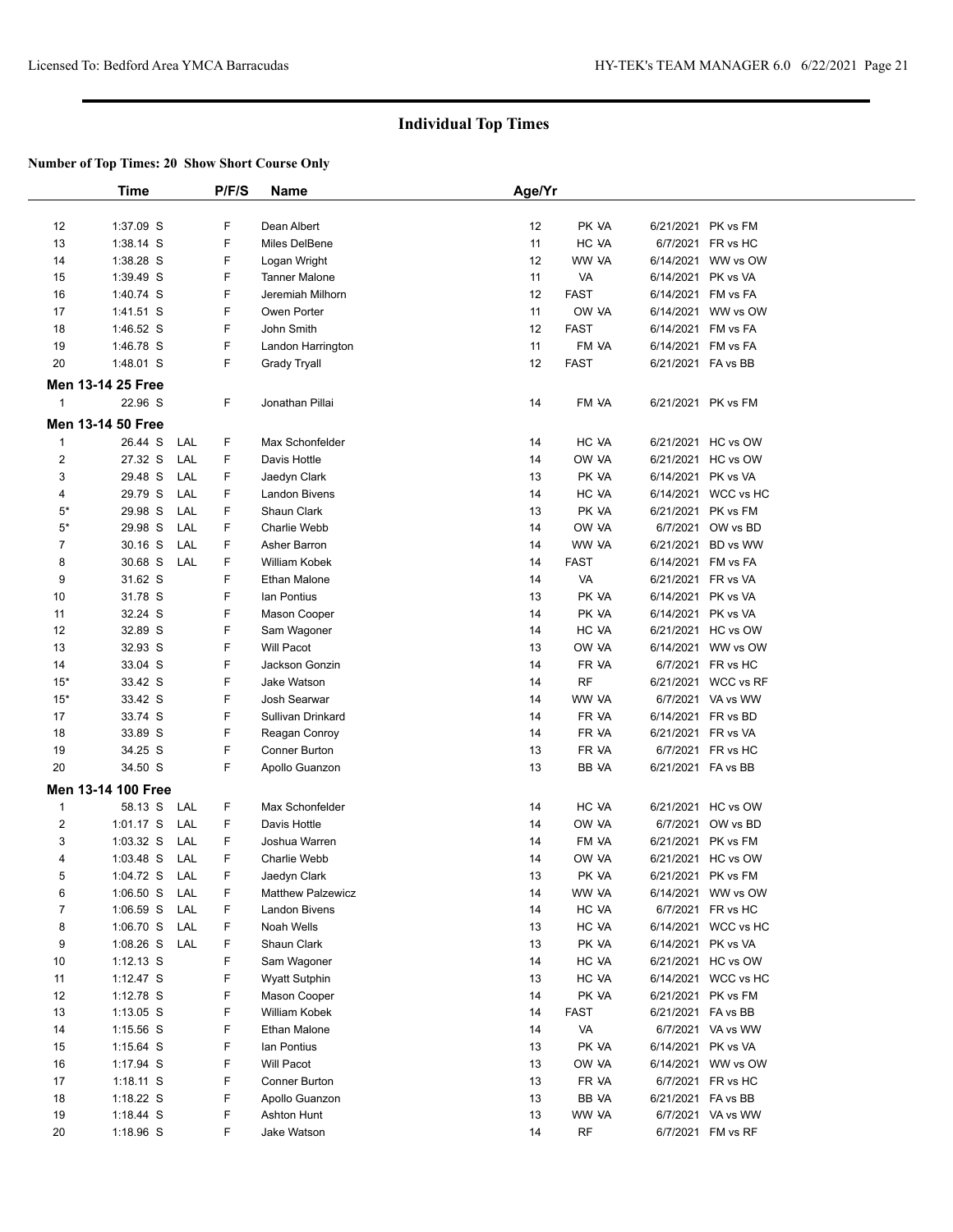# Individual Top Times

**Number of Top Times: 20 Show Short Course Only**

| | Time | | P/F/S | Name | Age/Yr | | | |
|---|---|---|---|---|---|---|---|---|
| 12 | 1:37.09 S | | F | Dean Albert | 12 | PK VA | 6/21/2021 | PK vs FM |
| 13 | 1:38.14 S | | F | Miles DelBene | 11 | HC VA | 6/7/2021 | FR vs HC |
| 14 | 1:38.28 S | | F | Logan Wright | 12 | WW VA | 6/14/2021 | WW vs OW |
| 15 | 1:39.49 S | | F | Tanner Malone | 11 | VA | 6/14/2021 | PK vs VA |
| 16 | 1:40.74 S | | F | Jeremiah Milhorn | 12 | FAST | 6/14/2021 | FM vs FA |
| 17 | 1:41.51 S | | F | Owen Porter | 11 | OW VA | 6/14/2021 | WW vs OW |
| 18 | 1:46.52 S | | F | John Smith | 12 | FAST | 6/14/2021 | FM vs FA |
| 19 | 1:46.78 S | | F | Landon Harrington | 11 | FM VA | 6/14/2021 | FM vs FA |
| 20 | 1:48.01 S | | F | Grady Tryall | 12 | FAST | 6/21/2021 | FA vs BB |
| **Men 13-14 25 Free** | | | | | | | | |
| 1 | 22.96 S | | F | Jonathan Pillai | 14 | FM VA | 6/21/2021 | PK vs FM |
| **Men 13-14 50 Free** | | | | | | | | |
| 1 | 26.44 S | LAL | F | Max Schonfelder | 14 | HC VA | 6/21/2021 | HC vs OW |
| 2 | 27.32 S | LAL | F | Davis Hottle | 14 | OW VA | 6/21/2021 | HC vs OW |
| 3 | 29.48 S | LAL | F | Jaedyn Clark | 13 | PK VA | 6/14/2021 | PK vs VA |
| 4 | 29.79 S | LAL | F | Landon Bivens | 14 | HC VA | 6/14/2021 | WCC vs HC |
| 5* | 29.98 S | LAL | F | Shaun Clark | 13 | PK VA | 6/21/2021 | PK vs FM |
| 5* | 29.98 S | LAL | F | Charlie Webb | 14 | OW VA | 6/7/2021 | OW vs BD |
| 7 | 30.16 S | LAL | F | Asher Barron | 14 | WW VA | 6/21/2021 | BD vs WW |
| 8 | 30.68 S | LAL | F | William Kobek | 14 | FAST | 6/14/2021 | FM vs FA |
| 9 | 31.62 S | | F | Ethan Malone | 14 | VA | 6/21/2021 | FR vs VA |
| 10 | 31.78 S | | F | Ian Pontius | 13 | PK VA | 6/14/2021 | PK vs VA |
| 11 | 32.24 S | | F | Mason Cooper | 14 | PK VA | 6/14/2021 | PK vs VA |
| 12 | 32.89 S | | F | Sam Wagoner | 14 | HC VA | 6/21/2021 | HC vs OW |
| 13 | 32.93 S | | F | Will Pacot | 13 | OW VA | 6/14/2021 | WW vs OW |
| 14 | 33.04 S | | F | Jackson Gonzin | 14 | FR VA | 6/7/2021 | FR vs HC |
| 15* | 33.42 S | | F | Jake Watson | 14 | RF | 6/21/2021 | WCC vs RF |
| 15* | 33.42 S | | F | Josh Searwar | 14 | WW VA | 6/7/2021 | VA vs WW |
| 17 | 33.74 S | | F | Sullivan Drinkard | 14 | FR VA | 6/14/2021 | FR vs BD |
| 18 | 33.89 S | | F | Reagan Conroy | 14 | FR VA | 6/21/2021 | FR vs VA |
| 19 | 34.25 S | | F | Conner Burton | 13 | FR VA | 6/7/2021 | FR vs HC |
| 20 | 34.50 S | | F | Apollo Guanzon | 13 | BB VA | 6/21/2021 | FA vs BB |
| **Men 13-14 100 Free** | | | | | | | | |
| 1 | 58.13 S | LAL | F | Max Schonfelder | 14 | HC VA | 6/21/2021 | HC vs OW |
| 2 | 1:01.17 S | LAL | F | Davis Hottle | 14 | OW VA | 6/7/2021 | OW vs BD |
| 3 | 1:03.32 S | LAL | F | Joshua Warren | 14 | FM VA | 6/21/2021 | PK vs FM |
| 4 | 1:03.48 S | LAL | F | Charlie Webb | 14 | OW VA | 6/21/2021 | HC vs OW |
| 5 | 1:04.72 S | LAL | F | Jaedyn Clark | 13 | PK VA | 6/21/2021 | PK vs FM |
| 6 | 1:06.50 S | LAL | F | Matthew Palzewicz | 14 | WW VA | 6/14/2021 | WW vs OW |
| 7 | 1:06.59 S | LAL | F | Landon Bivens | 14 | HC VA | 6/7/2021 | FR vs HC |
| 8 | 1:06.70 S | LAL | F | Noah Wells | 13 | HC VA | 6/14/2021 | WCC vs HC |
| 9 | 1:08.26 S | LAL | F | Shaun Clark | 13 | PK VA | 6/14/2021 | PK vs VA |
| 10 | 1:12.13 S | | F | Sam Wagoner | 14 | HC VA | 6/21/2021 | HC vs OW |
| 11 | 1:12.47 S | | F | Wyatt Sutphin | 13 | HC VA | 6/14/2021 | WCC vs HC |
| 12 | 1:12.78 S | | F | Mason Cooper | 14 | PK VA | 6/21/2021 | PK vs FM |
| 13 | 1:13.05 S | | F | William Kobek | 14 | FAST | 6/21/2021 | FA vs BB |
| 14 | 1:15.56 S | | F | Ethan Malone | 14 | VA | 6/7/2021 | VA vs WW |
| 15 | 1:15.64 S | | F | Ian Pontius | 13 | PK VA | 6/14/2021 | PK vs VA |
| 16 | 1:17.94 S | | F | Will Pacot | 13 | OW VA | 6/14/2021 | WW vs OW |
| 17 | 1:18.11 S | | F | Conner Burton | 13 | FR VA | 6/7/2021 | FR vs HC |
| 18 | 1:18.22 S | | F | Apollo Guanzon | 13 | BB VA | 6/21/2021 | FA vs BB |
| 19 | 1:18.44 S | | F | Ashton Hunt | 13 | WW VA | 6/7/2021 | VA vs WW |
| 20 | 1:18.96 S | | F | Jake Watson | 14 | RF | 6/7/2021 | FM vs RF |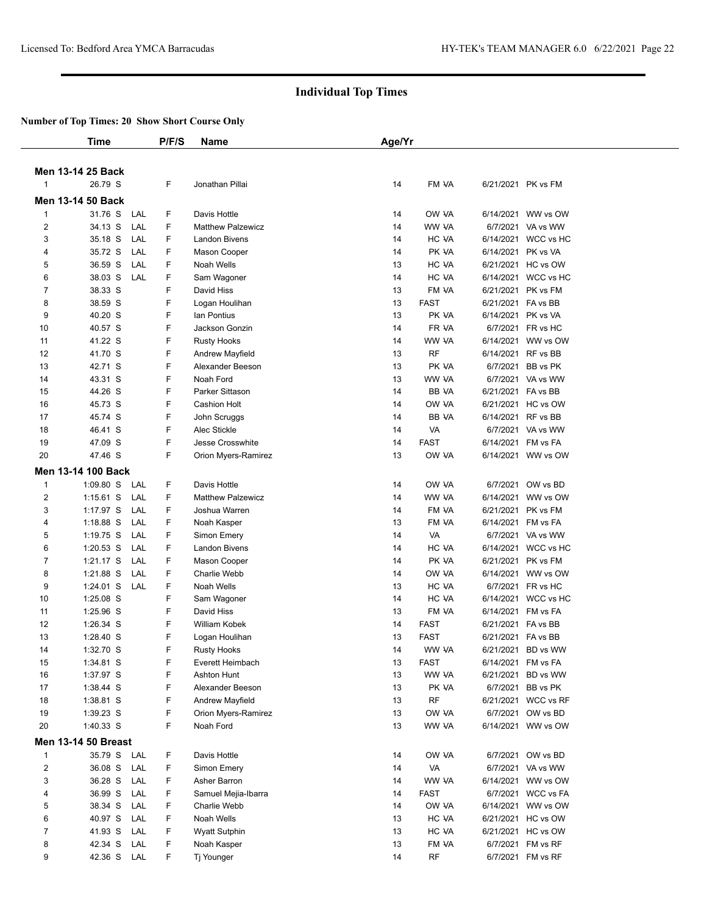## Individual Top Times

**Number of Top Times: 20 Show Short Course Only**

| | Time | | P/F/S | Name | Age/Yr | | | |
|---|---|---|---|---|---|---|---|---|
| **Men 13-14 25 Back** | | | | | | | | |
| 1 | 26.79 S | | F | Jonathan Pillai | 14 | FM -VA | 6/21/2021 | PK vs FM |
| **Men 13-14 50 Back** | | | | | | | | |
| 1 | 31.76 S | LAL | F | Davis Hottle | 14 | OW -VA | 6/14/2021 | WW vs OW |
| 2 | 34.13 S | LAL | F | Matthew Palzewicz | 14 | WW -VA | 6/7/2021 | VA vs WW |
| 3 | 35.18 S | LAL | F | Landon Bivens | 14 | HC -VA | 6/14/2021 | WCC vs HC |
| 4 | 35.72 S | LAL | F | Mason Cooper | 14 | PK -VA | 6/14/2021 | PK vs VA |
| 5 | 36.59 S | LAL | F | Noah Wells | 13 | HC -VA | 6/21/2021 | HC vs OW |
| 6 | 38.03 S | LAL | F | Sam Wagoner | 14 | HC -VA | 6/14/2021 | WCC vs HC |
| 7 | 38.33 S | | F | David Hiss | 13 | FM -VA | 6/21/2021 | PK vs FM |
| 8 | 38.59 S | | F | Logan Houlihan | 13 | FAST | 6/21/2021 | FA vs BB |
| 9 | 40.20 S | | F | Ian Pontius | 13 | PK -VA | 6/14/2021 | PK vs VA |
| 10 | 40.57 S | | F | Jackson Gonzin | 14 | FR -VA | 6/7/2021 | FR vs HC |
| 11 | 41.22 S | | F | Rusty Hooks | 14 | WW -VA | 6/14/2021 | WW vs OW |
| 12 | 41.70 S | | F | Andrew Mayfield | 13 | RF | 6/14/2021 | RF vs BB |
| 13 | 42.71 S | | F | Alexander Beeson | 13 | PK -VA | 6/7/2021 | BB vs PK |
| 14 | 43.31 S | | F | Noah Ford | 13 | WW -VA | 6/7/2021 | VA vs WW |
| 15 | 44.26 S | | F | Parker Sittason | 14 | BB -VA | 6/21/2021 | FA vs BB |
| 16 | 45.73 S | | F | Cashion Holt | 14 | OW -VA | 6/21/2021 | HC vs OW |
| 17 | 45.74 S | | F | John Scruggs | 14 | BB -VA | 6/14/2021 | RF vs BB |
| 18 | 46.41 S | | F | Alec Stickle | 14 | VA | 6/7/2021 | VA vs WW |
| 19 | 47.09 S | | F | Jesse Crosswhite | 14 | FAST | 6/14/2021 | FM vs FA |
| 20 | 47.46 S | | F | Orion Myers-Ramirez | 13 | OW -VA | 6/14/2021 | WW vs OW |
| **Men 13-14 100 Back** | | | | | | | | |
| 1 | 1:09.80 S | LAL | F | Davis Hottle | 14 | OW -VA | 6/7/2021 | OW vs BD |
| 2 | 1:15.61 S | LAL | F | Matthew Palzewicz | 14 | WW -VA | 6/14/2021 | WW vs OW |
| 3 | 1:17.97 S | LAL | F | Joshua Warren | 14 | FM -VA | 6/21/2021 | PK vs FM |
| 4 | 1:18.88 S | LAL | F | Noah Kasper | 13 | FM -VA | 6/14/2021 | FM vs FA |
| 5 | 1:19.75 S | LAL | F | Simon Emery | 14 | VA | 6/7/2021 | VA vs WW |
| 6 | 1:20.53 S | LAL | F | Landon Bivens | 14 | HC -VA | 6/14/2021 | WCC vs HC |
| 7 | 1:21.17 S | LAL | F | Mason Cooper | 14 | PK -VA | 6/21/2021 | PK vs FM |
| 8 | 1:21.88 S | LAL | F | Charlie Webb | 14 | OW -VA | 6/14/2021 | WW vs OW |
| 9 | 1:24.01 S | LAL | F | Noah Wells | 13 | HC -VA | 6/7/2021 | FR vs HC |
| 10 | 1:25.08 S | | F | Sam Wagoner | 14 | HC -VA | 6/14/2021 | WCC vs HC |
| 11 | 1:25.96 S | | F | David Hiss | 13 | FM -VA | 6/14/2021 | FM vs FA |
| 12 | 1:26.34 S | | F | William Kobek | 14 | FAST | 6/21/2021 | FA vs BB |
| 13 | 1:28.40 S | | F | Logan Houlihan | 13 | FAST | 6/21/2021 | FA vs BB |
| 14 | 1:32.70 S | | F | Rusty Hooks | 14 | WW -VA | 6/21/2021 | BD vs WW |
| 15 | 1:34.81 S | | F | Everett Heimbach | 13 | FAST | 6/14/2021 | FM vs FA |
| 16 | 1:37.97 S | | F | Ashton Hunt | 13 | WW -VA | 6/21/2021 | BD vs WW |
| 17 | 1:38.44 S | | F | Alexander Beeson | 13 | PK -VA | 6/7/2021 | BB vs PK |
| 18 | 1:38.81 S | | F | Andrew Mayfield | 13 | RF | 6/21/2021 | WCC vs RF |
| 19 | 1:39.23 S | | F | Orion Myers-Ramirez | 13 | OW -VA | 6/7/2021 | OW vs BD |
| 20 | 1:40.33 S | | F | Noah Ford | 13 | WW -VA | 6/14/2021 | WW vs OW |
| **Men 13-14 50 Breast** | | | | | | | | |
| 1 | 35.79 S | LAL | F | Davis Hottle | 14 | OW -VA | 6/7/2021 | OW vs BD |
| 2 | 36.08 S | LAL | F | Simon Emery | 14 | VA | 6/7/2021 | VA vs WW |
| 3 | 36.28 S | LAL | F | Asher Barron | 14 | WW -VA | 6/14/2021 | WW vs OW |
| 4 | 36.99 S | LAL | F | Samuel Mejia-Ibarra | 14 | FAST | 6/7/2021 | WCC vs FA |
| 5 | 38.34 S | LAL | F | Charlie Webb | 14 | OW -VA | 6/14/2021 | WW vs OW |
| 6 | 40.97 S | LAL | F | Noah Wells | 13 | HC -VA | 6/21/2021 | HC vs OW |
| 7 | 41.93 S | LAL | F | Wyatt Sutphin | 13 | HC -VA | 6/21/2021 | HC vs OW |
| 8 | 42.34 S | LAL | F | Noah Kasper | 13 | FM -VA | 6/7/2021 | FM vs RF |
| 9 | 42.36 S | LAL | F | Tj Younger | 14 | RF | 6/7/2021 | FM vs RF |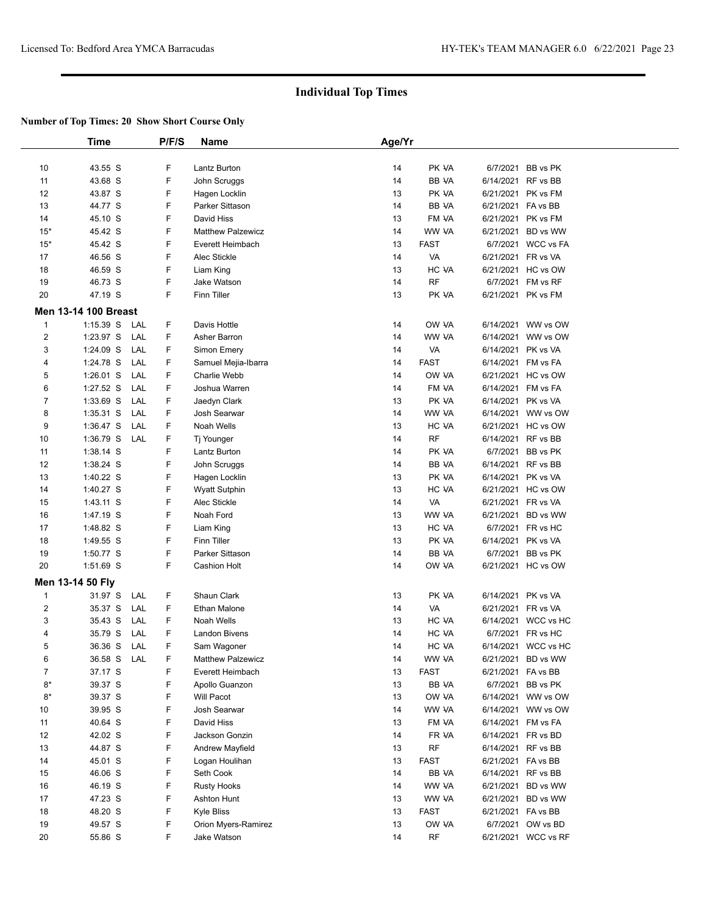## Individual Top Times

**Number of Top Times: 20 Show Short Course Only**

| | Time | | P/F/S | Name | Age/Yr | | | |
|---|---|---|---|---|---|---|---|---|
| 10 | 43.55 S | | F | Lantz Burton | 14 | PK VA | 6/7/2021 | BB vs PK |
| 11 | 43.68 S | | F | John Scruggs | 14 | BB VA | 6/14/2021 | RF vs BB |
| 12 | 43.87 S | | F | Hagen Locklin | 13 | PK VA | 6/21/2021 | PK vs FM |
| 13 | 44.77 S | | F | Parker Sittason | 14 | BB VA | 6/21/2021 | FA vs BB |
| 14 | 45.10 S | | F | David Hiss | 13 | FM VA | 6/21/2021 | PK vs FM |
| 15* | 45.42 S | | F | Matthew Palzewicz | 14 | WW VA | 6/21/2021 | BD vs WW |
| 15* | 45.42 S | | F | Everett Heimbach | 13 | FAST | 6/7/2021 | WCC vs FA |
| 17 | 46.56 S | | F | Alec Stickle | 14 | VA | 6/21/2021 | FR vs VA |
| 18 | 46.59 S | | F | Liam King | 13 | HC VA | 6/21/2021 | HC vs OW |
| 19 | 46.73 S | | F | Jake Watson | 14 | RF | 6/7/2021 | FM vs RF |
| 20 | 47.19 S | | F | Finn Tiller | 13 | PK VA | 6/21/2021 | PK vs FM |
| **Men 13-14 100 Breast** | | | | | | | | |
| 1 | 1:15.39 S | LAL | F | Davis Hottle | 14 | OW VA | 6/14/2021 | WW vs OW |
| 2 | 1:23.97 S | LAL | F | Asher Barron | 14 | WW VA | 6/14/2021 | WW vs OW |
| 3 | 1:24.09 S | LAL | F | Simon Emery | 14 | VA | 6/14/2021 | PK vs VA |
| 4 | 1:24.78 S | LAL | F | Samuel Mejia-Ibarra | 14 | FAST | 6/14/2021 | FM vs FA |
| 5 | 1:26.01 S | LAL | F | Charlie Webb | 14 | OW VA | 6/21/2021 | HC vs OW |
| 6 | 1:27.52 S | LAL | F | Joshua Warren | 14 | FM VA | 6/14/2021 | FM vs FA |
| 7 | 1:33.69 S | LAL | F | Jaedyn Clark | 13 | PK VA | 6/14/2021 | PK vs VA |
| 8 | 1:35.31 S | LAL | F | Josh Searwar | 14 | WW VA | 6/14/2021 | WW vs OW |
| 9 | 1:36.47 S | LAL | F | Noah Wells | 13 | HC VA | 6/21/2021 | HC vs OW |
| 10 | 1:36.79 S | LAL | F | Tj Younger | 14 | RF | 6/14/2021 | RF vs BB |
| 11 | 1:38.14 S | | F | Lantz Burton | 14 | PK VA | 6/7/2021 | BB vs PK |
| 12 | 1:38.24 S | | F | John Scruggs | 14 | BB VA | 6/14/2021 | RF vs BB |
| 13 | 1:40.22 S | | F | Hagen Locklin | 13 | PK VA | 6/14/2021 | PK vs VA |
| 14 | 1:40.27 S | | F | Wyatt Sutphin | 13 | HC VA | 6/21/2021 | HC vs OW |
| 15 | 1:43.11 S | | F | Alec Stickle | 14 | VA | 6/21/2021 | FR vs VA |
| 16 | 1:47.19 S | | F | Noah Ford | 13 | WW VA | 6/21/2021 | BD vs WW |
| 17 | 1:48.82 S | | F | Liam King | 13 | HC VA | 6/7/2021 | FR vs HC |
| 18 | 1:49.55 S | | F | Finn Tiller | 13 | PK VA | 6/14/2021 | PK vs VA |
| 19 | 1:50.77 S | | F | Parker Sittason | 14 | BB VA | 6/7/2021 | BB vs PK |
| 20 | 1:51.69 S | | F | Cashion Holt | 14 | OW VA | 6/21/2021 | HC vs OW |
| **Men 13-14 50 Fly** | | | | | | | | |
| 1 | 31.97 S | LAL | F | Shaun Clark | 13 | PK VA | 6/14/2021 | PK vs VA |
| 2 | 35.37 S | LAL | F | Ethan Malone | 14 | VA | 6/21/2021 | FR vs VA |
| 3 | 35.43 S | LAL | F | Noah Wells | 13 | HC VA | 6/14/2021 | WCC vs HC |
| 4 | 35.79 S | LAL | F | Landon Bivens | 14 | HC VA | 6/7/2021 | FR vs HC |
| 5 | 36.36 S | LAL | F | Sam Wagoner | 14 | HC VA | 6/14/2021 | WCC vs HC |
| 6 | 36.58 S | LAL | F | Matthew Palzewicz | 14 | WW VA | 6/21/2021 | BD vs WW |
| 7 | 37.17 S | | F | Everett Heimbach | 13 | FAST | 6/21/2021 | FA vs BB |
| 8* | 39.37 S | | F | Apollo Guanzon | 13 | BB VA | 6/7/2021 | BB vs PK |
| 8* | 39.37 S | | F | Will Pacot | 13 | OW VA | 6/14/2021 | WW vs OW |
| 10 | 39.95 S | | F | Josh Searwar | 14 | WW VA | 6/14/2021 | WW vs OW |
| 11 | 40.64 S | | F | David Hiss | 13 | FM VA | 6/14/2021 | FM vs FA |
| 12 | 42.02 S | | F | Jackson Gonzin | 14 | FR VA | 6/14/2021 | FR vs BD |
| 13 | 44.87 S | | F | Andrew Mayfield | 13 | RF | 6/14/2021 | RF vs BB |
| 14 | 45.01 S | | F | Logan Houlihan | 13 | FAST | 6/21/2021 | FA vs BB |
| 15 | 46.06 S | | F | Seth Cook | 14 | BB VA | 6/14/2021 | RF vs BB |
| 16 | 46.19 S | | F | Rusty Hooks | 14 | WW VA | 6/21/2021 | BD vs WW |
| 17 | 47.23 S | | F | Ashton Hunt | 13 | WW VA | 6/21/2021 | BD vs WW |
| 18 | 48.20 S | | F | Kyle Bliss | 13 | FAST | 6/21/2021 | FA vs BB |
| 19 | 49.57 S | | F | Orion Myers-Ramirez | 13 | OW VA | 6/7/2021 | OW vs BD |
| 20 | 55.86 S | | F | Jake Watson | 14 | RF | 6/21/2021 | WCC vs RF |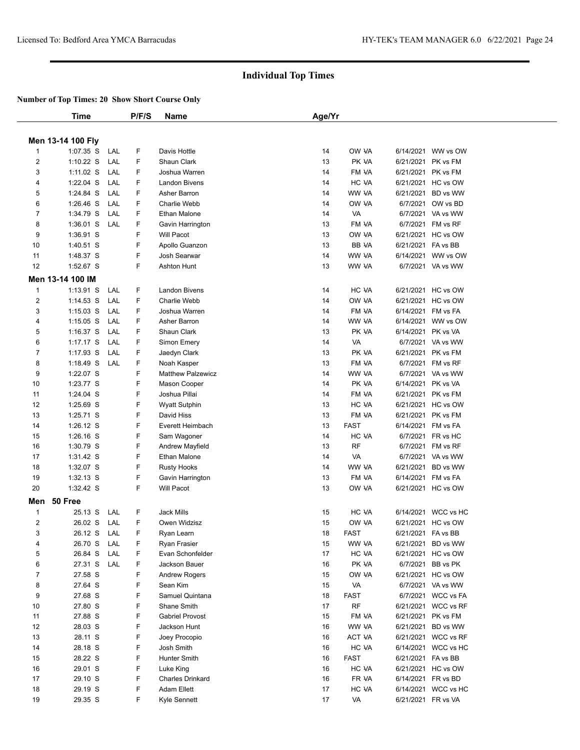## Individual Top Times

**Number of Top Times: 20 Show Short Course Only**

| | Time | | P/F/S | Name | Age/Yr | | | |
|---|---|---|---|---|---|---|---|---|
| **Men 13-14 100 Fly** | | | | | | | | |
| 1 | 1:07.35 S | LAL | F | Davis Hottle | 14 | OW VA | 6/14/2021 | WW vs OW |
| 2 | 1:10.22 S | LAL | F | Shaun Clark | 13 | PK VA | 6/21/2021 | PK vs FM |
| 3 | 1:11.02 S | LAL | F | Joshua Warren | 14 | FM VA | 6/21/2021 | PK vs FM |
| 4 | 1:22.04 S | LAL | F | Landon Bivens | 14 | HC VA | 6/21/2021 | HC vs OW |
| 5 | 1:24.84 S | LAL | F | Asher Barron | 14 | WW VA | 6/21/2021 | BD vs WW |
| 6 | 1:26.46 S | LAL | F | Charlie Webb | 14 | OW VA | 6/7/2021 | OW vs BD |
| 7 | 1:34.79 S | LAL | F | Ethan Malone | 14 | VA | 6/7/2021 | VA vs WW |
| 8 | 1:36.01 S | LAL | F | Gavin Harrington | 13 | FM VA | 6/7/2021 | FM vs RF |
| 9 | 1:36.91 S | | F | Will Pacot | 13 | OW VA | 6/21/2021 | HC vs OW |
| 10 | 1:40.51 S | | F | Apollo Guanzon | 13 | BB VA | 6/21/2021 | FA vs BB |
| 11 | 1:48.37 S | | F | Josh Searwar | 14 | WW VA | 6/14/2021 | WW vs OW |
| 12 | 1:52.67 S | | F | Ashton Hunt | 13 | WW VA | 6/7/2021 | VA vs WW |
| **Men 13-14 100 IM** | | | | | | | | |
| 1 | 1:13.91 S | LAL | F | Landon Bivens | 14 | HC VA | 6/21/2021 | HC vs OW |
| 2 | 1:14.53 S | LAL | F | Charlie Webb | 14 | OW VA | 6/21/2021 | HC vs OW |
| 3 | 1:15.03 S | LAL | F | Joshua Warren | 14 | FM VA | 6/14/2021 | FM vs FA |
| 4 | 1:15.05 S | LAL | F | Asher Barron | 14 | WW VA | 6/14/2021 | WW vs OW |
| 5 | 1:16.37 S | LAL | F | Shaun Clark | 13 | PK VA | 6/14/2021 | PK vs VA |
| 6 | 1:17.17 S | LAL | F | Simon Emery | 14 | VA | 6/7/2021 | VA vs WW |
| 7 | 1:17.93 S | LAL | F | Jaedyn Clark | 13 | PK VA | 6/21/2021 | PK vs FM |
| 8 | 1:18.49 S | LAL | F | Noah Kasper | 13 | FM VA | 6/7/2021 | FM vs RF |
| 9 | 1:22.07 S | | F | Matthew Palzewicz | 14 | WW VA | 6/7/2021 | VA vs WW |
| 10 | 1:23.77 S | | F | Mason Cooper | 14 | PK VA | 6/14/2021 | PK vs VA |
| 11 | 1:24.04 S | | F | Joshua Pillai | 14 | FM VA | 6/21/2021 | PK vs FM |
| 12 | 1:25.69 S | | F | Wyatt Sutphin | 13 | HC VA | 6/21/2021 | HC vs OW |
| 13 | 1:25.71 S | | F | David Hiss | 13 | FM VA | 6/21/2021 | PK vs FM |
| 14 | 1:26.12 S | | F | Everett Heimbach | 13 | FAST | 6/14/2021 | FM vs FA |
| 15 | 1:26.16 S | | F | Sam Wagoner | 14 | HC VA | 6/7/2021 | FR vs HC |
| 16 | 1:30.79 S | | F | Andrew Mayfield | 13 | RF | 6/7/2021 | FM vs RF |
| 17 | 1:31.42 S | | F | Ethan Malone | 14 | VA | 6/7/2021 | VA vs WW |
| 18 | 1:32.07 S | | F | Rusty Hooks | 14 | WW VA | 6/21/2021 | BD vs WW |
| 19 | 1:32.13 S | | F | Gavin Harrington | 13 | FM VA | 6/14/2021 | FM vs FA |
| 20 | 1:32.42 S | | F | Will Pacot | 13 | OW VA | 6/21/2021 | HC vs OW |
| **Men 50 Free** | | | | | | | | |
| 1 | 25.13 S | LAL | F | Jack Mills | 15 | HC VA | 6/14/2021 | WCC vs HC |
| 2 | 26.02 S | LAL | F | Owen Widzisz | 15 | OW VA | 6/21/2021 | HC vs OW |
| 3 | 26.12 S | LAL | F | Ryan Learn | 18 | FAST | 6/21/2021 | FA vs BB |
| 4 | 26.70 S | LAL | F | Ryan Frasier | 15 | WW VA | 6/21/2021 | BD vs WW |
| 5 | 26.84 S | LAL | F | Evan Schonfelder | 17 | HC VA | 6/21/2021 | HC vs OW |
| 6 | 27.31 S | LAL | F | Jackson Bauer | 16 | PK VA | 6/7/2021 | BB vs PK |
| 7 | 27.58 S | | F | Andrew Rogers | 15 | OW VA | 6/21/2021 | HC vs OW |
| 8 | 27.64 S | | F | Sean Kim | 15 | VA | 6/7/2021 | VA vs WW |
| 9 | 27.68 S | | F | Samuel Quintana | 18 | FAST | 6/7/2021 | WCC vs FA |
| 10 | 27.80 S | | F | Shane Smith | 17 | RF | 6/21/2021 | WCC vs RF |
| 11 | 27.88 S | | F | Gabriel Provost | 15 | FM VA | 6/21/2021 | PK vs FM |
| 12 | 28.03 S | | F | Jackson Hunt | 16 | WW VA | 6/21/2021 | BD vs WW |
| 13 | 28.11 S | | F | Joey Procopio | 16 | ACT VA | 6/21/2021 | WCC vs RF |
| 14 | 28.18 S | | F | Josh Smith | 16 | HC VA | 6/14/2021 | WCC vs HC |
| 15 | 28.22 S | | F | Hunter Smith | 16 | FAST | 6/21/2021 | FA vs BB |
| 16 | 29.01 S | | F | Luke King | 16 | HC VA | 6/21/2021 | HC vs OW |
| 17 | 29.10 S | | F | Charles Drinkard | 16 | FR VA | 6/14/2021 | FR vs BD |
| 18 | 29.19 S | | F | Adam Ellett | 17 | HC VA | 6/14/2021 | WCC vs HC |
| 19 | 29.35 S | | F | Kyle Sennett | 17 | VA | 6/21/2021 | FR vs VA |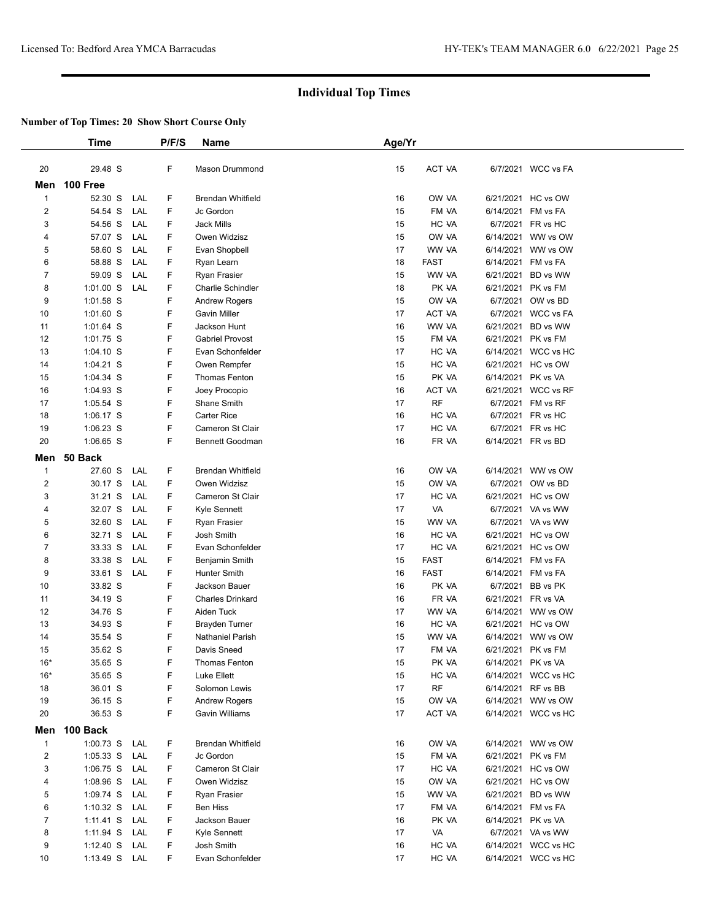## Individual Top Times

**Number of Top Times: 20 Show Short Course Only**

| | Time | | P/F/S | Name | Age/Yr | | | |
|---|---|---|---|---|---|---|---|---|
| 20 | 29.48 S | | F | Mason Drummond | 15 | ACT VA | 6/7/2021 | WCC vs FA |
| **Men** | **100 Free** | | | | | | | |
| 1 | 52.30 S | LAL | F | Brendan Whitfield | 16 | OW VA | 6/21/2021 | HC vs OW |
| 2 | 54.54 S | LAL | F | Jc Gordon | 15 | FM VA | 6/14/2021 | FM vs FA |
| 3 | 54.56 S | LAL | F | Jack Mills | 15 | HC VA | 6/7/2021 | FR vs HC |
| 4 | 57.07 S | LAL | F | Owen Widzisz | 15 | OW VA | 6/14/2021 | WW vs OW |
| 5 | 58.60 S | LAL | F | Evan Shopbell | 17 | WW VA | 6/14/2021 | WW vs OW |
| 6 | 58.88 S | LAL | F | Ryan Learn | 18 | FAST | 6/14/2021 | FM vs FA |
| 7 | 59.09 S | LAL | F | Ryan Frasier | 15 | WW VA | 6/21/2021 | BD vs WW |
| 8 | 1:01.00 S | LAL | F | Charlie Schindler | 18 | PK VA | 6/21/2021 | PK vs FM |
| 9 | 1:01.58 S | | F | Andrew Rogers | 15 | OW VA | 6/7/2021 | OW vs BD |
| 10 | 1:01.60 S | | F | Gavin Miller | 17 | ACT VA | 6/7/2021 | WCC vs FA |
| 11 | 1:01.64 S | | F | Jackson Hunt | 16 | WW VA | 6/21/2021 | BD vs WW |
| 12 | 1:01.75 S | | F | Gabriel Provost | 15 | FM VA | 6/21/2021 | PK vs FM |
| 13 | 1:04.10 S | | F | Evan Schonfelder | 17 | HC VA | 6/14/2021 | WCC vs HC |
| 14 | 1:04.21 S | | F | Owen Rempfer | 15 | HC VA | 6/21/2021 | HC vs OW |
| 15 | 1:04.34 S | | F | Thomas Fenton | 15 | PK VA | 6/14/2021 | PK vs VA |
| 16 | 1:04.93 S | | F | Joey Procopio | 16 | ACT VA | 6/21/2021 | WCC vs RF |
| 17 | 1:05.54 S | | F | Shane Smith | 17 | RF | 6/7/2021 | FM vs RF |
| 18 | 1:06.17 S | | F | Carter Rice | 16 | HC VA | 6/7/2021 | FR vs HC |
| 19 | 1:06.23 S | | F | Cameron St Clair | 17 | HC VA | 6/7/2021 | FR vs HC |
| 20 | 1:06.65 S | | F | Bennett Goodman | 16 | FR VA | 6/14/2021 | FR vs BD |
| **Men** | **50 Back** | | | | | | | |
| 1 | 27.60 S | LAL | F | Brendan Whitfield | 16 | OW VA | 6/14/2021 | WW vs OW |
| 2 | 30.17 S | LAL | F | Owen Widzisz | 15 | OW VA | 6/7/2021 | OW vs BD |
| 3 | 31.21 S | LAL | F | Cameron St Clair | 17 | HC VA | 6/21/2021 | HC vs OW |
| 4 | 32.07 S | LAL | F | Kyle Sennett | 17 | VA | 6/7/2021 | VA vs WW |
| 5 | 32.60 S | LAL | F | Ryan Frasier | 15 | WW VA | 6/7/2021 | VA vs WW |
| 6 | 32.71 S | LAL | F | Josh Smith | 16 | HC VA | 6/21/2021 | HC vs OW |
| 7 | 33.33 S | LAL | F | Evan Schonfelder | 17 | HC VA | 6/21/2021 | HC vs OW |
| 8 | 33.38 S | LAL | F | Benjamin Smith | 15 | FAST | 6/14/2021 | FM vs FA |
| 9 | 33.61 S | LAL | F | Hunter Smith | 16 | FAST | 6/14/2021 | FM vs FA |
| 10 | 33.82 S | | F | Jackson Bauer | 16 | PK VA | 6/7/2021 | BB vs PK |
| 11 | 34.19 S | | F | Charles Drinkard | 16 | FR VA | 6/21/2021 | FR vs VA |
| 12 | 34.76 S | | F | Aiden Tuck | 17 | WW VA | 6/14/2021 | WW vs OW |
| 13 | 34.93 S | | F | Brayden Turner | 16 | HC VA | 6/21/2021 | HC vs OW |
| 14 | 35.54 S | | F | Nathaniel Parish | 15 | WW VA | 6/14/2021 | WW vs OW |
| 15 | 35.62 S | | F | Davis Sneed | 17 | FM VA | 6/21/2021 | PK vs FM |
| 16* | 35.65 S | | F | Thomas Fenton | 15 | PK VA | 6/14/2021 | PK vs VA |
| 16* | 35.65 S | | F | Luke Ellett | 15 | HC VA | 6/14/2021 | WCC vs HC |
| 18 | 36.01 S | | F | Solomon Lewis | 17 | RF | 6/14/2021 | RF vs BB |
| 19 | 36.15 S | | F | Andrew Rogers | 15 | OW VA | 6/14/2021 | WW vs OW |
| 20 | 36.53 S | | F | Gavin Williams | 17 | ACT VA | 6/14/2021 | WCC vs HC |
| **Men** | **100 Back** | | | | | | | |
| 1 | 1:00.73 S | LAL | F | Brendan Whitfield | 16 | OW VA | 6/14/2021 | WW vs OW |
| 2 | 1:05.33 S | LAL | F | Jc Gordon | 15 | FM VA | 6/21/2021 | PK vs FM |
| 3 | 1:06.75 S | LAL | F | Cameron St Clair | 17 | HC VA | 6/21/2021 | HC vs OW |
| 4 | 1:08.96 S | LAL | F | Owen Widzisz | 15 | OW VA | 6/21/2021 | HC vs OW |
| 5 | 1:09.74 S | LAL | F | Ryan Frasier | 15 | WW VA | 6/21/2021 | BD vs WW |
| 6 | 1:10.32 S | LAL | F | Ben Hiss | 17 | FM VA | 6/14/2021 | FM vs FA |
| 7 | 1:11.41 S | LAL | F | Jackson Bauer | 16 | PK VA | 6/14/2021 | PK vs VA |
| 8 | 1:11.94 S | LAL | F | Kyle Sennett | 17 | VA | 6/7/2021 | VA vs WW |
| 9 | 1:12.40 S | LAL | F | Josh Smith | 16 | HC VA | 6/14/2021 | WCC vs HC |
| 10 | 1:13.49 S | LAL | F | Evan Schonfelder | 17 | HC VA | 6/14/2021 | WCC vs HC |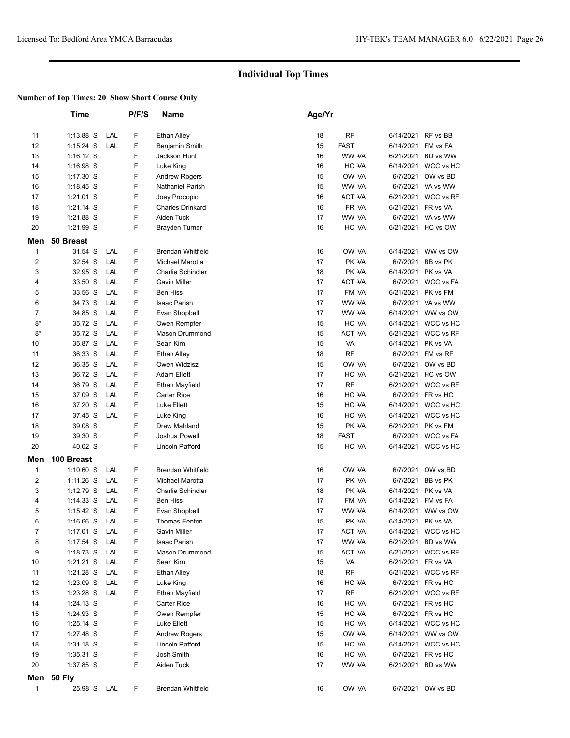## Individual Top Times

**Number of Top Times: 20 Show Short Course Only**

| | Time | | P/F/S | Name | Age/Yr | | | |
|---|---|---|---|---|---|---|---|---|
| 11 | 1:13.88 S | LAL | F | Ethan Alley | 18 | RF | 6/14/2021 | RF vs BB |
| 12 | 1:15.24 S | LAL | F | Benjamin Smith | 15 | FAST | 6/14/2021 | FM vs FA |
| 13 | 1:16.12 S | | F | Jackson Hunt | 16 | WW VA | 6/21/2021 | BD vs WW |
| 14 | 1:16.98 S | | F | Luke King | 16 | HC VA | 6/14/2021 | WCC vs HC |
| 15 | 1:17.30 S | | F | Andrew Rogers | 15 | OW VA | 6/7/2021 | OW vs BD |
| 16 | 1:18.45 S | | F | Nathaniel Parish | 15 | WW VA | 6/7/2021 | VA vs WW |
| 17 | 1:21.01 S | | F | Joey Procopio | 16 | ACT VA | 6/21/2021 | WCC vs RF |
| 18 | 1:21.14 S | | F | Charles Drinkard | 16 | FR VA | 6/21/2021 | FR vs VA |
| 19 | 1:21.88 S | | F | Aiden Tuck | 17 | WW VA | 6/7/2021 | VA vs WW |
| 20 | 1:21.99 S | | F | Brayden Turner | 16 | HC VA | 6/21/2021 | HC vs OW |

**Men 50 Breast**

| | Time | | P/F/S | Name | Age/Yr | | | |
|---|---|---|---|---|---|---|---|---|
| 1 | 31.54 S | LAL | F | Brendan Whitfield | 16 | OW VA | 6/14/2021 | WW vs OW |
| 2 | 32.54 S | LAL | F | Michael Marotta | 17 | PK VA | 6/7/2021 | BB vs PK |
| 3 | 32.95 S | LAL | F | Charlie Schindler | 18 | PK VA | 6/14/2021 | PK vs VA |
| 4 | 33.50 S | LAL | F | Gavin Miller | 17 | ACT VA | 6/7/2021 | WCC vs FA |
| 5 | 33.56 S | LAL | F | Ben Hiss | 17 | FM VA | 6/21/2021 | PK vs FM |
| 6 | 34.73 S | LAL | F | Isaac Parish | 17 | WW VA | 6/7/2021 | VA vs WW |
| 7 | 34.85 S | LAL | F | Evan Shopbell | 17 | WW VA | 6/14/2021 | WW vs OW |
| 8* | 35.72 S | LAL | F | Owen Rempfer | 15 | HC VA | 6/14/2021 | WCC vs HC |
| 8* | 35.72 S | LAL | F | Mason Drummond | 15 | ACT VA | 6/21/2021 | WCC vs RF |
| 10 | 35.87 S | LAL | F | Sean Kim | 15 | VA | 6/14/2021 | PK vs VA |
| 11 | 36.33 S | LAL | F | Ethan Alley | 18 | RF | 6/7/2021 | FM vs RF |
| 12 | 36.35 S | LAL | F | Owen Widzisz | 15 | OW VA | 6/7/2021 | OW vs BD |
| 13 | 36.72 S | LAL | F | Adam Ellett | 17 | HC VA | 6/21/2021 | HC vs OW |
| 14 | 36.79 S | LAL | F | Ethan Mayfield | 17 | RF | 6/21/2021 | WCC vs RF |
| 15 | 37.09 S | LAL | F | Carter Rice | 16 | HC VA | 6/7/2021 | FR vs HC |
| 16 | 37.20 S | LAL | F | Luke Ellett | 15 | HC VA | 6/14/2021 | WCC vs HC |
| 17 | 37.45 S | LAL | F | Luke King | 16 | HC VA | 6/14/2021 | WCC vs HC |
| 18 | 39.08 S | | F | Drew Mahland | 15 | PK VA | 6/21/2021 | PK vs FM |
| 19 | 39.30 S | | F | Joshua Powell | 18 | FAST | 6/7/2021 | WCC vs FA |
| 20 | 40.02 S | | F | Lincoln Pafford | 15 | HC VA | 6/14/2021 | WCC vs HC |

**Men 100 Breast**

| | Time | | P/F/S | Name | Age/Yr | | | |
|---|---|---|---|---|---|---|---|---|
| 1 | 1:10.60 S | LAL | F | Brendan Whitfield | 16 | OW VA | 6/7/2021 | OW vs BD |
| 2 | 1:11.26 S | LAL | F | Michael Marotta | 17 | PK VA | 6/7/2021 | BB vs PK |
| 3 | 1:12.79 S | LAL | F | Charlie Schindler | 18 | PK VA | 6/14/2021 | PK vs VA |
| 4 | 1:14.33 S | LAL | F | Ben Hiss | 17 | FM VA | 6/14/2021 | FM vs FA |
| 5 | 1:15.42 S | LAL | F | Evan Shopbell | 17 | WW VA | 6/14/2021 | WW vs OW |
| 6 | 1:16.66 S | LAL | F | Thomas Fenton | 15 | PK VA | 6/14/2021 | PK vs VA |
| 7 | 1:17.01 S | LAL | F | Gavin Miller | 17 | ACT VA | 6/14/2021 | WCC vs HC |
| 8 | 1:17.54 S | LAL | F | Isaac Parish | 17 | WW VA | 6/21/2021 | BD vs WW |
| 9 | 1:18.73 S | LAL | F | Mason Drummond | 15 | ACT VA | 6/21/2021 | WCC vs RF |
| 10 | 1:21.21 S | LAL | F | Sean Kim | 15 | VA | 6/21/2021 | FR vs VA |
| 11 | 1:21.28 S | LAL | F | Ethan Alley | 18 | RF | 6/21/2021 | WCC vs RF |
| 12 | 1:23.09 S | LAL | F | Luke King | 16 | HC VA | 6/7/2021 | FR vs HC |
| 13 | 1:23.28 S | LAL | F | Ethan Mayfield | 17 | RF | 6/21/2021 | WCC vs RF |
| 14 | 1:24.13 S | | F | Carter Rice | 16 | HC VA | 6/7/2021 | FR vs HC |
| 15 | 1:24.93 S | | F | Owen Rempfer | 15 | HC VA | 6/7/2021 | FR vs HC |
| 16 | 1:25.14 S | | F | Luke Ellett | 15 | HC VA | 6/14/2021 | WCC vs HC |
| 17 | 1:27.48 S | | F | Andrew Rogers | 15 | OW VA | 6/14/2021 | WW vs OW |
| 18 | 1:31.18 S | | F | Lincoln Pafford | 15 | HC VA | 6/14/2021 | WCC vs HC |
| 19 | 1:35.31 S | | F | Josh Smith | 16 | HC VA | 6/7/2021 | FR vs HC |
| 20 | 1:37.85 S | | F | Aiden Tuck | 17 | WW VA | 6/21/2021 | BD vs WW |

**Men 50 Fly**

| | Time | | P/F/S | Name | Age/Yr | | | |
|---|---|---|---|---|---|---|---|---|
| 1 | 25.98 S | LAL | F | Brendan Whitfield | 16 | OW VA | 6/7/2021 | OW vs BD |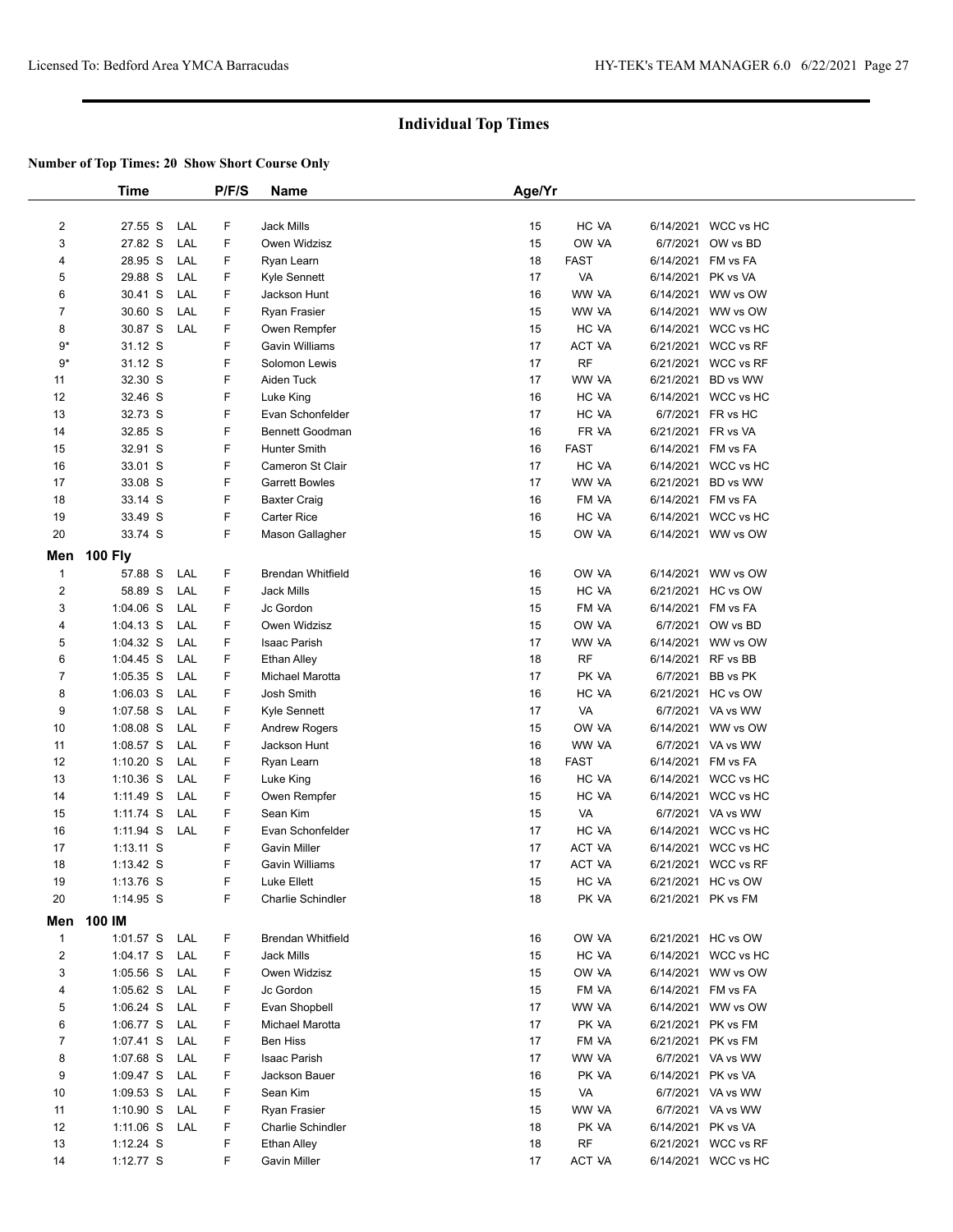## Individual Top Times

**Number of Top Times: 20 Show Short Course Only**

| | Time | | P/F/S | Name | Age/Yr | | | |
|---|---|---|---|---|---|---|---|---|
| 2 | 27.55 S | LAL | F | Jack Mills | 15 | HC VA | 6/14/2021 | WCC vs HC |
| 3 | 27.82 S | LAL | F | Owen Widzisz | 15 | OW VA | 6/7/2021 | OW vs BD |
| 4 | 28.95 S | LAL | F | Ryan Learn | 18 | FAST | 6/14/2021 | FM vs FA |
| 5 | 29.88 S | LAL | F | Kyle Sennett | 17 | VA | 6/14/2021 | PK vs VA |
| 6 | 30.41 S | LAL | F | Jackson Hunt | 16 | WW VA | 6/14/2021 | WW vs OW |
| 7 | 30.60 S | LAL | F | Ryan Frasier | 15 | WW VA | 6/14/2021 | WW vs OW |
| 8 | 30.87 S | LAL | F | Owen Rempfer | 15 | HC VA | 6/14/2021 | WCC vs HC |
| 9* | 31.12 S | | F | Gavin Williams | 17 | ACT VA | 6/21/2021 | WCC vs RF |
| 9* | 31.12 S | | F | Solomon Lewis | 17 | RF | 6/21/2021 | WCC vs RF |
| 11 | 32.30 S | | F | Aiden Tuck | 17 | WW VA | 6/21/2021 | BD vs WW |
| 12 | 32.46 S | | F | Luke King | 16 | HC VA | 6/14/2021 | WCC vs HC |
| 13 | 32.73 S | | F | Evan Schonfelder | 17 | HC VA | 6/7/2021 | FR vs HC |
| 14 | 32.85 S | | F | Bennett Goodman | 16 | FR VA | 6/21/2021 | FR vs VA |
| 15 | 32.91 S | | F | Hunter Smith | 16 | FAST | 6/14/2021 | FM vs FA |
| 16 | 33.01 S | | F | Cameron St Clair | 17 | HC VA | 6/14/2021 | WCC vs HC |
| 17 | 33.08 S | | F | Garrett Bowles | 17 | WW VA | 6/21/2021 | BD vs WW |
| 18 | 33.14 S | | F | Baxter Craig | 16 | FM VA | 6/14/2021 | FM vs FA |
| 19 | 33.49 S | | F | Carter Rice | 16 | HC VA | 6/14/2021 | WCC vs HC |
| 20 | 33.74 S | | F | Mason Gallagher | 15 | OW VA | 6/14/2021 | WW vs OW |

### Men 100 Fly

| | Time | | P/F/S | Name | Age/Yr | | | |
|---|---|---|---|---|---|---|---|---|
| 1 | 57.88 S | LAL | F | Brendan Whitfield | 16 | OW VA | 6/14/2021 | WW vs OW |
| 2 | 58.89 S | LAL | F | Jack Mills | 15 | HC VA | 6/21/2021 | HC vs OW |
| 3 | 1:04.06 S | LAL | F | Jc Gordon | 15 | FM VA | 6/14/2021 | FM vs FA |
| 4 | 1:04.13 S | LAL | F | Owen Widzisz | 15 | OW VA | 6/7/2021 | OW vs BD |
| 5 | 1:04.32 S | LAL | F | Isaac Parish | 17 | WW VA | 6/14/2021 | WW vs OW |
| 6 | 1:04.45 S | LAL | F | Ethan Alley | 18 | RF | 6/14/2021 | RF vs BB |
| 7 | 1:05.35 S | LAL | F | Michael Marotta | 17 | PK VA | 6/7/2021 | BB vs PK |
| 8 | 1:06.03 S | LAL | F | Josh Smith | 16 | HC VA | 6/21/2021 | HC vs OW |
| 9 | 1:07.58 S | LAL | F | Kyle Sennett | 17 | VA | 6/7/2021 | VA vs WW |
| 10 | 1:08.08 S | LAL | F | Andrew Rogers | 15 | OW VA | 6/14/2021 | WW vs OW |
| 11 | 1:08.57 S | LAL | F | Jackson Hunt | 16 | WW VA | 6/7/2021 | VA vs WW |
| 12 | 1:10.20 S | LAL | F | Ryan Learn | 18 | FAST | 6/14/2021 | FM vs FA |
| 13 | 1:10.36 S | LAL | F | Luke King | 16 | HC VA | 6/14/2021 | WCC vs HC |
| 14 | 1:11.49 S | LAL | F | Owen Rempfer | 15 | HC VA | 6/14/2021 | WCC vs HC |
| 15 | 1:11.74 S | LAL | F | Sean Kim | 15 | VA | 6/7/2021 | VA vs WW |
| 16 | 1:11.94 S | LAL | F | Evan Schonfelder | 17 | HC VA | 6/14/2021 | WCC vs HC |
| 17 | 1:13.11 S | | F | Gavin Miller | 17 | ACT VA | 6/14/2021 | WCC vs HC |
| 18 | 1:13.42 S | | F | Gavin Williams | 17 | ACT VA | 6/21/2021 | WCC vs RF |
| 19 | 1:13.76 S | | F | Luke Ellett | 15 | HC VA | 6/21/2021 | HC vs OW |
| 20 | 1:14.95 S | | F | Charlie Schindler | 18 | PK VA | 6/21/2021 | PK vs FM |

### Men 100 IM

| | Time | | P/F/S | Name | Age/Yr | | | |
|---|---|---|---|---|---|---|---|---|
| 1 | 1:01.57 S | LAL | F | Brendan Whitfield | 16 | OW VA | 6/21/2021 | HC vs OW |
| 2 | 1:04.17 S | LAL | F | Jack Mills | 15 | HC VA | 6/14/2021 | WCC vs HC |
| 3 | 1:05.56 S | LAL | F | Owen Widzisz | 15 | OW VA | 6/14/2021 | WW vs OW |
| 4 | 1:05.62 S | LAL | F | Jc Gordon | 15 | FM VA | 6/14/2021 | FM vs FA |
| 5 | 1:06.24 S | LAL | F | Evan Shopbell | 17 | WW VA | 6/14/2021 | WW vs OW |
| 6 | 1:06.77 S | LAL | F | Michael Marotta | 17 | PK VA | 6/21/2021 | PK vs FM |
| 7 | 1:07.41 S | LAL | F | Ben Hiss | 17 | FM VA | 6/21/2021 | PK vs FM |
| 8 | 1:07.68 S | LAL | F | Isaac Parish | 17 | WW VA | 6/7/2021 | VA vs WW |
| 9 | 1:09.47 S | LAL | F | Jackson Bauer | 16 | PK VA | 6/14/2021 | PK vs VA |
| 10 | 1:09.53 S | LAL | F | Sean Kim | 15 | VA | 6/7/2021 | VA vs WW |
| 11 | 1:10.90 S | LAL | F | Ryan Frasier | 15 | WW VA | 6/7/2021 | VA vs WW |
| 12 | 1:11.06 S | LAL | F | Charlie Schindler | 18 | PK VA | 6/14/2021 | PK vs VA |
| 13 | 1:12.24 S | | F | Ethan Alley | 18 | RF | 6/21/2021 | WCC vs RF |
| 14 | 1:12.77 S | | F | Gavin Miller | 17 | ACT VA | 6/14/2021 | WCC vs HC |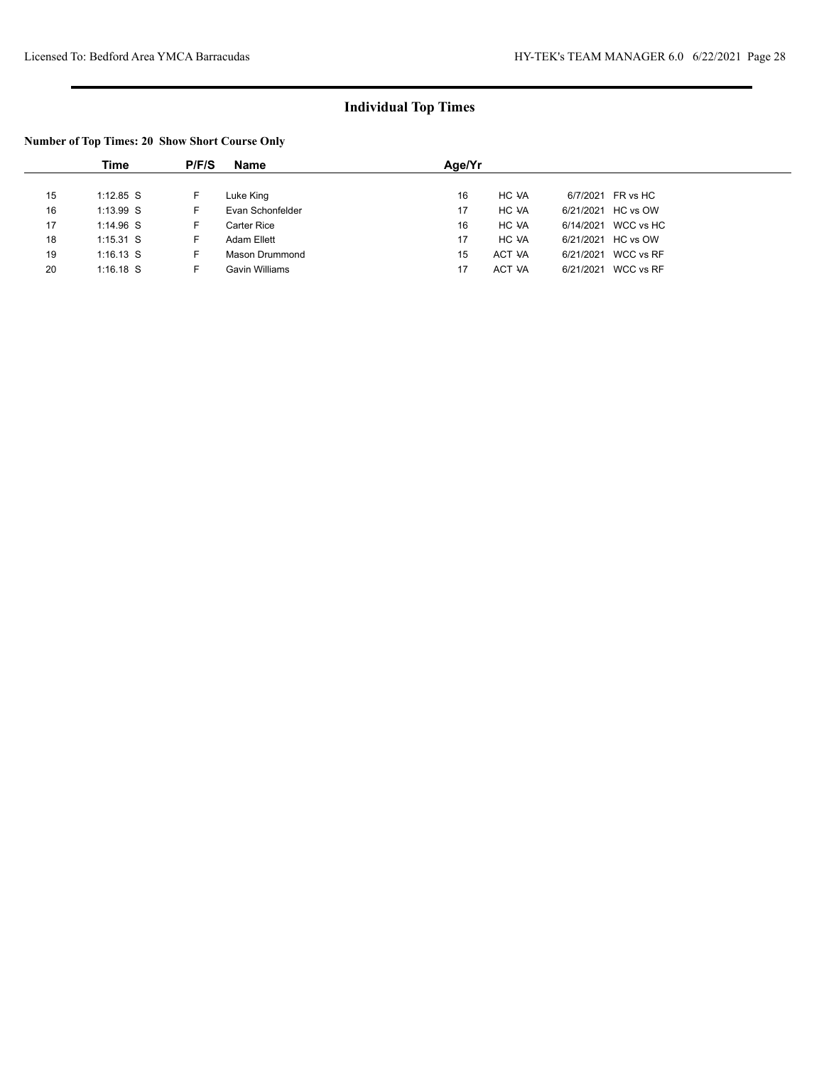## Individual Top Times

**Number of Top Times: 20 Show Short Course Only**

| | Time | P/F/S | Name | Age/Yr | | | |
|---|---|---|---|---|---|---|---|
| 15 | 1:12.85 S | F | Luke King | 16 | HC -VA | 6/7/2021 | FR vs HC |
| 16 | 1:13.99 S | F | Evan Schonfelder | 17 | HC -VA | 6/21/2021 | HC vs OW |
| 17 | 1:14.96 S | F | Carter Rice | 16 | HC -VA | 6/14/2021 | WCC vs HC |
| 18 | 1:15.31 S | F | Adam Ellett | 17 | HC -VA | 6/21/2021 | HC vs OW |
| 19 | 1:16.13 S | F | Mason Drummond | 15 | ACT -VA | 6/21/2021 | WCC vs RF |
| 20 | 1:16.18 S | F | Gavin Williams | 17 | ACT -VA | 6/21/2021 | WCC vs RF |